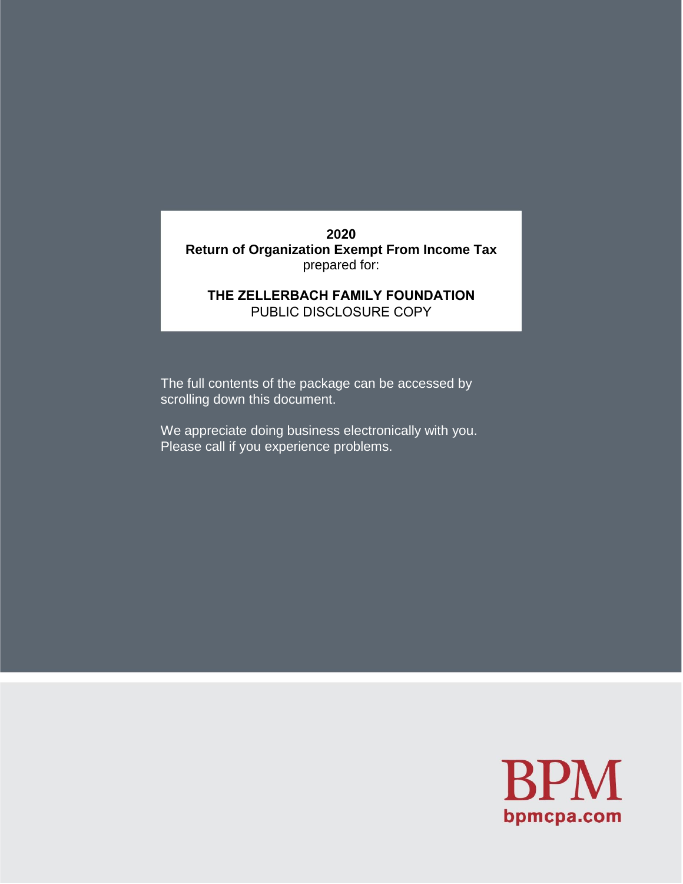**2020**

**Return of Organization Exempt From Income Tax**

prepared for:

**THE ZELLERBACH FAMILY FOUNDATION**

PUBLIC DISCLOSURE COPY

The full contents of the package can be accessed by scrolling down this document.

We appreciate doing business electronically with you. Please call if you experience problems.

BPM

bpmcpa.com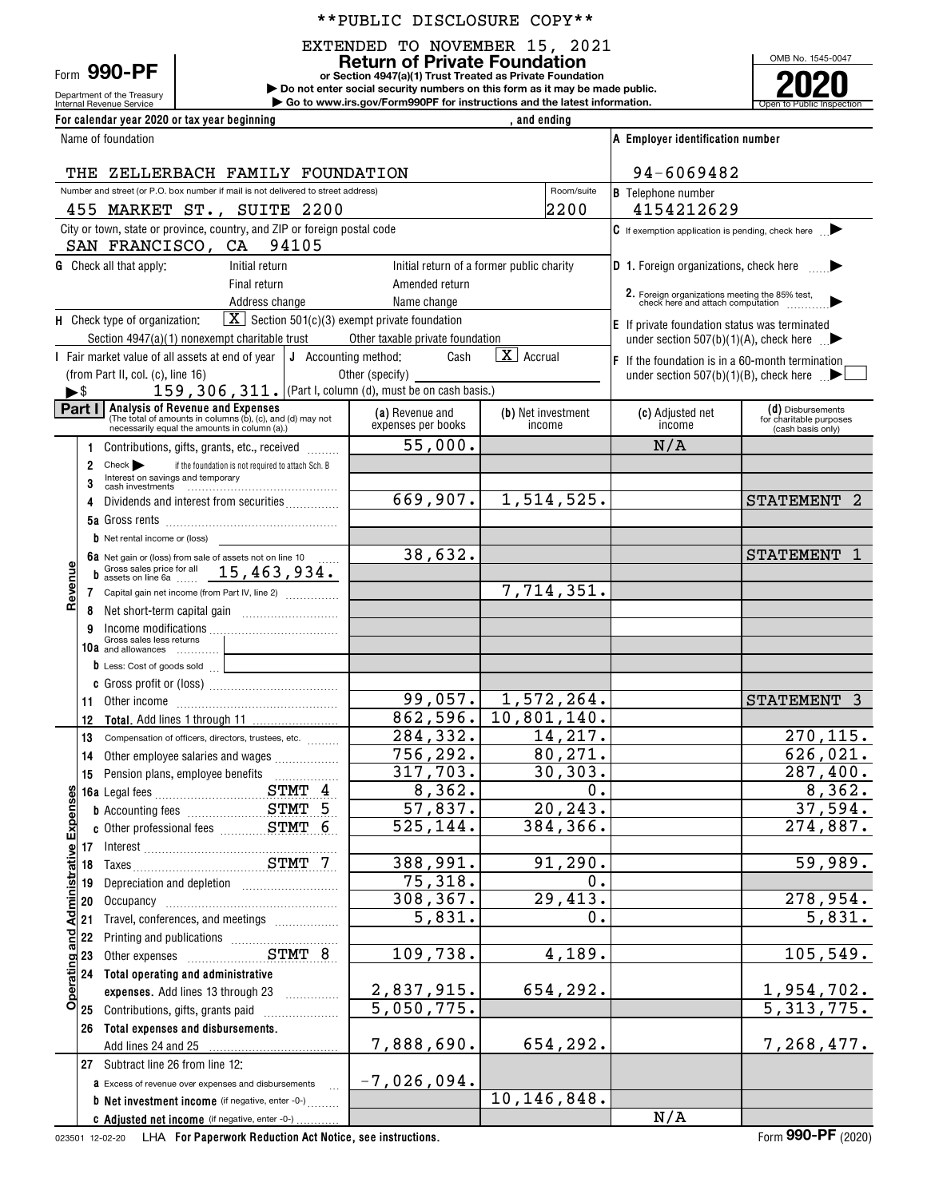**PUBLIC DISCLOSURE COPY**

EXTENDED TO NOVEMBER 15, 2021

Form **990-PF**

Department of the Treasury
Internal Revenue Service

# Return of Private Foundation

**or Section 4947(a)(1) Trust Treated as Private Foundation**

▶ Do not enter social security numbers on this form as it may be made public.

▶ Go to www.irs.gov/Form990PF for instructions and the latest information.

OMB No. 1545-0047

**2020**

Open to Public Inspection

For calendar year 2020 or tax year beginning , and ending

Name of foundation: THE ZELLERBACH FAMILY FOUNDATION

A Employer identification number: 94-6069482

Number and street (or P.O. box number if mail is not delivered to street address): 455 MARKET ST., SUITE 2200 — Room/suite: 2200

B Telephone number: 4154212629

City or town, state or province, country, and ZIP or foreign postal code: SAN FRANCISCO, CA 94105

C If exemption application is pending, check here ▶

G Check all that apply: Initial return / Initial return of a former public charity / Final return / Amended return / Address change / Name change

D 1. Foreign organizations, check here ▶

2. Foreign organizations meeting the 85% test, check here and attach computation ▶

H Check type of organization: [X] Section 501(c)(3) exempt private foundation / Section 4947(a)(1) nonexempt charitable trust / Other taxable private foundation

E If private foundation status was terminated under section 507(b)(1)(A), check here ▶

I Fair market value of all assets at end of year (from Part II, col. (c), line 16) ▶$ 159,306,311.

J Accounting method: Cash [X] Accrual / Other (specify) (Part I, column (d), must be on cash basis.)

F If the foundation is in a 60-month termination under section 507(b)(1)(B), check here ▶

**Part I Analysis of Revenue and Expenses** (The total of amounts in columns (b), (c), and (d) may not necessarily equal the amounts in column (a).)

| | | (a) Revenue and expenses per books | (b) Net investment income | (c) Adjusted net income | (d) Disbursements for charitable purposes (cash basis only) |
|---|---|---|---|---|---|
| **Revenue** | 1 Contributions, gifts, grants, etc., received | 55,000. | | N/A | |
| | 2 Check ▶ if the foundation is not required to attach Sch. B | | | | |
| | 3 Interest on savings and temporary cash investments | | | | |
| | 4 Dividends and interest from securities | 669,907. | 1,514,525. | | STATEMENT 2 |
| | 5a Gross rents | | | | |
| | b Net rental income or (loss) | | | | |
| | 6a Net gain or (loss) from sale of assets not on line 10 | 38,632. | | | STATEMENT 1 |
| | b Gross sales price for all assets on line 6a 15,463,934. | | | | |
| | 7 Capital gain net income (from Part IV, line 2) | | 7,714,351. | | |
| | 8 Net short-term capital gain | | | | |
| | 9 Income modifications | | | | |
| | 10a Gross sales less returns and allowances | | | | |
| | b Less: Cost of goods sold | | | | |
| | c Gross profit or (loss) | | | | |
| | 11 Other income | 99,057. | 1,572,264. | | STATEMENT 3 |
| | 12 **Total.** Add lines 1 through 11 | 862,596. | 10,801,140. | | |
| **Operating and Administrative Expenses** | 13 Compensation of officers, directors, trustees, etc. | 284,332. | 14,217. | | 270,115. |
| | 14 Other employee salaries and wages | 756,292. | 80,271. | | 626,021. |
| | 15 Pension plans, employee benefits | 317,703. | 30,303. | | 287,400. |
| | 16a Legal fees STMT 4 | 8,362. | 0. | | 8,362. |
| | b Accounting fees STMT 5 | 57,837. | 20,243. | | 37,594. |
| | c Other professional fees STMT 6 | 525,144. | 384,366. | | 274,887. |
| | 17 Interest | | | | |
| | 18 Taxes STMT 7 | 388,991. | 91,290. | | 59,989. |
| | 19 Depreciation and depletion | 75,318. | 0. | | |
| | 20 Occupancy | 308,367. | 29,413. | | 278,954. |
| | 21 Travel, conferences, and meetings | 5,831. | 0. | | 5,831. |
| | 22 Printing and publications | | | | |
| | 23 Other expenses STMT 8 | 109,738. | 4,189. | | 105,549. |
| | 24 **Total operating and administrative expenses.** Add lines 13 through 23 | 2,837,915. | 654,292. | | 1,954,702. |
| | 25 Contributions, gifts, grants paid | 5,050,775. | | | 5,313,775. |
| | 26 **Total expenses and disbursements.** Add lines 24 and 25 | 7,888,690. | 654,292. | | 7,268,477. |
| | 27 Subtract line 26 from line 12: | | | | |
| | a Excess of revenue over expenses and disbursements | -7,026,094. | | | |
| | b **Net investment income** (if negative, enter -0-) | | 10,146,848. | | |
| | c **Adjusted net income** (if negative, enter -0-) | | | N/A | |

023501 12-02-20 LHA For Paperwork Reduction Act Notice, see instructions. Form **990-PF** (2020)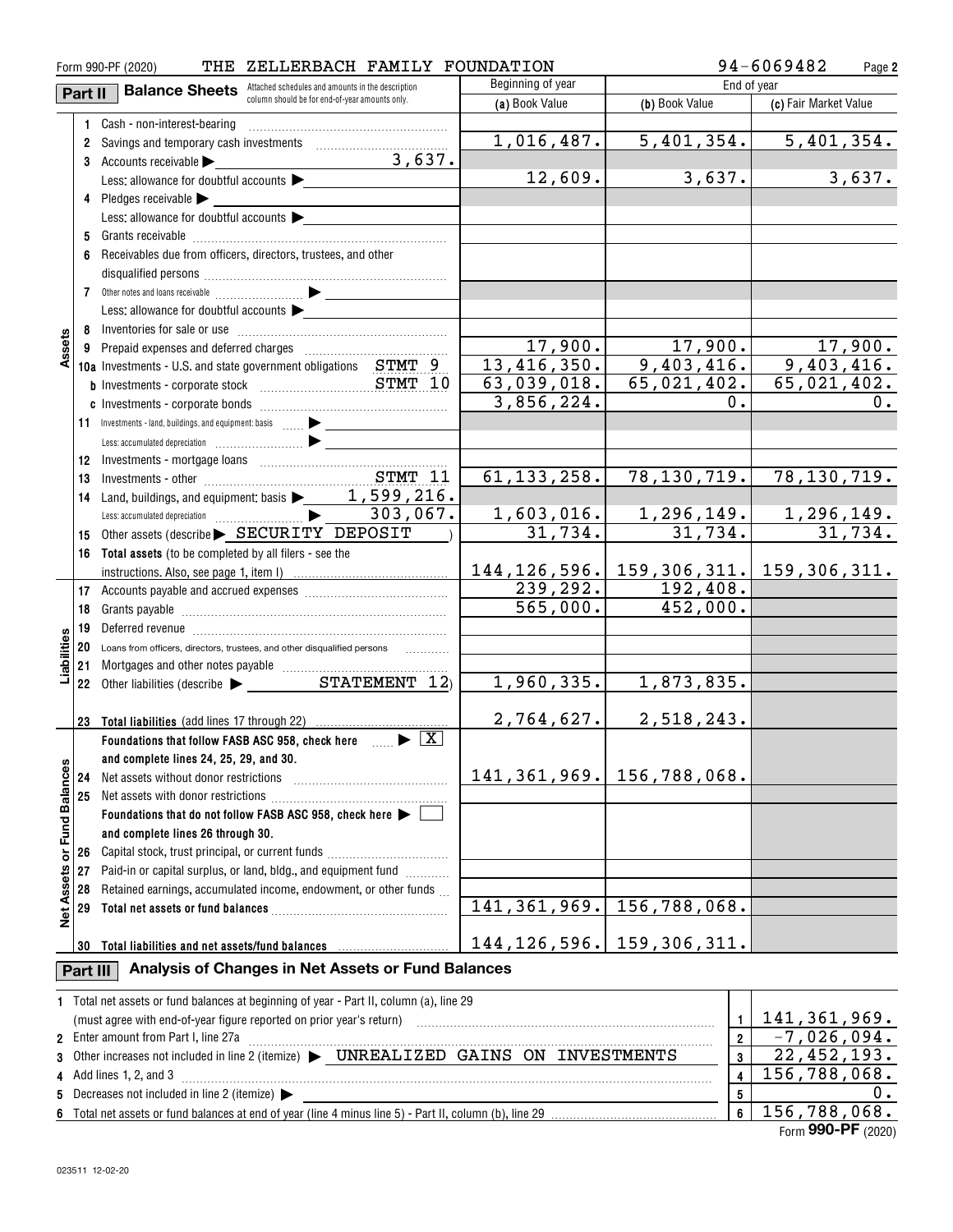Form 990-PF (2020) THE ZELLERBACH FAMILY FOUNDATION 94-6069482

## Part II Balance Sheets

Attached schedules and amounts in the description column should be for end-of-year amounts only.

| | | | Beginning of year (a) Book Value | End of year (b) Book Value | End of year (c) Fair Market Value |
|---|---|---|---|---|---|
| Assets | 1 | Cash - non-interest-bearing | | | |
| | 2 | Savings and temporary cash investments | 1,016,487. | 5,401,354. | 5,401,354. |
| | 3 | Accounts receivable ▶ 3,637. | | | |
| | | Less: allowance for doubtful accounts ▶ | 12,609. | 3,637. | 3,637. |
| | 4 | Pledges receivable ▶ | | | |
| | | Less: allowance for doubtful accounts ▶ | | | |
| | 5 | Grants receivable | | | |
| | 6 | Receivables due from officers, directors, trustees, and other disqualified persons | | | |
| | 7 | Other notes and loans receivable ▶ | | | |
| | | Less: allowance for doubtful accounts ▶ | | | |
| | 8 | Inventories for sale or use | | | |
| | 9 | Prepaid expenses and deferred charges | 17,900. | 17,900. | 17,900. |
| | 10a | Investments - U.S. and state government obligations STMT 9 | 13,416,350. | 9,403,416. | 9,403,416. |
| | b | Investments - corporate stock STMT 10 | 63,039,018. | 65,021,402. | 65,021,402. |
| | c | Investments - corporate bonds | 3,856,224. | 0. | 0. |
| | 11 | Investments - land, buildings, and equipment: basis ▶ | | | |
| | | Less: accumulated depreciation ▶ | | | |
| | 12 | Investments - mortgage loans | | | |
| | 13 | Investments - other STMT 11 | 61,133,258. | 78,130,719. | 78,130,719. |
| | 14 | Land, buildings, and equipment: basis ▶ 1,599,216. | | | |
| | | Less: accumulated depreciation ▶ 303,067. | 1,603,016. | 1,296,149. | 1,296,149. |
| | 15 | Other assets (describe ▶ SECURITY DEPOSIT ) | 31,734. | 31,734. | 31,734. |
| | 16 | Total assets (to be completed by all filers - see the instructions. Also, see page 1, item I) | 144,126,596. | 159,306,311. | 159,306,311. |
| Liabilities | 17 | Accounts payable and accrued expenses | 239,292. | 192,408. | |
| | 18 | Grants payable | 565,000. | 452,000. | |
| | 19 | Deferred revenue | | | |
| | 20 | Loans from officers, directors, trustees, and other disqualified persons | | | |
| | 21 | Mortgages and other notes payable | | | |
| | 22 | Other liabilities (describe ▶ STATEMENT 12) | 1,960,335. | 1,873,835. | |
| | 23 | Total liabilities (add lines 17 through 22) | 2,764,627. | 2,518,243. | |
| Net Assets or Fund Balances | | Foundations that follow FASB ASC 958, check here ▶ [X] and complete lines 24, 25, 29, and 30. | | | |
| | 24 | Net assets without donor restrictions | 141,361,969. | 156,788,068. | |
| | 25 | Net assets with donor restrictions | | | |
| | | Foundations that do not follow FASB ASC 958, check here ▶ [ ] and complete lines 26 through 30. | | | |
| | 26 | Capital stock, trust principal, or current funds | | | |
| | 27 | Paid-in or capital surplus, or land, bldg., and equipment fund | | | |
| | 28 | Retained earnings, accumulated income, endowment, or other funds | | | |
| | 29 | Total net assets or fund balances | 141,361,969. | 156,788,068. | |
| | 30 | Total liabilities and net assets/fund balances | 144,126,596. | 159,306,311. | |

## Part III Analysis of Changes in Net Assets or Fund Balances

| | | | |
|---|---|---|---|
| 1 | Total net assets or fund balances at beginning of year - Part II, column (a), line 29 (must agree with end-of-year figure reported on prior year's return) | 1 | 141,361,969. |
| 2 | Enter amount from Part I, line 27a | 2 | -7,026,094. |
| 3 | Other increases not included in line 2 (itemize) ▶ UNREALIZED GAINS ON INVESTMENTS | 3 | 22,452,193. |
| 4 | Add lines 1, 2, and 3 | 4 | 156,788,068. |
| 5 | Decreases not included in line 2 (itemize) ▶ | 5 | 0. |
| 6 | Total net assets or fund balances at end of year (line 4 minus line 5) - Part II, column (b), line 29 | 6 | 156,788,068. |

Form **990-PF** (2020)

023511 12-02-20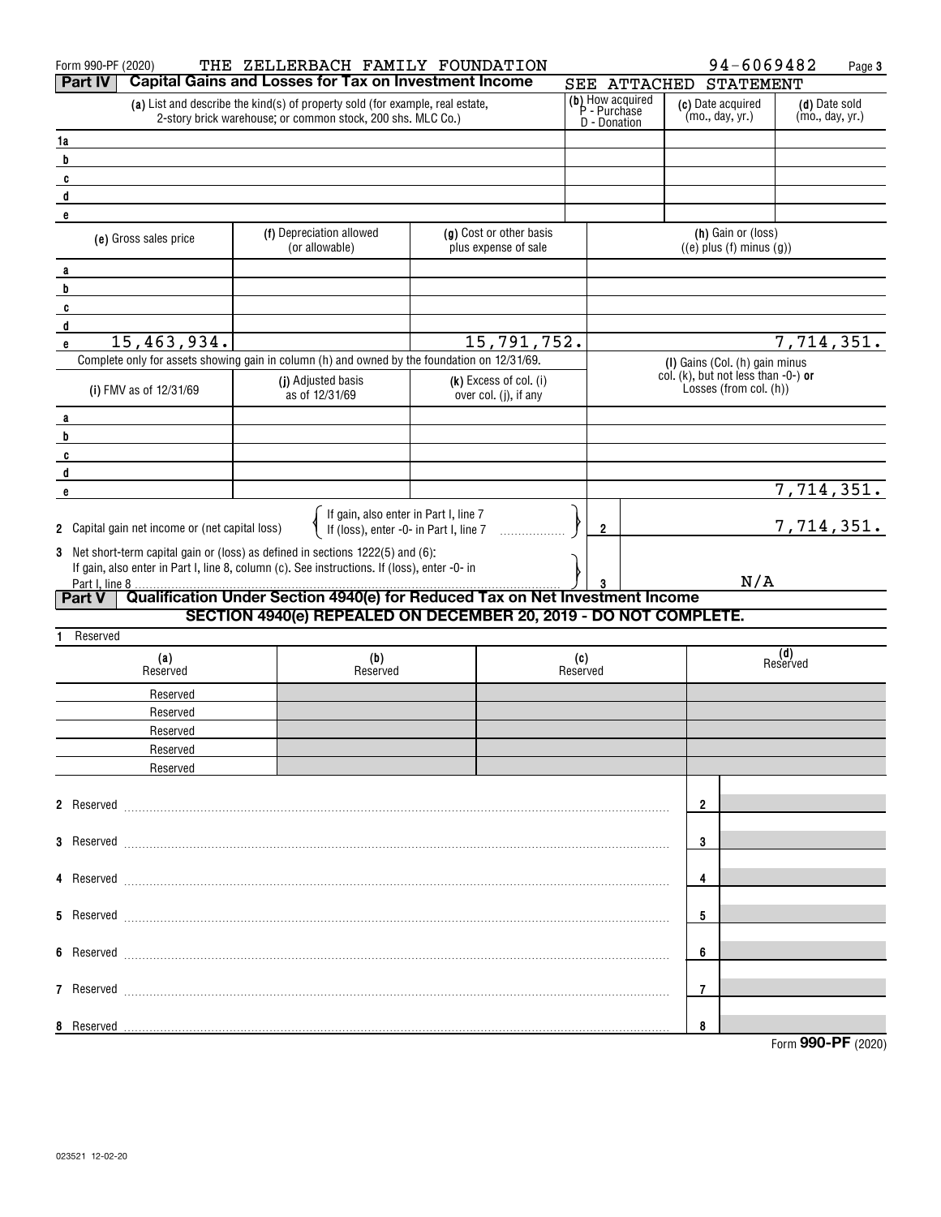Form 990-PF (2020) THE ZELLERBACH FAMILY FOUNDATION 94-6069482 Page 3

## Part IV Capital Gains and Losses for Tax on Investment Income

SEE ATTACHED STATEMENT

| | (a) List and describe the kind(s) of property sold (for example, real estate, 2-story brick warehouse; or common stock, 200 shs. MLC Co.) | (b) How acquired P - Purchase D - Donation | (c) Date acquired (mo., day, yr.) | (d) Date sold (mo., day, yr.) |
|---|---|---|---|---|
| 1a | | | | |
| b | | | | |
| c | | | | |
| d | | | | |
| e | | | | |

| | (e) Gross sales price | (f) Depreciation allowed (or allowable) | (g) Cost or other basis plus expense of sale | (h) Gain or (loss) ((e) plus (f) minus (g)) |
|---|---|---|---|---|
| a | | | | |
| b | | | | |
| c | | | | |
| d | | | | |
| e | 15,463,934. | | 15,791,752. | 7,714,351. |

Complete only for assets showing gain in column (h) and owned by the foundation on 12/31/69.

| | (i) FMV as of 12/31/69 | (j) Adjusted basis as of 12/31/69 | (k) Excess of col. (i) over col. (j), if any | (l) Gains (Col. (h) gain minus col. (k), but not less than -0-) or Losses (from col. (h)) |
|---|---|---|---|---|
| a | | | | |
| b | | | | |
| c | | | | |
| d | | | | |
| e | | | | 7,714,351. |

| | | | |
|---|---|---|---|
| 2 | Capital gain net income or (net capital loss) { If gain, also enter in Part I, line 7 / If (loss), enter -0- in Part I, line 7 } | 2 | 7,714,351. |
| 3 | Net short-term capital gain or (loss) as defined in sections 1222(5) and (6): If gain, also enter in Part I, line 8, column (c). See instructions. If (loss), enter -0- in Part I, line 8 | 3 | N/A |

## Part V Qualification Under Section 4940(e) for Reduced Tax on Net Investment Income

**SECTION 4940(e) REPEALED ON DECEMBER 20, 2019 - DO NOT COMPLETE.**

1 Reserved

| (a) Reserved | (b) Reserved | (c) Reserved | (d) Reserved |
|---|---|---|---|
| Reserved | | | |
| Reserved | | | |
| Reserved | | | |
| Reserved | | | |
| Reserved | | | |

| | | | |
|---|---|---|---|
| 2 | Reserved | 2 | |
| 3 | Reserved | 3 | |
| 4 | Reserved | 4 | |
| 5 | Reserved | 5 | |
| 6 | Reserved | 6 | |
| 7 | Reserved | 7 | |
| 8 | Reserved | 8 | |

Form **990-PF** (2020)

023521 12-02-20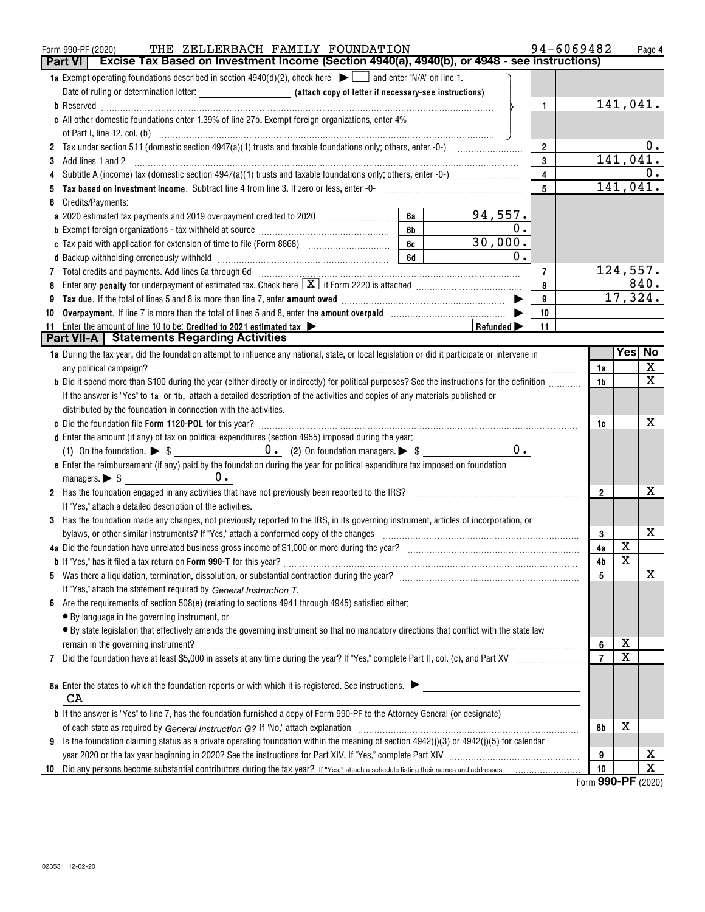Form 990-PF (2020) THE ZELLERBACH FAMILY FOUNDATION 94-6069482 Page 4

## Part VI Excise Tax Based on Investment Income (Section 4940(a), 4940(b), or 4948 - see instructions)

| | | | | |
|---|---|---|---|---|
| **1a** Exempt operating foundations described in section 4940(d)(2), check here ▶ ☐ and enter "N/A" on line 1. | | | | |
| Date of ruling or determination letter: ______ (attach copy of letter if necessary-see instructions) | | | | |
| **b** Reserved | | | 1 | 141,041. |
| **c** All other domestic foundations enter 1.39% of line 27b. Exempt foreign organizations, enter 4% of Part I, line 12, col. (b) | | | | |
| **2** Tax under section 511 (domestic section 4947(a)(1) trusts and taxable foundations only; others, enter -0-) | | | 2 | 0. |
| **3** Add lines 1 and 2 | | | 3 | 141,041. |
| **4** Subtitle A (income) tax (domestic section 4947(a)(1) trusts and taxable foundations only; others, enter -0-) | | | 4 | 0. |
| **5** **Tax based on investment income.** Subtract line 4 from line 3. If zero or less, enter -0- | | | 5 | 141,041. |
| **6** Credits/Payments: | | | | |
| **a** 2020 estimated tax payments and 2019 overpayment credited to 2020 | 6a | 94,557. | | |
| **b** Exempt foreign organizations - tax withheld at source | 6b | 0. | | |
| **c** Tax paid with application for extension of time to file (Form 8868) | 6c | 30,000. | | |
| **d** Backup withholding erroneously withheld | 6d | 0. | | |
| **7** Total credits and payments. Add lines 6a through 6d | | | 7 | 124,557. |
| **8** Enter any **penalty** for underpayment of estimated tax. Check here ☒ if Form 2220 is attached | | | 8 | 840. |
| **9** **Tax due.** If the total of lines 5 and 8 is more than line 7, enter **amount owed** ▶ | | | 9 | 17,324. |
| **10** **Overpayment.** If line 7 is more than the total of lines 5 and 8, enter the **amount overpaid** ▶ | | | 10 | |
| **11** Enter the amount of line 10 to be: **Credited to 2021 estimated tax** ▶ | | Refunded ▶ | 11 | |

## Part VII-A Statements Regarding Activities

| | | Yes | No |
|---|---|---|---|
| **1a** During the tax year, did the foundation attempt to influence any national, state, or local legislation or did it participate or intervene in any political campaign? | 1a | | X |
| **b** Did it spend more than $100 during the year (either directly or indirectly) for political purposes? See the instructions for the definition | 1b | | X |
| If the answer is "Yes" to **1a** or **1b**, attach a detailed description of the activities and copies of any materials published or distributed by the foundation in connection with the activities. | | | |
| **c** Did the foundation file **Form 1120-POL** for this year? | 1c | | X |
| **d** Enter the amount (if any) of tax on political expenditures (section 4955) imposed during the year: (1) On the foundation. ▶ $ 0. (2) On foundation managers. ▶ $ 0. | | | |
| **e** Enter the reimbursement (if any) paid by the foundation during the year for political expenditure tax imposed on foundation managers. ▶ $ 0. | | | |
| **2** Has the foundation engaged in any activities that have not previously been reported to the IRS? If "Yes," attach a detailed description of the activities. | 2 | | X |
| **3** Has the foundation made any changes, not previously reported to the IRS, in its governing instrument, articles of incorporation, or bylaws, or other similar instruments? If "Yes," attach a conformed copy of the changes | 3 | | X |
| **4a** Did the foundation have unrelated business gross income of $1,000 or more during the year? | 4a | X | |
| **b** If "Yes," has it filed a tax return on **Form 990-T** for this year? | 4b | X | |
| **5** Was there a liquidation, termination, dissolution, or substantial contraction during the year? If "Yes," attach the statement required by *General Instruction T.* | 5 | | X |
| **6** Are the requirements of section 508(e) (relating to sections 4941 through 4945) satisfied either: • By language in the governing instrument, or • By state legislation that effectively amends the governing instrument so that no mandatory directions that conflict with the state law remain in the governing instrument? | 6 | X | |
| **7** Did the foundation have at least $5,000 in assets at any time during the year? If "Yes," complete Part II, col. (c), and Part XV | 7 | X | |
| **8a** Enter the states to which the foundation reports or with which it is registered. See instructions. ▶ CA | | | |
| **b** If the answer is "Yes" to line 7, has the foundation furnished a copy of Form 990-PF to the Attorney General (or designate) of each state as required by *General Instruction G?* If "No," attach explanation | 8b | X | |
| **9** Is the foundation claiming status as a private operating foundation within the meaning of section 4942(j)(3) or 4942(j)(5) for calendar year 2020 or the tax year beginning in 2020? See the instructions for Part XIV. If "Yes," complete Part XIV | 9 | | X |
| **10** Did any persons become substantial contributors during the tax year? If "Yes," attach a schedule listing their names and addresses | 10 | | X |

Form **990-PF** (2020)

023531 12-02-20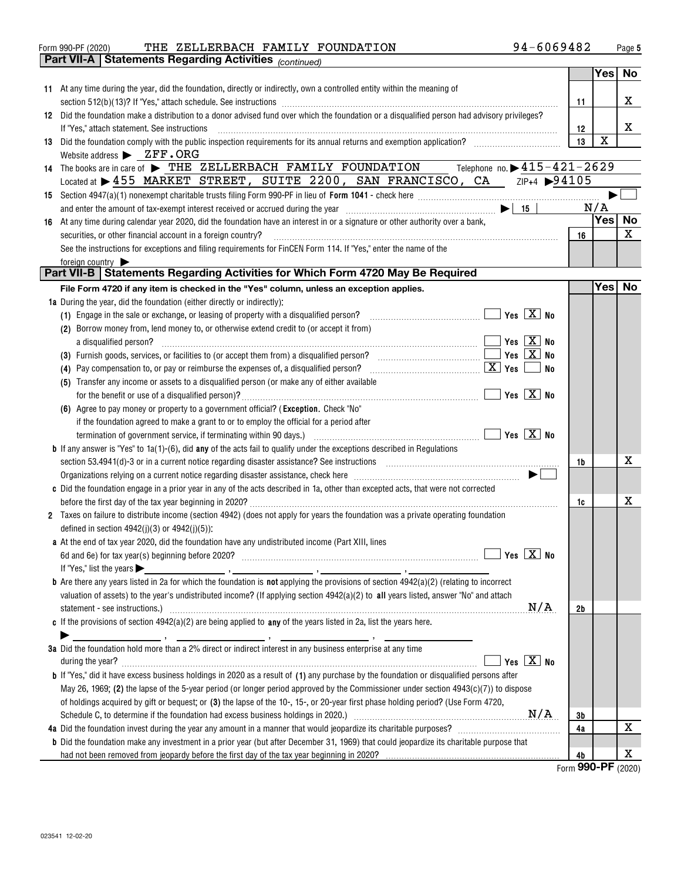Form 990-PF (2020) THE ZELLERBACH FAMILY FOUNDATION 94-6069482 Page 5

**Part VII-A | Statements Regarding Activities** *(continued)*

| | | | Yes | No |
|---|---|---|---|---|
| **11** | At any time during the year, did the foundation, directly or indirectly, own a controlled entity within the meaning of section 512(b)(13)? If "Yes," attach schedule. See instructions | 11 | | X |
| **12** | Did the foundation make a distribution to a donor advised fund over which the foundation or a disqualified person had advisory privileges? If "Yes," attach statement. See instructions | 12 | | X |
| **13** | Did the foundation comply with the public inspection requirements for its annual returns and exemption application? | 13 | X | |
| | Website address ▶ ZFF.ORG | | | |
| **14** | The books are in care of ▶ THE ZELLERBACH FAMILY FOUNDATION Telephone no. ▶ 415-421-2629 | | | |
| | Located at ▶ 455 MARKET STREET, SUITE 2200, SAN FRANCISCO, CA ZIP+4 ▶ 94105 | | | |
| **15** | Section 4947(a)(1) nonexempt charitable trusts filing Form 990-PF in lieu of **Form 1041** - check here ▶ ☐ | | | |
| | and enter the amount of tax-exempt interest received or accrued during the year ▶ 15 | | N/A | |
| | | | Yes | No |
| **16** | At any time during calendar year 2020, did the foundation have an interest in or a signature or other authority over a bank, securities, or other financial account in a foreign country? | 16 | | X |
| | See the instructions for exceptions and filing requirements for FinCEN Form 114. If "Yes," enter the name of the foreign country ▶ | | | |

**Part VII-B | Statements Regarding Activities for Which Form 4720 May Be Required**

| | **File Form 4720 if any item is checked in the "Yes" column, unless an exception applies.** | | Yes | No |
|---|---|---|---|---|
| **1a** | During the year, did the foundation (either directly or indirectly): | | | |
| | **(1)** Engage in the sale or exchange, or leasing of property with a disqualified person? ☐ Yes ☒ No | | | |
| | **(2)** Borrow money from, lend money to, or otherwise extend credit to (or accept it from) a disqualified person? ☐ Yes ☒ No | | | |
| | **(3)** Furnish goods, services, or facilities to (or accept them from) a disqualified person? ☐ Yes ☒ No | | | |
| | **(4)** Pay compensation to, or pay or reimburse the expenses of, a disqualified person? ☒ Yes ☐ No | | | |
| | **(5)** Transfer any income or assets to a disqualified person (or make any of either available for the benefit or use of a disqualified person)? ☐ Yes ☒ No | | | |
| | **(6)** Agree to pay money or property to a government official? (**Exception.** Check "No" if the foundation agreed to make a grant to or to employ the official for a period after termination of government service, if terminating within 90 days.) ☐ Yes ☒ No | | | |
| **b** | If any answer is "Yes" to 1a(1)-(6), did **any** of the acts fail to qualify under the exceptions described in Regulations section 53.4941(d)-3 or in a current notice regarding disaster assistance? See instructions | 1b | | X |
| | Organizations relying on a current notice regarding disaster assistance, check here ▶ ☐ | | | |
| **c** | Did the foundation engage in a prior year in any of the acts described in 1a, other than excepted acts, that were not corrected before the first day of the tax year beginning in 2020? | 1c | | X |
| **2** | Taxes on failure to distribute income (section 4942) (does not apply for years the foundation was a private operating foundation defined in section 4942(j)(3) or 4942(j)(5)): | | | |
| **a** | At the end of tax year 2020, did the foundation have any undistributed income (Part XIII, lines 6d and 6e) for tax year(s) beginning before 2020? ☐ Yes ☒ No | | | |
| | If "Yes," list the years ▶ , , , | | | |
| **b** | Are there any years listed in 2a for which the foundation is **not** applying the provisions of section 4942(a)(2) (relating to incorrect valuation of assets) to the year's undistributed income? (If applying section 4942(a)(2) to **all** years listed, answer "No" and attach statement - see instructions.) N/A | 2b | | |
| **c** | If the provisions of section 4942(a)(2) are being applied to **any** of the years listed in 2a, list the years here. ▶ , , , | | | |
| **3a** | Did the foundation hold more than a 2% direct or indirect interest in any business enterprise at any time during the year? ☐ Yes ☒ No | | | |
| **b** | If "Yes," did it have excess business holdings in 2020 as a result of **(1)** any purchase by the foundation or disqualified persons after May 26, 1969; **(2)** the lapse of the 5-year period (or longer period approved by the Commissioner under section 4943(c)(7)) to dispose of holdings acquired by gift or bequest; or **(3)** the lapse of the 10-, 15-, or 20-year first phase holding period? (Use Form 4720, Schedule C, to determine if the foundation had excess business holdings in 2020.) N/A | 3b | | |
| **4a** | Did the foundation invest during the year any amount in a manner that would jeopardize its charitable purposes? | 4a | | X |
| **b** | Did the foundation make any investment in a prior year (but after December 31, 1969) that could jeopardize its charitable purpose that had not been removed from jeopardy before the first day of the tax year beginning in 2020? | 4b | | X |

Form **990-PF** (2020)

023541 12-02-20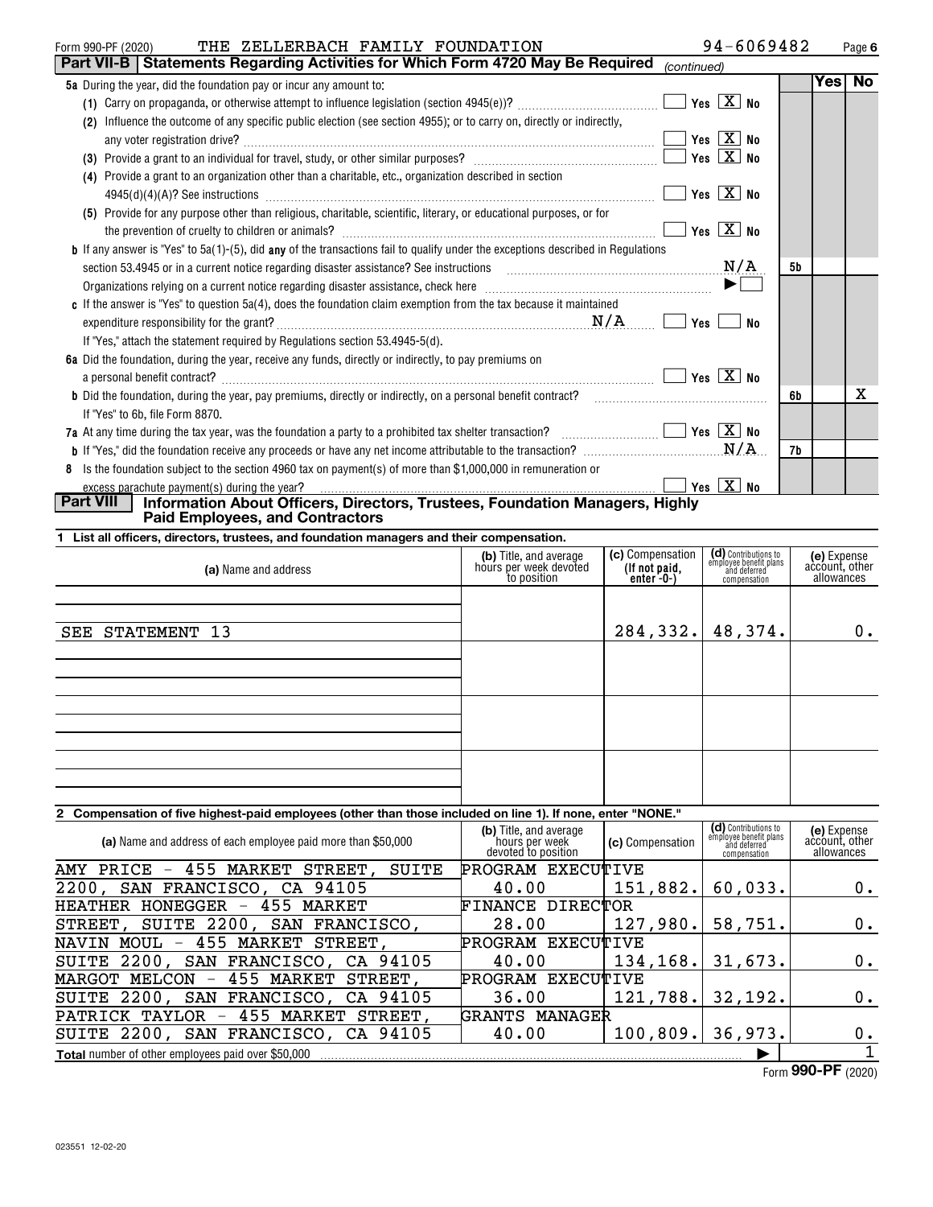Form 990-PF (2020) THE ZELLERBACH FAMILY FOUNDATION 94-6069482 Page 6

## Part VII-B Statements Regarding Activities for Which Form 4720 May Be Required *(continued)*

| | | | Yes | No |
|---|---|---|---|---|
| **5a** During the year, did the foundation pay or incur any amount to: | | | | |
| (1) Carry on propaganda, or otherwise attempt to influence legislation (section 4945(e))? | Yes [X] No | | | |
| (2) Influence the outcome of any specific public election (see section 4955); or to carry on, directly or indirectly, any voter registration drive? | Yes [X] No | | | |
| (3) Provide a grant to an individual for travel, study, or other similar purposes? | Yes [X] No | | | |
| (4) Provide a grant to an organization other than a charitable, etc., organization described in section 4945(d)(4)(A)? See instructions | Yes [X] No | | | |
| (5) Provide for any purpose other than religious, charitable, scientific, literary, or educational purposes, or for the prevention of cruelty to children or animals? | Yes [X] No | | | |
| **b** If any answer is "Yes" to 5a(1)-(5), did **any** of the transactions fail to qualify under the exceptions described in Regulations section 53.4945 or in a current notice regarding disaster assistance? See instructions | N/A | 5b | | |
| Organizations relying on a current notice regarding disaster assistance, check here | ▶ [ ] | | | |
| **c** If the answer is "Yes" to question 5a(4), does the foundation claim exemption from the tax because it maintained expenditure responsibility for the grant? | N/A [ ] Yes [ ] No | | | |
| If "Yes," attach the statement required by Regulations section 53.4945-5(d). | | | | |
| **6a** Did the foundation, during the year, receive any funds, directly or indirectly, to pay premiums on a personal benefit contract? | Yes [X] No | | | |
| **b** Did the foundation, during the year, pay premiums, directly or indirectly, on a personal benefit contract? | | 6b | | X |
| If "Yes" to 6b, file Form 8870. | | | | |
| **7a** At any time during the tax year, was the foundation a party to a prohibited tax shelter transaction? | Yes [X] No | | | |
| **b** If "Yes," did the foundation receive any proceeds or have any net income attributable to the transaction? | N/A | 7b | | |
| **8** Is the foundation subject to the section 4960 tax on payment(s) of more than $1,000,000 in remuneration or excess parachute payment(s) during the year? | Yes [X] No | | | |

## Part VIII Information About Officers, Directors, Trustees, Foundation Managers, Highly Paid Employees, and Contractors

**1 List all officers, directors, trustees, and foundation managers and their compensation.**

| (a) Name and address | (b) Title, and average hours per week devoted to position | (c) Compensation (If not paid, enter -0-) | (d) Contributions to employee benefit plans and deferred compensation | (e) Expense account, other allowances |
|---|---|---|---|---|
| SEE STATEMENT 13 | | 284,332. | 48,374. | 0. |

**2 Compensation of five highest-paid employees (other than those included on line 1). If none, enter "NONE."**

| (a) Name and address of each employee paid more than $50,000 | (b) Title, and average hours per week devoted to position | (c) Compensation | (d) Contributions to employee benefit plans and deferred compensation | (e) Expense account, other allowances |
|---|---|---|---|---|
| AMY PRICE - 455 MARKET STREET, SUITE 2200, SAN FRANCISCO, CA 94105 | PROGRAM EXECUTIVE 40.00 | 151,882. | 60,033. | 0. |
| HEATHER HONEGGER - 455 MARKET STREET, SUITE 2200, SAN FRANCISCO, | FINANCE DIRECTOR 28.00 | 127,980. | 58,751. | 0. |
| NAVIN MOUL - 455 MARKET STREET, SUITE 2200, SAN FRANCISCO, CA 94105 | PROGRAM EXECUTIVE 40.00 | 134,168. | 31,673. | 0. |
| MARGOT MELCON - 455 MARKET STREET, SUITE 2200, SAN FRANCISCO, CA 94105 | PROGRAM EXECUTIVE 36.00 | 121,788. | 32,192. | 0. |
| PATRICK TAYLOR - 455 MARKET STREET, SUITE 2200, SAN FRANCISCO, CA 94105 | GRANTS MANAGER 40.00 | 100,809. | 36,973. | 0. |

**Total** number of other employees paid over $50,000 ▶ 1

Form **990-PF** (2020)

023551 12-02-20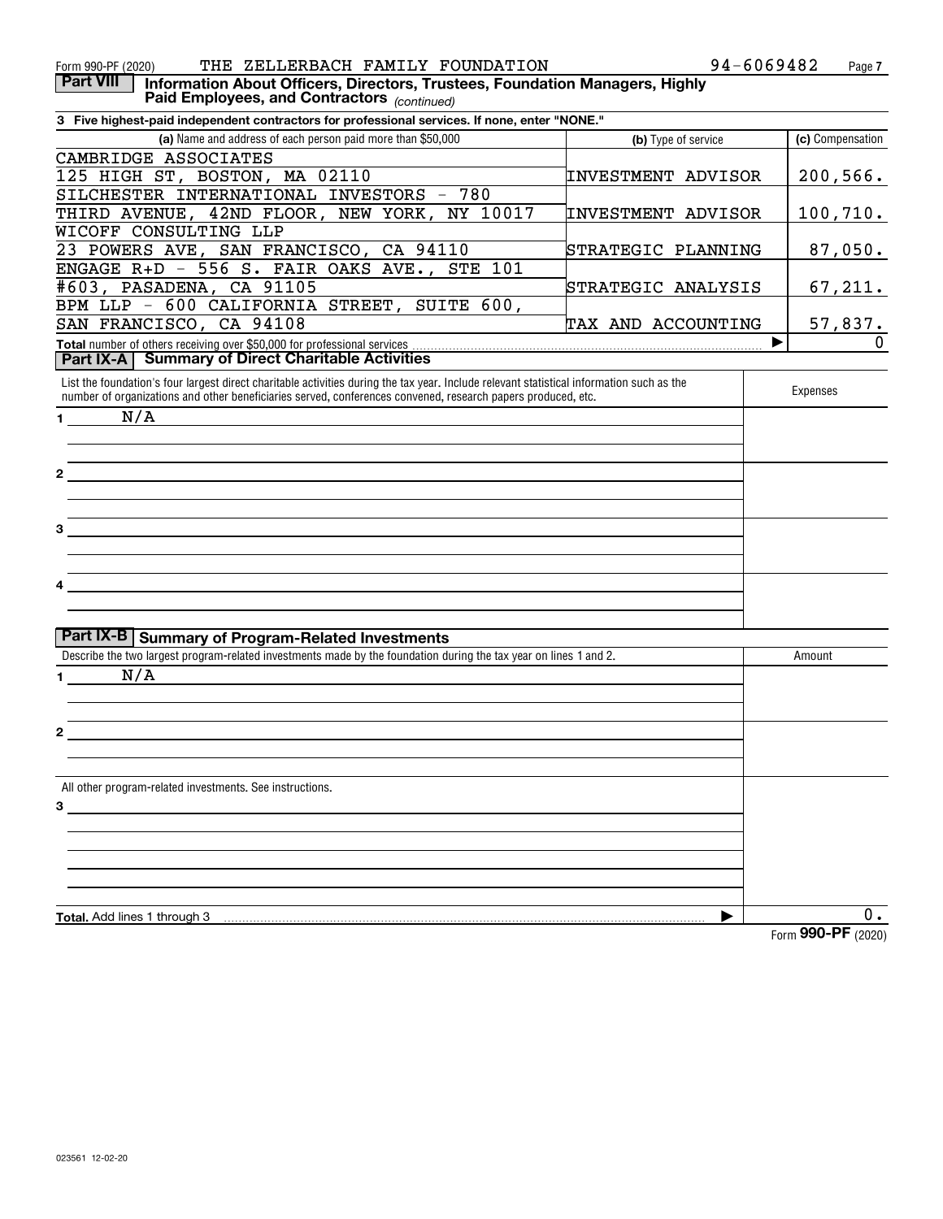Form 990-PF (2020) THE ZELLERBACH FAMILY FOUNDATION 94-6069482

**Part VIII** **Information About Officers, Directors, Trustees, Foundation Managers, Highly Paid Employees, and Contractors** *(continued)*

**3 Five highest-paid independent contractors for professional services. If none, enter "NONE."**

| (a) Name and address of each person paid more than $50,000 | (b) Type of service | (c) Compensation |
|---|---|---|
| CAMBRIDGE ASSOCIATES<br>125 HIGH ST, BOSTON, MA 02110 | INVESTMENT ADVISOR | 200,566. |
| SILCHESTER INTERNATIONAL INVESTORS - 780<br>THIRD AVENUE, 42ND FLOOR, NEW YORK, NY 10017 | INVESTMENT ADVISOR | 100,710. |
| WICOFF CONSULTING LLP<br>23 POWERS AVE, SAN FRANCISCO, CA 94110 | STRATEGIC PLANNING | 87,050. |
| ENGAGE R+D - 556 S. FAIR OAKS AVE., STE 101<br>#603, PASADENA, CA 91105 | STRATEGIC ANALYSIS | 67,211. |
| BPM LLP - 600 CALIFORNIA STREET, SUITE 600,<br>SAN FRANCISCO, CA 94108 | TAX AND ACCOUNTING | 57,837. |
| **Total** number of others receiving over $50,000 for professional services ▶ | | 0 |

**Part IX-A** **Summary of Direct Charitable Activities**

| List the foundation's four largest direct charitable activities during the tax year. Include relevant statistical information such as the number of organizations and other beneficiaries served, conferences convened, research papers produced, etc. | Expenses |
|---|---|
| 1 N/A | |
| 2 | |
| 3 | |
| 4 | |

**Part IX-B** **Summary of Program-Related Investments**

| Describe the two largest program-related investments made by the foundation during the tax year on lines 1 and 2. | Amount |
|---|---|
| 1 N/A | |
| 2 | |
| All other program-related investments. See instructions.<br>3 | |
| **Total.** Add lines 1 through 3 ▶ | 0. |

Form **990-PF** (2020)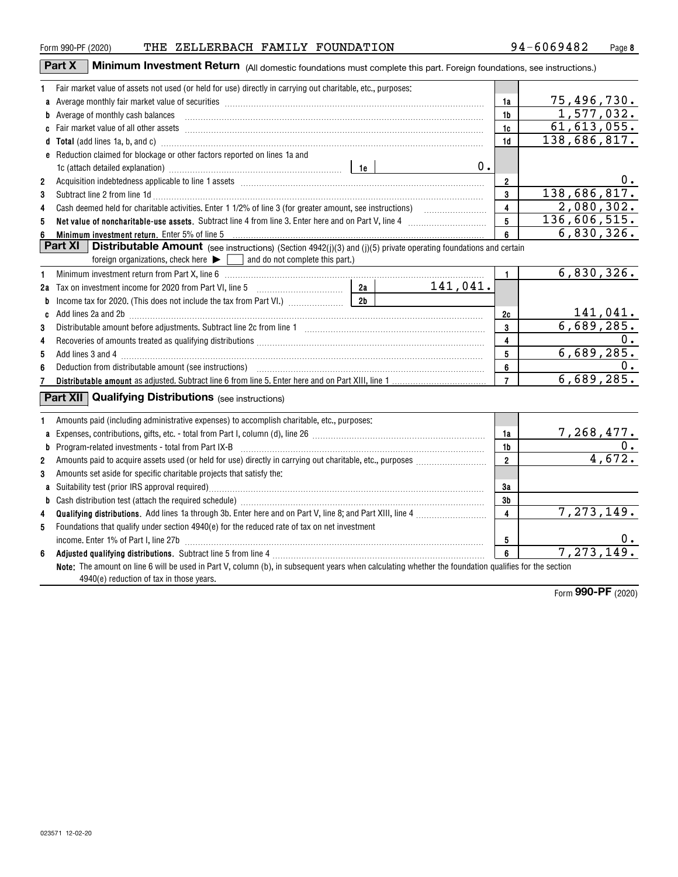Form 990-PF (2020) THE ZELLERBACH FAMILY FOUNDATION 94-6069482

## Part X Minimum Investment Return (All domestic foundations must complete this part. Foreign foundations, see instructions.)

| | | | |
|---|---|---|---|
| 1 | Fair market value of assets not used (or held for use) directly in carrying out charitable, etc., purposes: | | |
| a | Average monthly fair market value of securities | 1a | 75,496,730. |
| b | Average of monthly cash balances | 1b | 1,577,032. |
| c | Fair market value of all other assets | 1c | 61,613,055. |
| d | **Total** (add lines 1a, b, and c) | 1d | 138,686,817. |
| e | Reduction claimed for blockage or other factors reported on lines 1a and 1c (attach detailed explanation) — 1e: 0. | | |
| 2 | Acquisition indebtedness applicable to line 1 assets | 2 | 0. |
| 3 | Subtract line 2 from line 1d | 3 | 138,686,817. |
| 4 | Cash deemed held for charitable activities. Enter 1 1/2% of line 3 (for greater amount, see instructions) | 4 | 2,080,302. |
| 5 | **Net value of noncharitable-use assets.** Subtract line 4 from line 3. Enter here and on Part V, line 4 | 5 | 136,606,515. |
| 6 | **Minimum investment return.** Enter 5% of line 5 | 6 | 6,830,326. |

## Part XI Distributable Amount (see instructions) (Section 4942(j)(3) and (j)(5) private operating foundations and certain foreign organizations, check here ▶ ☐ and do not complete this part.)

| | | | |
|---|---|---|---|
| 1 | Minimum investment return from Part X, line 6 | 1 | 6,830,326. |
| 2a | Tax on investment income for 2020 from Part VI, line 5 — 2a: 141,041. | | |
| b | Income tax for 2020. (This does not include the tax from Part VI.) — 2b: | | |
| c | Add lines 2a and 2b | 2c | 141,041. |
| 3 | Distributable amount before adjustments. Subtract line 2c from line 1 | 3 | 6,689,285. |
| 4 | Recoveries of amounts treated as qualifying distributions | 4 | 0. |
| 5 | Add lines 3 and 4 | 5 | 6,689,285. |
| 6 | Deduction from distributable amount (see instructions) | 6 | 0. |
| 7 | **Distributable amount** as adjusted. Subtract line 6 from line 5. Enter here and on Part XIII, line 1 | 7 | 6,689,285. |

## Part XII Qualifying Distributions (see instructions)

| | | | |
|---|---|---|---|
| 1 | Amounts paid (including administrative expenses) to accomplish charitable, etc., purposes: | | |
| a | Expenses, contributions, gifts, etc. - total from Part I, column (d), line 26 | 1a | 7,268,477. |
| b | Program-related investments - total from Part IX-B | 1b | 0. |
| 2 | Amounts paid to acquire assets used (or held for use) directly in carrying out charitable, etc., purposes | 2 | 4,672. |
| 3 | Amounts set aside for specific charitable projects that satisfy the: | | |
| a | Suitability test (prior IRS approval required) | 3a | |
| b | Cash distribution test (attach the required schedule) | 3b | |
| 4 | **Qualifying distributions.** Add lines 1a through 3b. Enter here and on Part V, line 8; and Part XIII, line 4 | 4 | 7,273,149. |
| 5 | Foundations that qualify under section 4940(e) for the reduced rate of tax on net investment income. Enter 1% of Part I, line 27b | 5 | 0. |
| 6 | **Adjusted qualifying distributions.** Subtract line 5 from line 4 | 6 | 7,273,149. |

**Note:** The amount on line 6 will be used in Part V, column (b), in subsequent years when calculating whether the foundation qualifies for the section 4940(e) reduction of tax in those years.

Form **990-PF** (2020)

023571 12-02-20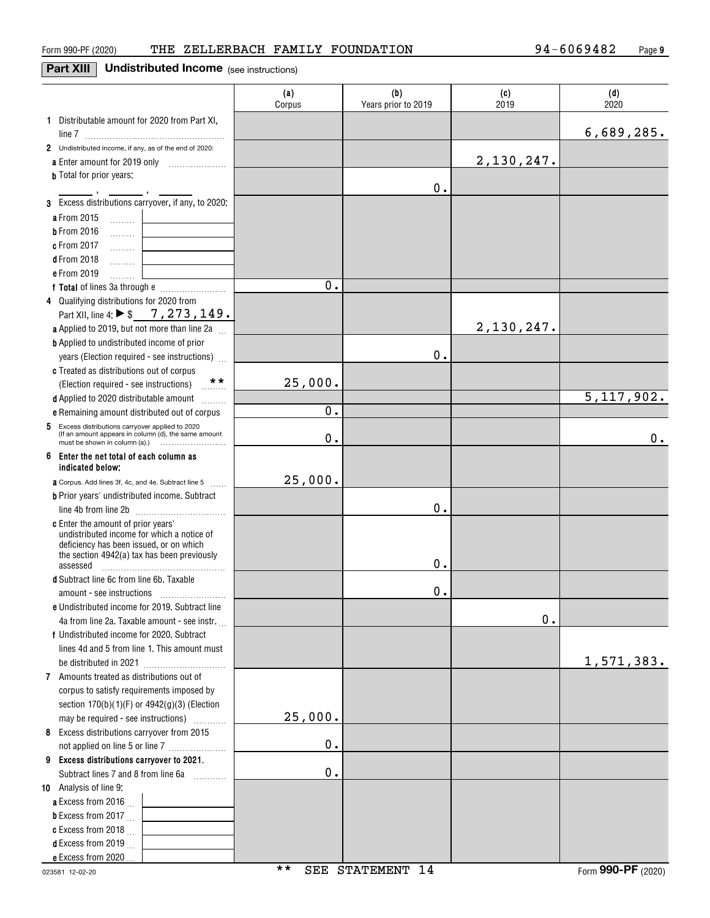Form 990-PF (2020) THE ZELLERBACH FAMILY FOUNDATION 94-6069482

## Part XIII Undistributed Income (see instructions)

| | (a) Corpus | (b) Years prior to 2019 | (c) 2019 | (d) 2020 |
|---|---|---|---|---|
| **1** Distributable amount for 2020 from Part XI, line 7 | | | | 6,689,285. |
| **2** Undistributed income, if any, as of the end of 2020: | | | | |
| **a** Enter amount for 2019 only | | | 2,130,247. | |
| **b** Total for prior years: ___ , ___ , ___ | | 0. | | |
| **3** Excess distributions carryover, if any, to 2020: | | | | |
| **a** From 2015 | | | | |
| **b** From 2016 | | | | |
| **c** From 2017 | | | | |
| **d** From 2018 | | | | |
| **e** From 2019 | | | | |
| **f Total** of lines 3a through e | 0. | | | |
| **4** Qualifying distributions for 2020 from Part XII, line 4: ▶ $ 7,273,149. | | | | |
| **a** Applied to 2019, but not more than line 2a | | | 2,130,247. | |
| **b** Applied to undistributed income of prior years (Election required - see instructions) | | 0. | | |
| **c** Treated as distributions out of corpus (Election required - see instructions) ** | 25,000. | | | |
| **d** Applied to 2020 distributable amount | | | | 5,117,902. |
| **e** Remaining amount distributed out of corpus | 0. | | | |
| **5** Excess distributions carryover applied to 2020 (If an amount appears in column (d), the same amount must be shown in column (a).) | 0. | | | 0. |
| **6 Enter the net total of each column as indicated below:** | | | | |
| **a** Corpus. Add lines 3f, 4c, and 4e. Subtract line 5 | 25,000. | | | |
| **b** Prior years' undistributed income. Subtract line 4b from line 2b | | 0. | | |
| **c** Enter the amount of prior years' undistributed income for which a notice of deficiency has been issued, or on which the section 4942(a) tax has been previously assessed | | 0. | | |
| **d** Subtract line 6c from line 6b. Taxable amount - see instructions | | 0. | | |
| **e** Undistributed income for 2019. Subtract line 4a from line 2a. Taxable amount - see instr. | | | 0. | |
| **f** Undistributed income for 2020. Subtract lines 4d and 5 from line 1. This amount must be distributed in 2021 | | | | 1,571,383. |
| **7** Amounts treated as distributions out of corpus to satisfy requirements imposed by section 170(b)(1)(F) or 4942(g)(3) (Election may be required - see instructions) | 25,000. | | | |
| **8** Excess distributions carryover from 2015 not applied on line 5 or line 7 | 0. | | | |
| **9 Excess distributions carryover to 2021.** Subtract lines 7 and 8 from line 6a | 0. | | | |
| **10** Analysis of line 9: | | | | |
| **a** Excess from 2016 | | | | |
| **b** Excess from 2017 | | | | |
| **c** Excess from 2018 | | | | |
| **d** Excess from 2019 | | | | |
| **e** Excess from 2020 | | | | |

** SEE STATEMENT 14

023581 12-02-20 Form 990-PF (2020)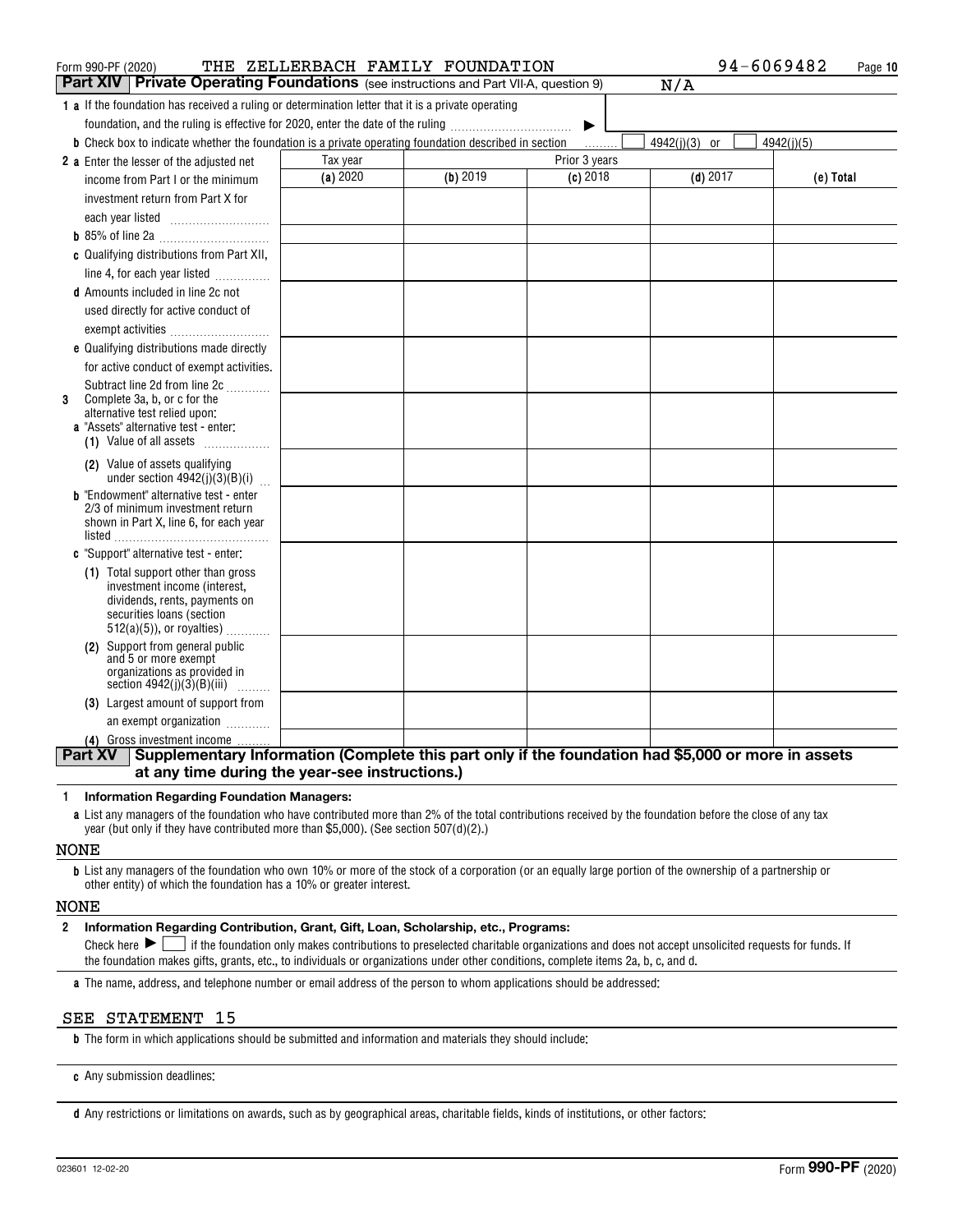Form 990-PF (2020) THE ZELLERBACH FAMILY FOUNDATION 94-6069482 Page 10

## Part XIV Private Operating Foundations (see instructions and Part VII-A, question 9) N/A

**1 a** If the foundation has received a ruling or determination letter that it is a private operating foundation, and the ruling is effective for 2020, enter the date of the ruling ▶

**b** Check box to indicate whether the foundation is a private operating foundation described in section ☐ 4942(j)(3) or ☐ 4942(j)(5)

| | Tax year | Prior 3 years | | | |
|---|---|---|---|---|---|
| | **(a)** 2020 | **(b)** 2019 | **(c)** 2018 | **(d)** 2017 | **(e) Total** |
| **2 a** Enter the lesser of the adjusted net income from Part I or the minimum investment return from Part X for each year listed | | | | | |
| **b** 85% of line 2a | | | | | |
| **c** Qualifying distributions from Part XII, line 4, for each year listed | | | | | |
| **d** Amounts included in line 2c not used directly for active conduct of exempt activities | | | | | |
| **e** Qualifying distributions made directly for active conduct of exempt activities. Subtract line 2d from line 2c | | | | | |
| **3** Complete 3a, b, or c for the alternative test relied upon: **a** "Assets" alternative test - enter: **(1)** Value of all assets | | | | | |
| **(2)** Value of assets qualifying under section 4942(j)(3)(B)(i) | | | | | |
| **b** "Endowment" alternative test - enter 2/3 of minimum investment return shown in Part X, line 6, for each year listed | | | | | |
| **c** "Support" alternative test - enter: **(1)** Total support other than gross investment income (interest, dividends, rents, payments on securities loans (section 512(a)(5)), or royalties) | | | | | |
| **(2)** Support from general public and 5 or more exempt organizations as provided in section 4942(j)(3)(B)(iii) | | | | | |
| **(3)** Largest amount of support from an exempt organization | | | | | |
| **(4)** Gross investment income | | | | | |

## Part XV Supplementary Information (Complete this part only if the foundation had $5,000 or more in assets at any time during the year-see instructions.)

**1 Information Regarding Foundation Managers:**

**a** List any managers of the foundation who have contributed more than 2% of the total contributions received by the foundation before the close of any tax year (but only if they have contributed more than $5,000). (See section 507(d)(2).)

NONE

**b** List any managers of the foundation who own 10% or more of the stock of a corporation (or an equally large portion of the ownership of a partnership or other entity) of which the foundation has a 10% or greater interest.

NONE

**2 Information Regarding Contribution, Grant, Gift, Loan, Scholarship, etc., Programs:**

Check here ▶ ☐ if the foundation only makes contributions to preselected charitable organizations and does not accept unsolicited requests for funds. If the foundation makes gifts, grants, etc., to individuals or organizations under other conditions, complete items 2a, b, c, and d.

**a** The name, address, and telephone number or email address of the person to whom applications should be addressed:

SEE STATEMENT 15

**b** The form in which applications should be submitted and information and materials they should include:

**c** Any submission deadlines:

**d** Any restrictions or limitations on awards, such as by geographical areas, charitable fields, kinds of institutions, or other factors:

023601 12-02-20 Form **990-PF** (2020)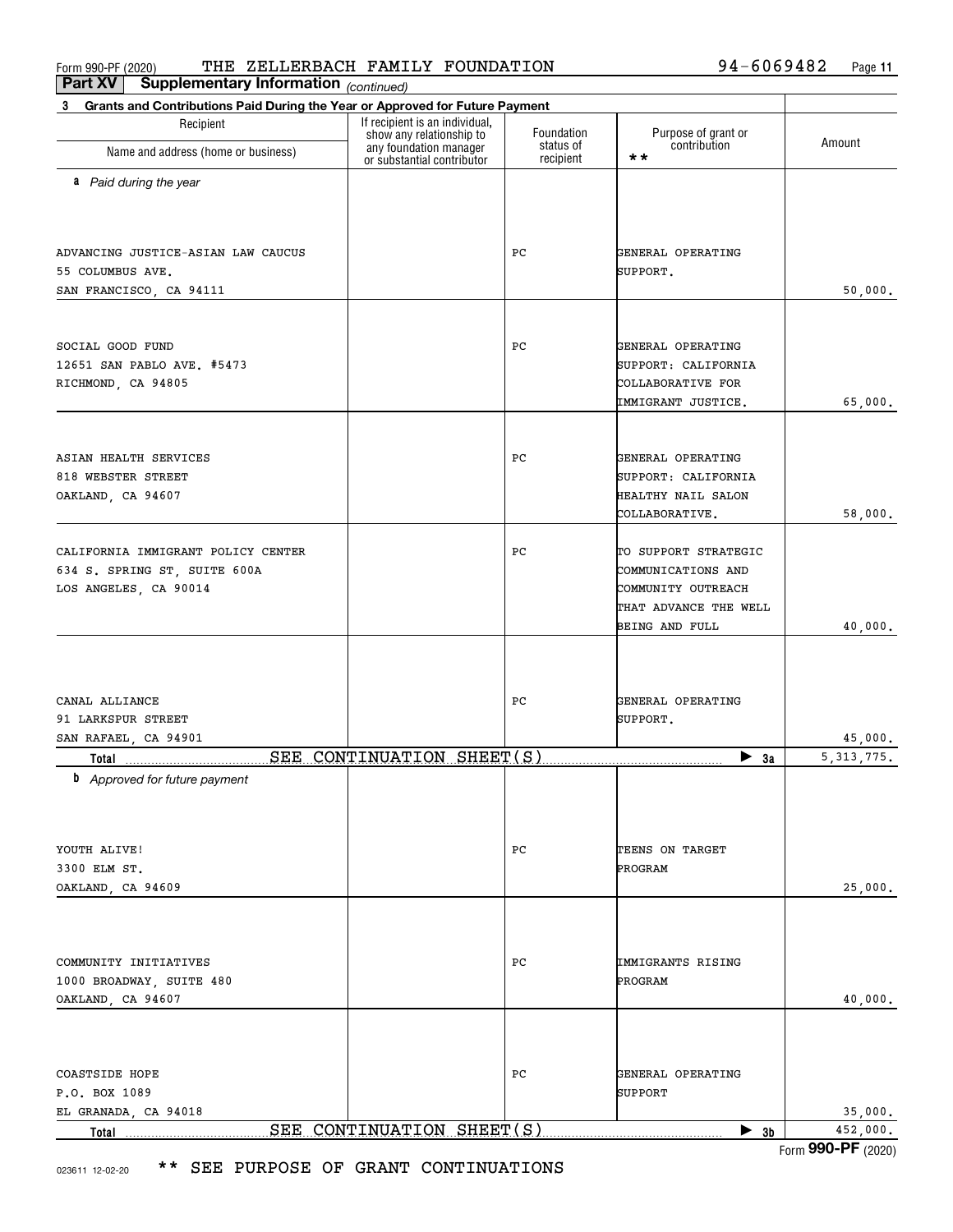Form 990-PF (2020) THE ZELLERBACH FAMILY FOUNDATION 94-6069482 Page 11

**Part XV Supplementary Information** *(continued)*

**3 Grants and Contributions Paid During the Year or Approved for Future Payment**

| Recipient<br>Name and address (home or business) | If recipient is an individual, show any relationship to any foundation manager or substantial contributor | Foundation status of recipient | Purpose of grant or contribution ** | Amount |
|---|---|---|---|---|
| ***a** Paid during the year* | | | | |
| ADVANCING JUSTICE-ASIAN LAW CAUCUS<br>55 COLUMBUS AVE.<br>SAN FRANCISCO, CA 94111 | | PC | GENERAL OPERATING SUPPORT. | 50,000. |
| SOCIAL GOOD FUND<br>12651 SAN PABLO AVE. #5473<br>RICHMOND, CA 94805 | | PC | GENERAL OPERATING SUPPORT: CALIFORNIA COLLABORATIVE FOR IMMIGRANT JUSTICE. | 65,000. |
| ASIAN HEALTH SERVICES<br>818 WEBSTER STREET<br>OAKLAND, CA 94607 | | PC | GENERAL OPERATING SUPPORT: CALIFORNIA HEALTHY NAIL SALON COLLABORATIVE. | 58,000. |
| CALIFORNIA IMMIGRANT POLICY CENTER<br>634 S. SPRING ST, SUITE 600A<br>LOS ANGELES, CA 90014 | | PC | TO SUPPORT STRATEGIC COMMUNICATIONS AND COMMUNITY OUTREACH THAT ADVANCE THE WELL BEING AND FULL | 40,000. |
| CANAL ALLIANCE<br>91 LARKSPUR STREET<br>SAN RAFAEL, CA 94901 | | PC | GENERAL OPERATING SUPPORT. | 45,000. |
| **Total** | SEE CONTINUATION SHEET(S) | | ▶ **3a** | 5,313,775. |
| ***b** Approved for future payment* | | | | |
| YOUTH ALIVE!<br>3300 ELM ST.<br>OAKLAND, CA 94609 | | PC | TEENS ON TARGET PROGRAM | 25,000. |
| COMMUNITY INITIATIVES<br>1000 BROADWAY, SUITE 480<br>OAKLAND, CA 94607 | | PC | IMMIGRANTS RISING PROGRAM | 40,000. |
| COASTSIDE HOPE<br>P.O. BOX 1089<br>EL GRANADA, CA 94018 | | PC | GENERAL OPERATING SUPPORT | 35,000. |
| **Total** | SEE CONTINUATION SHEET(S) | | ▶ **3b** | 452,000. |

** SEE PURPOSE OF GRANT CONTINUATIONS

023611 12-02-20

Form **990-PF** (2020)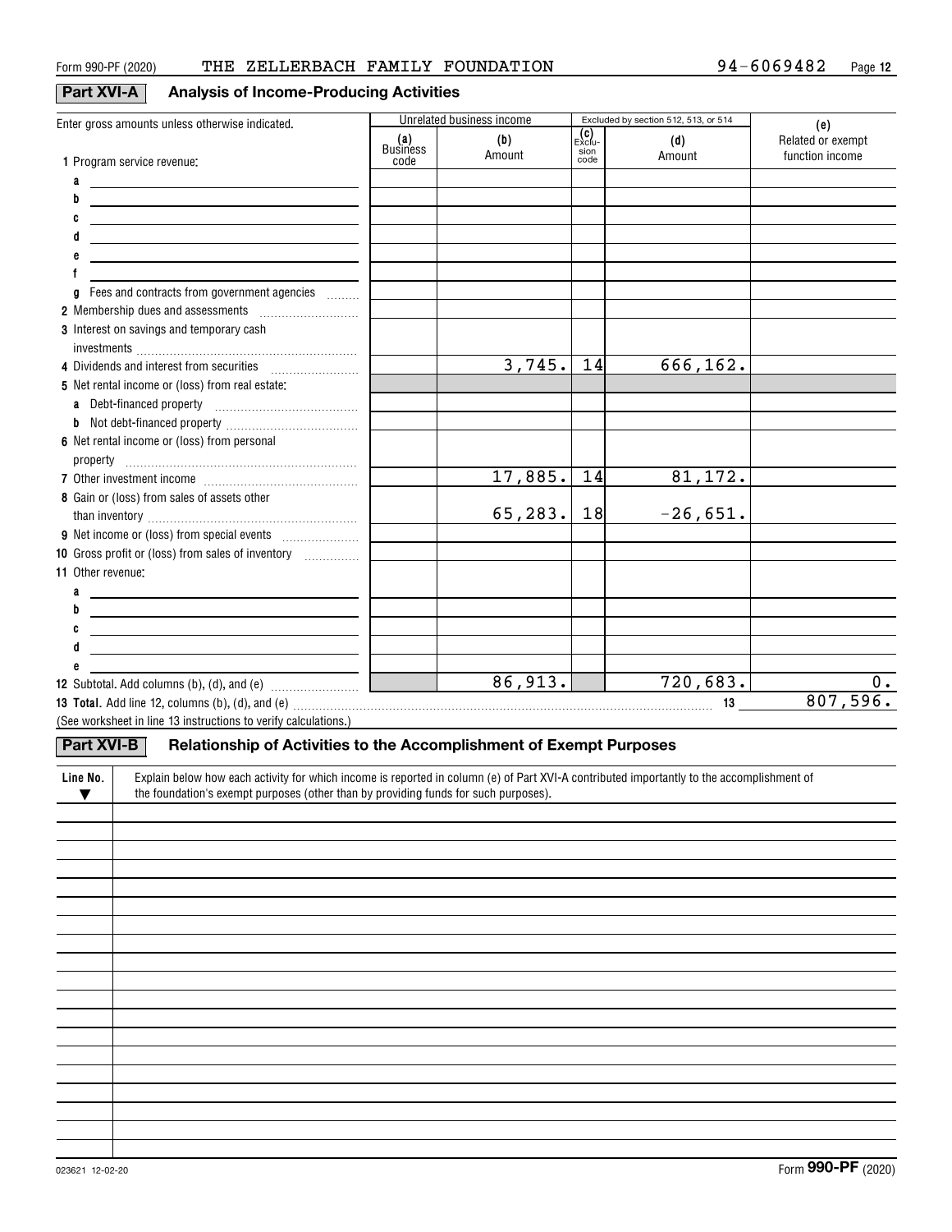Form 990-PF (2020) THE ZELLERBACH FAMILY FOUNDATION 94-6069482

## Part XVI-A Analysis of Income-Producing Activities

| Enter gross amounts unless otherwise indicated. | Unrelated business income | | Excluded by section 512, 513, or 514 | | (e) |
|---|---|---|---|---|---|
| | (a) Business code | (b) Amount | (c) Exclusion code | (d) Amount | Related or exempt function income |
| 1 Program service revenue: | | | | | |
| a | | | | | |
| b | | | | | |
| c | | | | | |
| d | | | | | |
| e | | | | | |
| f | | | | | |
| g Fees and contracts from government agencies | | | | | |
| 2 Membership dues and assessments | | | | | |
| 3 Interest on savings and temporary cash investments | | | | | |
| 4 Dividends and interest from securities | | 3,745. | 14 | 666,162. | |
| 5 Net rental income or (loss) from real estate: | | | | | |
| a Debt-financed property | | | | | |
| b Not debt-financed property | | | | | |
| 6 Net rental income or (loss) from personal property | | | | | |
| 7 Other investment income | | 17,885. | 14 | 81,172. | |
| 8 Gain or (loss) from sales of assets other than inventory | | 65,283. | 18 | -26,651. | |
| 9 Net income or (loss) from special events | | | | | |
| 10 Gross profit or (loss) from sales of inventory | | | | | |
| 11 Other revenue: | | | | | |
| a | | | | | |
| b | | | | | |
| c | | | | | |
| d | | | | | |
| e | | | | | |
| 12 Subtotal. Add columns (b), (d), and (e) | | 86,913. | | 720,683. | 0. |

**13 Total.** Add line 12, columns (b), (d), and (e) ........ 13 807,596.

(See worksheet in line 13 instructions to verify calculations.)

## Part XVI-B Relationship of Activities to the Accomplishment of Exempt Purposes

| Line No. ▼ | Explain below how each activity for which income is reported in column (e) of Part XVI-A contributed importantly to the accomplishment of the foundation's exempt purposes (other than by providing funds for such purposes). |
|---|---|
| | |

023621 12-02-20 Form **990-PF** (2020)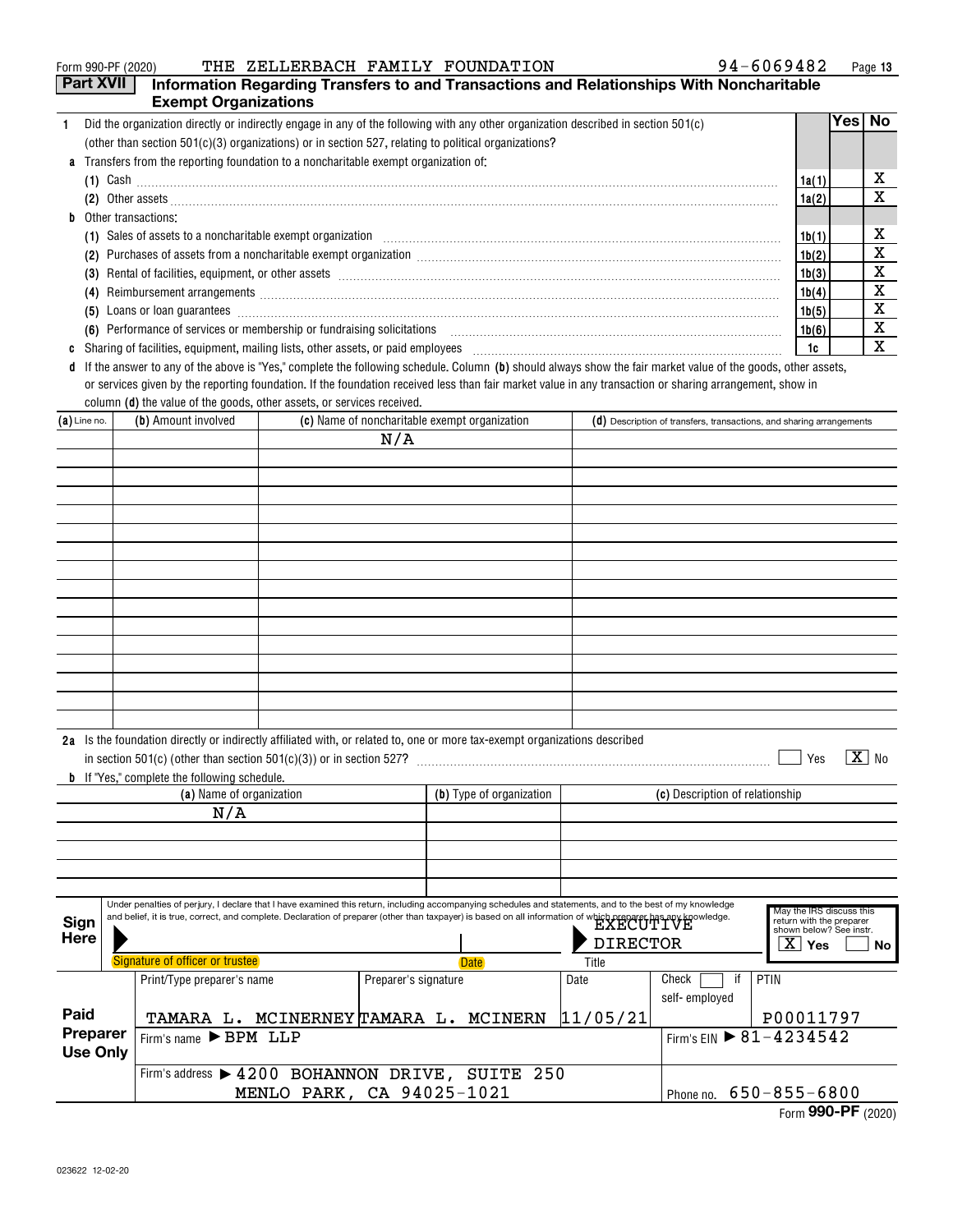Form 990-PF (2020) THE ZELLERBACH FAMILY FOUNDATION 94-6069482

## Part XVII Information Regarding Transfers to and Transactions and Relationships With Noncharitable Exempt Organizations

| | | | Yes | No |
|---|---|---|---|---|
| **1** | Did the organization directly or indirectly engage in any of the following with any other organization described in section 501(c) (other than section 501(c)(3) organizations) or in section 527, relating to political organizations? | | | |
| **a** | Transfers from the reporting foundation to a noncharitable exempt organization of: | | | |
| | (1) Cash | 1a(1) | | X |
| | (2) Other assets | 1a(2) | | X |
| **b** | Other transactions: | | | |
| | (1) Sales of assets to a noncharitable exempt organization | 1b(1) | | X |
| | (2) Purchases of assets from a noncharitable exempt organization | 1b(2) | | X |
| | (3) Rental of facilities, equipment, or other assets | 1b(3) | | X |
| | (4) Reimbursement arrangements | 1b(4) | | X |
| | (5) Loans or loan guarantees | 1b(5) | | X |
| | (6) Performance of services or membership or fundraising solicitations | 1b(6) | | X |
| **c** | Sharing of facilities, equipment, mailing lists, other assets, or paid employees | 1c | | X |

**d** If the answer to any of the above is "Yes," complete the following schedule. Column **(b)** should always show the fair market value of the goods, other assets, or services given by the reporting foundation. If the foundation received less than fair market value in any transaction or sharing arrangement, show in column **(d)** the value of the goods, other assets, or services received.

| (a) Line no. | (b) Amount involved | (c) Name of noncharitable exempt organization | (d) Description of transfers, transactions, and sharing arrangements |
|---|---|---|---|
| | | N/A | |

**2a** Is the foundation directly or indirectly affiliated with, or related to, one or more tax-exempt organizations described in section 501(c) (other than section 501(c)(3)) or in section 527? ☐ Yes ☒ No

**b** If "Yes," complete the following schedule.

| (a) Name of organization | (b) Type of organization | (c) Description of relationship |
|---|---|---|
| N/A | | |

**Sign Here**

Under penalties of perjury, I declare that I have examined this return, including accompanying schedules and statements, and to the best of my knowledge and belief, it is true, correct, and complete. Declaration of preparer (other than taxpayer) is based on all information of which preparer has any knowledge.

Signature of officer or trustee | Date | Title: EXECUTIVE DIRECTOR

May the IRS discuss this return with the preparer shown below? See instr. ☒ Yes ☐ No

**Paid Preparer Use Only**

| Print/Type preparer's name | Preparer's signature | Date | Check ☐ if self-employed | PTIN |
|---|---|---|---|---|
| TAMARA L. MCINERNEY | TAMARA L. MCINERN | 11/05/21 | | P00011797 |

Firm's name ▶ BPM LLP | Firm's EIN ▶ 81-4234542

Firm's address ▶ 4200 BOHANNON DRIVE, SUITE 250 MENLO PARK, CA 94025-1021 | Phone no. 650-855-6800

Form **990-PF** (2020)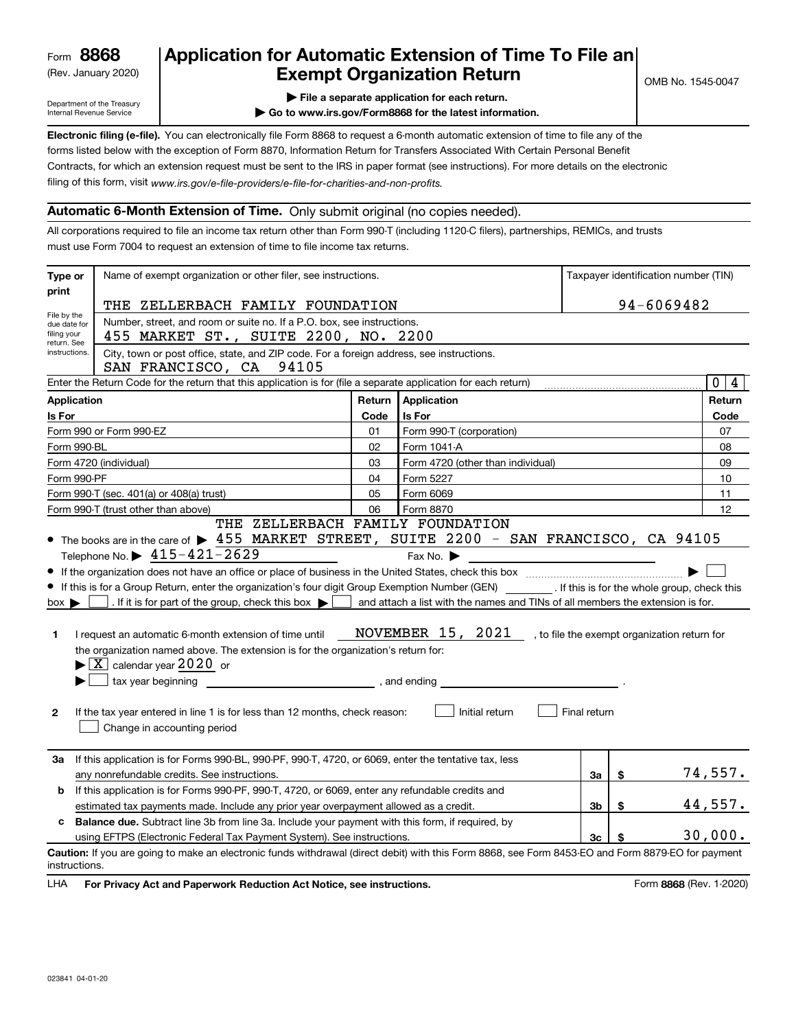Form **8868**
(Rev. January 2020)

Department of the Treasury
Internal Revenue Service

# Application for Automatic Extension of Time To File an Exempt Organization Return

OMB No. 1545-0047

▶ File a separate application for each return.
▶ Go to www.irs.gov/Form8868 for the latest information.

**Electronic filing (e-file).** You can electronically file Form 8868 to request a 6-month automatic extension of time to file any of the forms listed below with the exception of Form 8870, Information Return for Transfers Associated With Certain Personal Benefit Contracts, for which an extension request must be sent to the IRS in paper format (see instructions). For more details on the electronic filing of this form, visit *www.irs.gov/e-file-providers/e-file-for-charities-and-non-profits.*

## Automatic 6-Month Extension of Time. Only submit original (no copies needed).

All corporations required to file an income tax return other than Form 990-T (including 1120-C filers), partnerships, REMICs, and trusts must use Form 7004 to request an extension of time to file income tax returns.

**Type or print**

File by the due date for filing your return. See instructions.

Name of exempt organization or other filer, see instructions.: THE ZELLERBACH FAMILY FOUNDATION

Taxpayer identification number (TIN): 94-6069482

Number, street, and room or suite no. If a P.O. box, see instructions.: 455 MARKET ST., SUITE 2200, NO. 2200

City, town or post office, state, and ZIP code. For a foreign address, see instructions.: SAN FRANCISCO, CA 94105

Enter the Return Code for the return that this application is for (file a separate application for each return): 04

| Application Is For | Return Code | Application Is For | Return Code |
|---|---|---|---|
| Form 990 or Form 990-EZ | 01 | Form 990-T (corporation) | 07 |
| Form 990-BL | 02 | Form 1041-A | 08 |
| Form 4720 (individual) | 03 | Form 4720 (other than individual) | 09 |
| Form 990-PF | 04 | Form 5227 | 10 |
| Form 990-T (sec. 401(a) or 408(a) trust) | 05 | Form 6069 | 11 |
| Form 990-T (trust other than above) | 06 | Form 8870 | 12 |

- The books are in the care of ▶ THE ZELLERBACH FAMILY FOUNDATION 455 MARKET STREET, SUITE 2200 - SAN FRANCISCO, CA 94105
  Telephone No. ▶ 415-421-2629 Fax No. ▶
- If the organization does not have an office or place of business in the United States, check this box ▶ ☐
- If this is for a Group Return, enter the organization's four digit Group Exemption Number (GEN) ______ . If this is for the whole group, check this box ▶ ☐ . If it is for part of the group, check this box ▶ ☐ and attach a list with the names and TINs of all members the extension is for.

**1** I request an automatic 6-month extension of time until NOVEMBER 15, 2021 , to file the exempt organization return for the organization named above. The extension is for the organization's return for:
▶ ☒ calendar year 2020 or
▶ ☐ tax year beginning ______ , and ending ______ .

**2** If the tax year entered in line 1 is for less than 12 months, check reason: ☐ Initial return ☐ Final return ☐ Change in accounting period

| | | | | |
|---|---|---|---|---|
| **3a** | If this application is for Forms 990-BL, 990-PF, 990-T, 4720, or 6069, enter the tentative tax, less any nonrefundable credits. See instructions. | 3a | $ | 74,557. |
| **b** | If this application is for Forms 990-PF, 990-T, 4720, or 6069, enter any refundable credits and estimated tax payments made. Include any prior year overpayment allowed as a credit. | 3b | $ | 44,557. |
| **c** | **Balance due.** Subtract line 3b from line 3a. Include your payment with this form, if required, by using EFTPS (Electronic Federal Tax Payment System). See instructions. | 3c | $ | 30,000. |

**Caution:** If you are going to make an electronic funds withdrawal (direct debit) with this Form 8868, see Form 8453-EO and Form 8879-EO for payment instructions.

LHA **For Privacy Act and Paperwork Reduction Act Notice, see instructions.** Form **8868** (Rev. 1-2020)

023841 04-01-20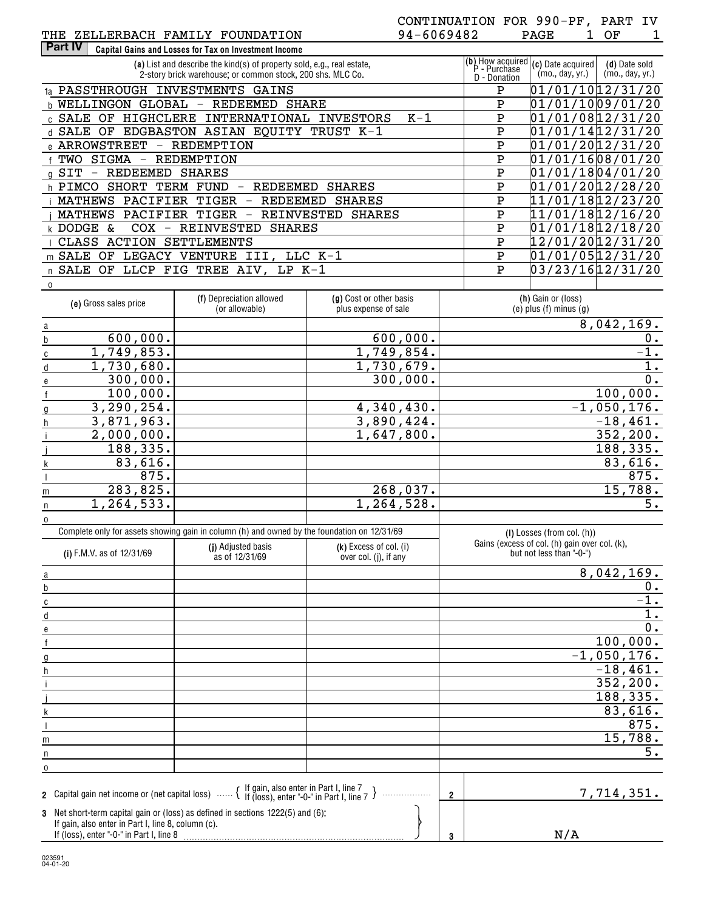THE ZELLERBACH FAMILY FOUNDATION 94-6069482

CONTINUATION FOR 990-PF, PART IV

PAGE 1 OF 1

**Part IV** Capital Gains and Losses for Tax on Investment Income

| | (a) List and describe the kind(s) of property sold, e.g., real estate, 2-story brick warehouse; or common stock, 200 shs. MLC Co. | (b) How acquired P - Purchase D - Donation | (c) Date acquired (mo., day, yr.) | (d) Date sold (mo., day, yr.) |
|---|---|---|---|---|
| 1a | PASSTHROUGH INVESTMENTS GAINS | P | 01/01/10 | 12/31/20 |
| b | WELLINGON GLOBAL - REDEEMED SHARE | P | 01/01/10 | 09/01/20 |
| c | SALE OF HIGHCLERE INTERNATIONAL INVESTORS K-1 | P | 01/01/08 | 12/31/20 |
| d | SALE OF EDGBASTON ASIAN EQUITY TRUST K-1 | P | 01/01/14 | 12/31/20 |
| e | ARROWSTREET - REDEMPTION | P | 01/01/20 | 12/31/20 |
| f | TWO SIGMA - REDEMPTION | P | 01/01/16 | 08/01/20 |
| g | SIT - REDEEMED SHARES | P | 01/01/18 | 04/01/20 |
| h | PIMCO SHORT TERM FUND - REDEEMED SHARES | P | 01/01/20 | 12/28/20 |
| i | MATHEWS PACIFIER TIGER - REDEEMED SHARES | P | 11/01/18 | 12/23/20 |
| j | MATHEWS PACIFIER TIGER - REINVESTED SHARES | P | 11/01/18 | 12/16/20 |
| k | DODGE & COX - REINVESTED SHARES | P | 01/01/18 | 12/18/20 |
| l | CLASS ACTION SETTLEMENTS | P | 12/01/20 | 12/31/20 |
| m | SALE OF LEGACY VENTURE III, LLC K-1 | P | 01/01/05 | 12/31/20 |
| n | SALE OF LLCP FIG TREE AIV, LP K-1 | P | 03/23/16 | 12/31/20 |
| o | | | | |

| | (e) Gross sales price | (f) Depreciation allowed (or allowable) | (g) Cost or other basis plus expense of sale | (h) Gain or (loss) (e) plus (f) minus (g) |
|---|---|---|---|---|
| a | | | | 8,042,169. |
| b | 600,000. | | 600,000. | 0. |
| c | 1,749,853. | | 1,749,854. | -1. |
| d | 1,730,680. | | 1,730,679. | 1. |
| e | 300,000. | | 300,000. | 0. |
| f | 100,000. | | | 100,000. |
| g | 3,290,254. | | 4,340,430. | -1,050,176. |
| h | 3,871,963. | | 3,890,424. | -18,461. |
| i | 2,000,000. | | 1,647,800. | 352,200. |
| j | 188,335. | | | 188,335. |
| k | 83,616. | | | 83,616. |
| l | 875. | | | 875. |
| m | 283,825. | | 268,037. | 15,788. |
| n | 1,264,533. | | 1,264,528. | 5. |
| o | | | | |

Complete only for assets showing gain in column (h) and owned by the foundation on 12/31/69

| | (i) F.M.V. as of 12/31/69 | (j) Adjusted basis as of 12/31/69 | (k) Excess of col. (i) over col. (j), if any | (l) Losses (from col. (h)) Gains (excess of col. (h) gain over col. (k), but not less than "-0-") |
|---|---|---|---|---|
| a | | | | 8,042,169. |
| b | | | | 0. |
| c | | | | -1. |
| d | | | | 1. |
| e | | | | 0. |
| f | | | | 100,000. |
| g | | | | -1,050,176. |
| h | | | | -18,461. |
| i | | | | 352,200. |
| j | | | | 188,335. |
| k | | | | 83,616. |
| l | | | | 875. |
| m | | | | 15,788. |
| n | | | | 5. |
| o | | | | |

| | | | |
|---|---|---|---|
| 2 | Capital gain net income or (net capital loss) { If gain, also enter in Part I, line 7 / If (loss), enter "-0-" in Part I, line 7 } | 2 | 7,714,351. |
| 3 | Net short-term capital gain or (loss) as defined in sections 1222(5) and (6): If gain, also enter in Part I, line 8, column (c). If (loss), enter "-0-" in Part I, line 8 | 3 | N/A |

023591 04-01-20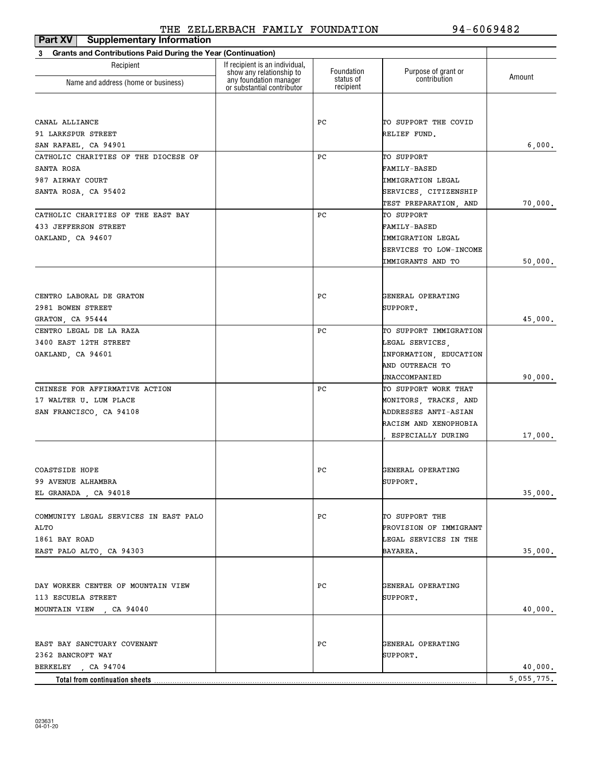THE ZELLERBACH FAMILY FOUNDATION 94-6069482

**Part XV Supplementary Information**

**3 Grants and Contributions Paid During the Year (Continuation)**

| Recipient Name and address (home or business) | If recipient is an individual, show any relationship to any foundation manager or substantial contributor | Foundation status of recipient | Purpose of grant or contribution | Amount |
|---|---|---|---|---|
| CANAL ALLIANCE<br>91 LARKSPUR STREET<br>SAN RAFAEL, CA 94901 | | PC | TO SUPPORT THE COVID RELIEF FUND. | 6,000. |
| CATHOLIC CHARITIES OF THE DIOCESE OF SANTA ROSA<br>987 AIRWAY COURT<br>SANTA ROSA, CA 95402 | | PC | TO SUPPORT FAMILY-BASED IMMIGRATION LEGAL SERVICES, CITIZENSHIP TEST PREPARATION, AND | 70,000. |
| CATHOLIC CHARITIES OF THE EAST BAY<br>433 JEFFERSON STREET<br>OAKLAND, CA 94607 | | PC | TO SUPPORT FAMILY-BASED IMMIGRATION LEGAL SERVICES TO LOW-INCOME IMMIGRANTS AND TO | 50,000. |
| CENTRO LABORAL DE GRATON<br>2981 BOWEN STREET<br>GRATON, CA 95444 | | PC | GENERAL OPERATING SUPPORT. | 45,000. |
| CENTRO LEGAL DE LA RAZA<br>3400 EAST 12TH STREET<br>OAKLAND, CA 94601 | | PC | TO SUPPORT IMMIGRATION LEGAL SERVICES, INFORMATION, EDUCATION AND OUTREACH TO UNACCOMPANIED | 90,000. |
| CHINESE FOR AFFIRMATIVE ACTION<br>17 WALTER U. LUM PLACE<br>SAN FRANCISCO, CA 94108 | | PC | TO SUPPORT WORK THAT MONITORS, TRACKS, AND ADDRESSES ANTI-ASIAN RACISM AND XENOPHOBIA , ESPECIALLY DURING | 17,000. |
| COASTSIDE HOPE<br>99 AVENUE ALHAMBRA<br>EL GRANADA , CA 94018 | | PC | GENERAL OPERATING SUPPORT. | 35,000. |
| COMMUNITY LEGAL SERVICES IN EAST PALO ALTO<br>1861 BAY ROAD<br>EAST PALO ALTO, CA 94303 | | PC | TO SUPPORT THE PROVISION OF IMMIGRANT LEGAL SERVICES IN THE BAYAREA. | 35,000. |
| DAY WORKER CENTER OF MOUNTAIN VIEW<br>113 ESCUELA STREET<br>MOUNTAIN VIEW , CA 94040 | | PC | GENERAL OPERATING SUPPORT. | 40,000. |
| EAST BAY SANCTUARY COVENANT<br>2362 BANCROFT WAY<br>BERKELEY , CA 94704 | | PC | GENERAL OPERATING SUPPORT. | 40,000. |
| **Total from continuation sheets** | | | | 5,055,775. |

023631 04-01-20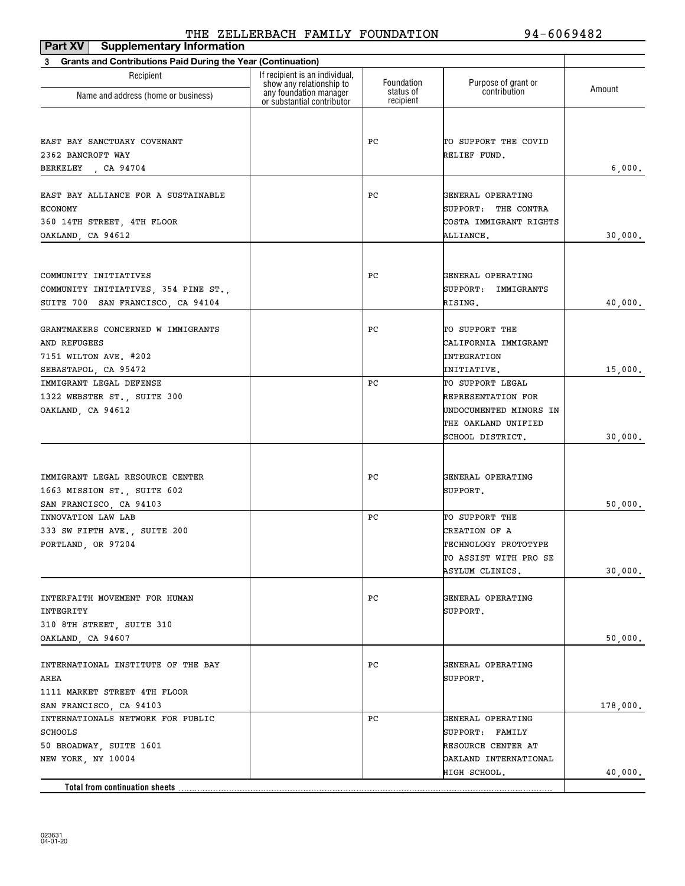THE ZELLERBACH FAMILY FOUNDATION 94-6069482

**Part XV Supplementary Information**

**3 Grants and Contributions Paid During the Year (Continuation)**

| Recipient Name and address (home or business) | If recipient is an individual, show any relationship to any foundation manager or substantial contributor | Foundation status of recipient | Purpose of grant or contribution | Amount |
|---|---|---|---|---|
| EAST BAY SANCTUARY COVENANT 2362 BANCROFT WAY BERKELEY , CA 94704 | | PC | TO SUPPORT THE COVID RELIEF FUND. | 6,000. |
| EAST BAY ALLIANCE FOR A SUSTAINABLE ECONOMY 360 14TH STREET, 4TH FLOOR OAKLAND, CA 94612 | | PC | GENERAL OPERATING SUPPORT: THE CONTRA COSTA IMMIGRANT RIGHTS ALLIANCE. | 30,000. |
| COMMUNITY INITIATIVES COMMUNITY INITIATIVES, 354 PINE ST., SUITE 700 SAN FRANCISCO, CA 94104 | | PC | GENERAL OPERATING SUPPORT: IMMIGRANTS RISING. | 40,000. |
| GRANTMAKERS CONCERNED W IMMIGRANTS AND REFUGEES 7151 WILTON AVE. #202 SEBASTAPOL, CA 95472 | | PC | TO SUPPORT THE CALIFORNIA IMMIGRANT INTEGRATION INITIATIVE. | 15,000. |
| IMMIGRANT LEGAL DEFENSE 1322 WEBSTER ST., SUITE 300 OAKLAND, CA 94612 | | PC | TO SUPPORT LEGAL REPRESENTATION FOR UNDOCUMENTED MINORS IN THE OAKLAND UNIFIED SCHOOL DISTRICT. | 30,000. |
| IMMIGRANT LEGAL RESOURCE CENTER 1663 MISSION ST., SUITE 602 SAN FRANCISCO, CA 94103 | | PC | GENERAL OPERATING SUPPORT. | 50,000. |
| INNOVATION LAW LAB 333 SW FIFTH AVE., SUITE 200 PORTLAND, OR 97204 | | PC | TO SUPPORT THE CREATION OF A TECHNOLOGY PROTOTYPE TO ASSIST WITH PRO SE ASYLUM CLINICS. | 30,000. |
| INTERFAITH MOVEMENT FOR HUMAN INTEGRITY 310 8TH STREET, SUITE 310 OAKLAND, CA 94607 | | PC | GENERAL OPERATING SUPPORT. | 50,000. |
| INTERNATIONAL INSTITUTE OF THE BAY AREA 1111 MARKET STREET 4TH FLOOR SAN FRANCISCO, CA 94103 | | PC | GENERAL OPERATING SUPPORT. | 178,000. |
| INTERNATIONALS NETWORK FOR PUBLIC SCHOOLS 50 BROADWAY, SUITE 1601 NEW YORK, NY 10004 | | PC | GENERAL OPERATING SUPPORT: FAMILY RESOURCE CENTER AT OAKLAND INTERNATIONAL HIGH SCHOOL. | 40,000. |
| **Total from continuation sheets** | | | | |

023631 04-01-20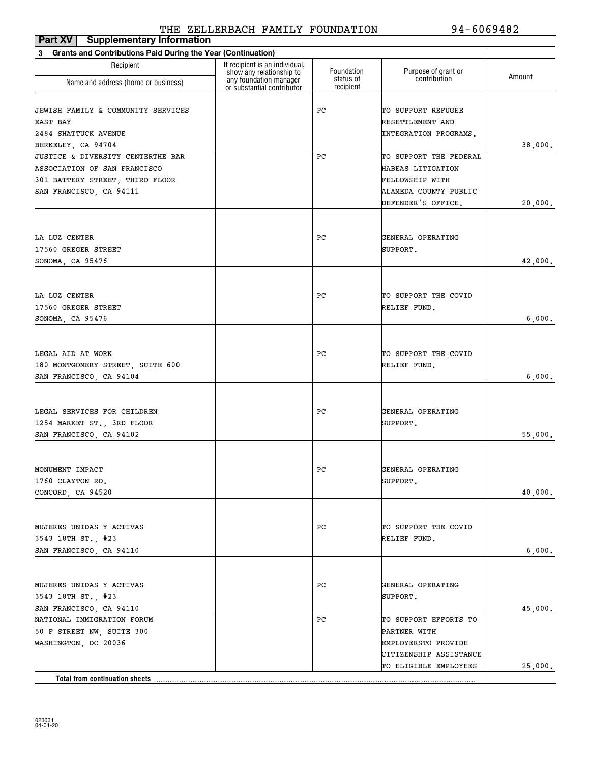THE ZELLERBACH FAMILY FOUNDATION 94-6069482

## Part XV Supplementary Information

**3 Grants and Contributions Paid During the Year (Continuation)**

| Recipient Name and address (home or business) | If recipient is an individual, show any relationship to any foundation manager or substantial contributor | Foundation status of recipient | Purpose of grant or contribution | Amount |
|---|---|---|---|---|
| JEWISH FAMILY & COMMUNITY SERVICES EAST BAY 2484 SHATTUCK AVENUE BERKELEY, CA 94704 | | PC | TO SUPPORT REFUGEE RESETTLEMENT AND INTEGRATION PROGRAMS. | 38,000. |
| JUSTICE & DIVERSITY CENTERTHE BAR ASSOCIATION OF SAN FRANCISCO 301 BATTERY STREET, THIRD FLOOR SAN FRANCISCO, CA 94111 | | PC | TO SUPPORT THE FEDERAL HABEAS LITIGATION FELLOWSHIP WITH ALAMEDA COUNTY PUBLIC DEFENDER'S OFFICE. | 20,000. |
| LA LUZ CENTER 17560 GREGER STREET SONOMA, CA 95476 | | PC | GENERAL OPERATING SUPPORT. | 42,000. |
| LA LUZ CENTER 17560 GREGER STREET SONOMA, CA 95476 | | PC | TO SUPPORT THE COVID RELIEF FUND. | 6,000. |
| LEGAL AID AT WORK 180 MONTGOMERY STREET, SUITE 600 SAN FRANCISCO, CA 94104 | | PC | TO SUPPORT THE COVID RELIEF FUND. | 6,000. |
| LEGAL SERVICES FOR CHILDREN 1254 MARKET ST., 3RD FLOOR SAN FRANCISCO, CA 94102 | | PC | GENERAL OPERATING SUPPORT. | 55,000. |
| MONUMENT IMPACT 1760 CLAYTON RD. CONCORD, CA 94520 | | PC | GENERAL OPERATING SUPPORT. | 40,000. |
| MUJERES UNIDAS Y ACTIVAS 3543 18TH ST., #23 SAN FRANCISCO, CA 94110 | | PC | TO SUPPORT THE COVID RELIEF FUND. | 6,000. |
| MUJERES UNIDAS Y ACTIVAS 3543 18TH ST., #23 SAN FRANCISCO, CA 94110 | | PC | GENERAL OPERATING SUPPORT. | 45,000. |
| NATIONAL IMMIGRATION FORUM 50 F STREET NW, SUITE 300 WASHINGTON, DC 20036 | | PC | TO SUPPORT EFFORTS TO PARTNER WITH EMPLOYERSTO PROVIDE CITIZENSHIP ASSISTANCE TO ELIGIBLE EMPLOYEES | 25,000. |
| **Total from continuation sheets** | | | | |

023631
04-01-20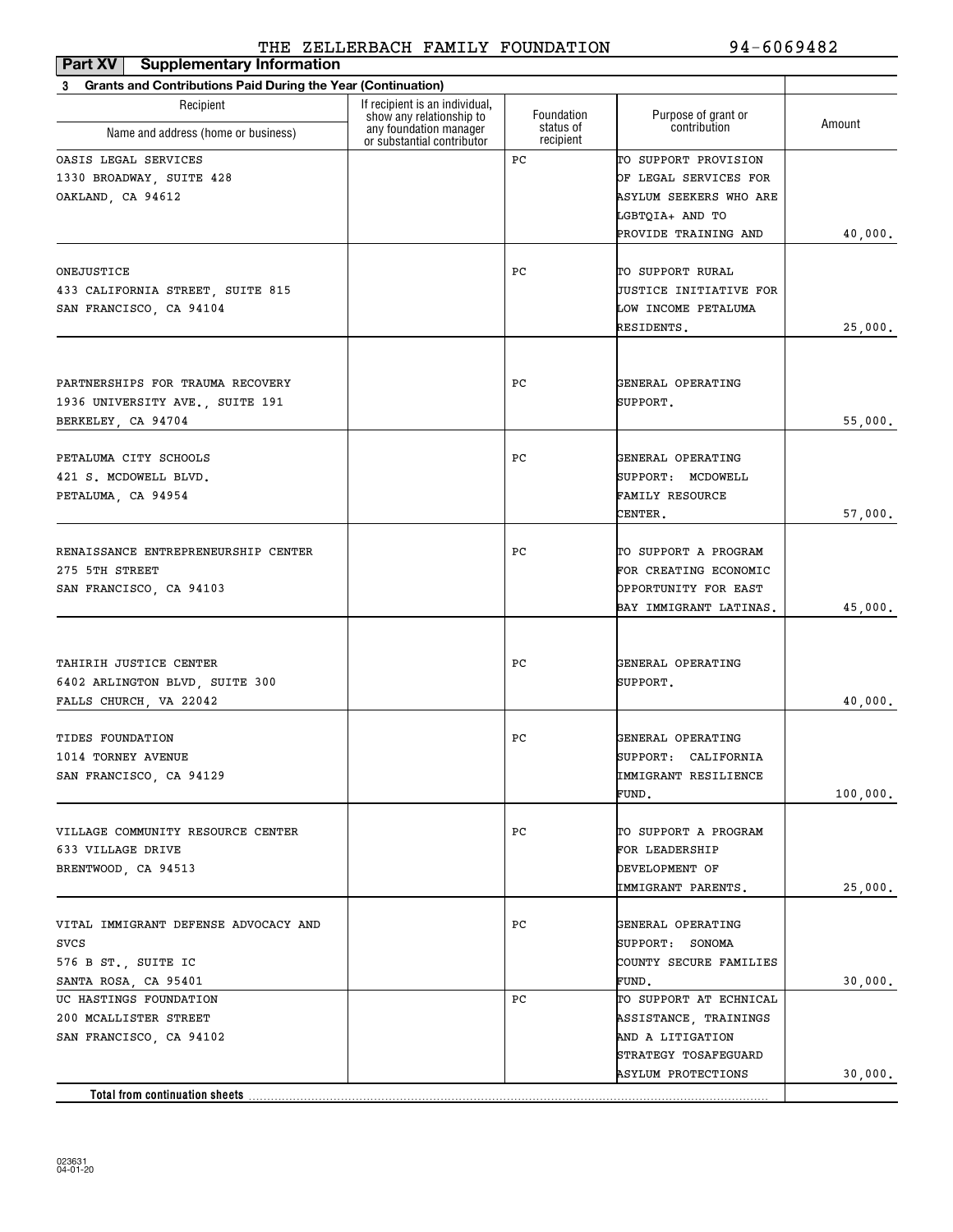THE ZELLERBACH FAMILY FOUNDATION 94-6069482

**Part XV Supplementary Information**

**3 Grants and Contributions Paid During the Year (Continuation)**

| Recipient Name and address (home or business) | If recipient is an individual, show any relationship to any foundation manager or substantial contributor | Foundation status of recipient | Purpose of grant or contribution | Amount |
|---|---|---|---|---|
| OASIS LEGAL SERVICES<br>1330 BROADWAY, SUITE 428<br>OAKLAND, CA 94612 | | PC | TO SUPPORT PROVISION OF LEGAL SERVICES FOR ASYLUM SEEKERS WHO ARE LGBTQIA+ AND TO PROVIDE TRAINING AND | 40,000. |
| ONEJUSTICE<br>433 CALIFORNIA STREET, SUITE 815<br>SAN FRANCISCO, CA 94104 | | PC | TO SUPPORT RURAL JUSTICE INITIATIVE FOR LOW INCOME PETALUMA RESIDENTS. | 25,000. |
| PARTNERSHIPS FOR TRAUMA RECOVERY<br>1936 UNIVERSITY AVE., SUITE 191<br>BERKELEY, CA 94704 | | PC | GENERAL OPERATING SUPPORT. | 55,000. |
| PETALUMA CITY SCHOOLS<br>421 S. MCDOWELL BLVD.<br>PETALUMA, CA 94954 | | PC | GENERAL OPERATING SUPPORT: MCDOWELL FAMILY RESOURCE CENTER. | 57,000. |
| RENAISSANCE ENTREPRENEURSHIP CENTER<br>275 5TH STREET<br>SAN FRANCISCO, CA 94103 | | PC | TO SUPPORT A PROGRAM FOR CREATING ECONOMIC OPPORTUNITY FOR EAST BAY IMMIGRANT LATINAS. | 45,000. |
| TAHIRIH JUSTICE CENTER<br>6402 ARLINGTON BLVD, SUITE 300<br>FALLS CHURCH, VA 22042 | | PC | GENERAL OPERATING SUPPORT. | 40,000. |
| TIDES FOUNDATION<br>1014 TORNEY AVENUE<br>SAN FRANCISCO, CA 94129 | | PC | GENERAL OPERATING SUPPORT: CALIFORNIA IMMIGRANT RESILIENCE FUND. | 100,000. |
| VILLAGE COMMUNITY RESOURCE CENTER<br>633 VILLAGE DRIVE<br>BRENTWOOD, CA 94513 | | PC | TO SUPPORT A PROGRAM FOR LEADERSHIP DEVELOPMENT OF IMMIGRANT PARENTS. | 25,000. |
| VITAL IMMIGRANT DEFENSE ADVOCACY AND SVCS<br>576 B ST., SUITE IC<br>SANTA ROSA, CA 95401 | | PC | GENERAL OPERATING SUPPORT: SONOMA COUNTY SECURE FAMILIES FUND. | 30,000. |
| UC HASTINGS FOUNDATION<br>200 MCALLISTER STREET<br>SAN FRANCISCO, CA 94102 | | PC | TO SUPPORT AT ECHNICAL ASSISTANCE, TRAININGS AND A LITIGATION STRATEGY TOSAFEGUARD ASYLUM PROTECTIONS | 30,000. |
| **Total from continuation sheets** | | | | |

023631
04-01-20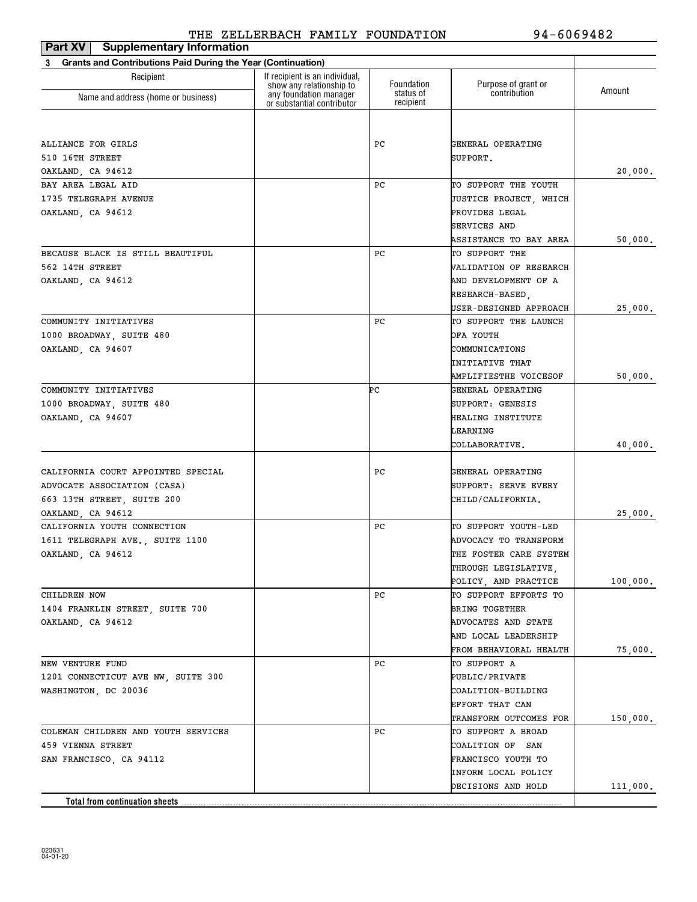THE ZELLERBACH FAMILY FOUNDATION 94-6069482

**Part XV Supplementary Information**

**3 Grants and Contributions Paid During the Year (Continuation)**

| Recipient Name and address (home or business) | If recipient is an individual, show any relationship to any foundation manager or substantial contributor | Foundation status of recipient | Purpose of grant or contribution | Amount |
|---|---|---|---|---|
| ALLIANCE FOR GIRLS<br>510 16TH STREET<br>OAKLAND, CA 94612 | | PC | GENERAL OPERATING SUPPORT. | 20,000. |
| BAY AREA LEGAL AID<br>1735 TELEGRAPH AVENUE<br>OAKLAND, CA 94612 | | PC | TO SUPPORT THE YOUTH JUSTICE PROJECT, WHICH PROVIDES LEGAL SERVICES AND ASSISTANCE TO BAY AREA | 50,000. |
| BECAUSE BLACK IS STILL BEAUTIFUL<br>562 14TH STREET<br>OAKLAND, CA 94612 | | PC | TO SUPPORT THE VALIDATION OF RESEARCH AND DEVELOPMENT OF A RESEARCH-BASED, USER-DESIGNED APPROACH | 25,000. |
| COMMUNITY INITIATIVES<br>1000 BROADWAY, SUITE 480<br>OAKLAND, CA 94607 | | PC | TO SUPPORT THE LAUNCH OFA YOUTH COMMUNICATIONS INITIATIVE THAT AMPLIFIESTHE VOICESOF | 50,000. |
| COMMUNITY INITIATIVES<br>1000 BROADWAY, SUITE 480<br>OAKLAND, CA 94607 | | PC | GENERAL OPERATING SUPPORT: GENESIS HEALING INSTITUTE LEARNING COLLABORATIVE. | 40,000. |
| CALIFORNIA COURT APPOINTED SPECIAL ADVOCATE ASSOCIATION (CASA)<br>663 13TH STREET, SUITE 200<br>OAKLAND, CA 94612 | | PC | GENERAL OPERATING SUPPORT: SERVE EVERY CHILD/CALIFORNIA. | 25,000. |
| CALIFORNIA YOUTH CONNECTION<br>1611 TELEGRAPH AVE., SUITE 1100<br>OAKLAND, CA 94612 | | PC | TO SUPPORT YOUTH-LED ADVOCACY TO TRANSFORM THE FOSTER CARE SYSTEM THROUGH LEGISLATIVE, POLICY, AND PRACTICE | 100,000. |
| CHILDREN NOW<br>1404 FRANKLIN STREET, SUITE 700<br>OAKLAND, CA 94612 | | PC | TO SUPPORT EFFORTS TO BRING TOGETHER ADVOCATES AND STATE AND LOCAL LEADERSHIP FROM BEHAVIORAL HEALTH | 75,000. |
| NEW VENTURE FUND<br>1201 CONNECTICUT AVE NW, SUITE 300<br>WASHINGTON, DC 20036 | | PC | TO SUPPORT A PUBLIC/PRIVATE COALITION-BUILDING EFFORT THAT CAN TRANSFORM OUTCOMES FOR | 150,000. |
| COLEMAN CHILDREN AND YOUTH SERVICES<br>459 VIENNA STREET<br>SAN FRANCISCO, CA 94112 | | PC | TO SUPPORT A BROAD COALITION OF SAN FRANCISCO YOUTH TO INFORM LOCAL POLICY DECISIONS AND HOLD | 111,000. |
| **Total from continuation sheets** | | | | |

023631
04-01-20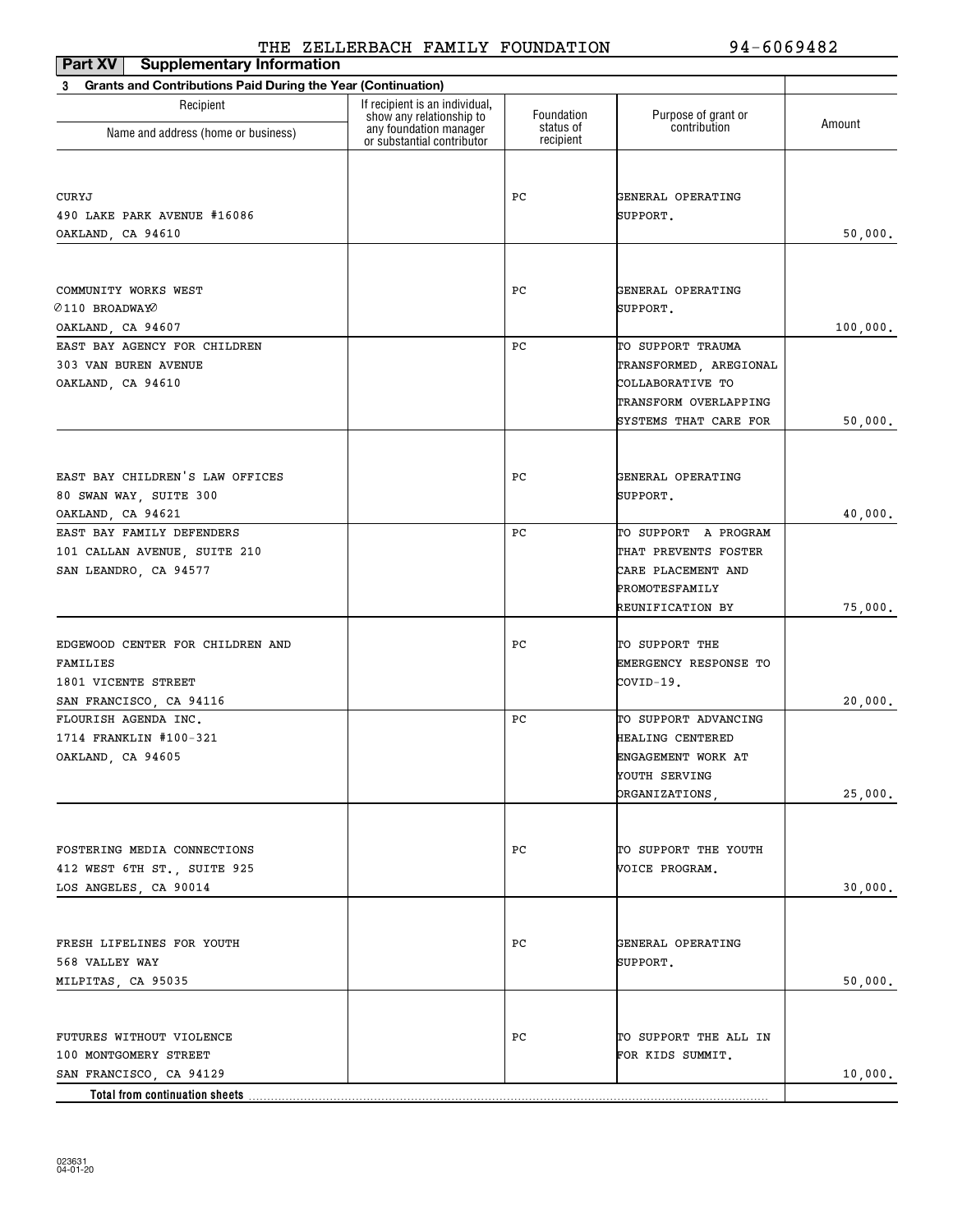THE ZELLERBACH FAMILY FOUNDATION 94-6069482

**Part XV Supplementary Information**

**3 Grants and Contributions Paid During the Year (Continuation)**

| Recipient<br>Name and address (home or business) | If recipient is an individual, show any relationship to any foundation manager or substantial contributor | Foundation status of recipient | Purpose of grant or contribution | Amount |
|---|---|---|---|---|
| CURYJ<br>490 LAKE PARK AVENUE #16086<br>OAKLAND, CA 94610 | | PC | GENERAL OPERATING SUPPORT. | 50,000. |
| COMMUNITY WORKS WEST<br>Ø110 BROADWAYØ<br>OAKLAND, CA 94607 | | PC | GENERAL OPERATING SUPPORT. | 100,000. |
| EAST BAY AGENCY FOR CHILDREN<br>303 VAN BUREN AVENUE<br>OAKLAND, CA 94610 | | PC | TO SUPPORT TRAUMA TRANSFORMED, AREGIONAL COLLABORATIVE TO TRANSFORM OVERLAPPING SYSTEMS THAT CARE FOR | 50,000. |
| EAST BAY CHILDREN'S LAW OFFICES<br>80 SWAN WAY, SUITE 300<br>OAKLAND, CA 94621 | | PC | GENERAL OPERATING SUPPORT. | 40,000. |
| EAST BAY FAMILY DEFENDERS<br>101 CALLAN AVENUE, SUITE 210<br>SAN LEANDRO, CA 94577 | | PC | TO SUPPORT A PROGRAM THAT PREVENTS FOSTER CARE PLACEMENT AND PROMOTESFAMILY REUNIFICATION BY | 75,000. |
| EDGEWOOD CENTER FOR CHILDREN AND FAMILIES<br>1801 VICENTE STREET<br>SAN FRANCISCO, CA 94116 | | PC | TO SUPPORT THE EMERGENCY RESPONSE TO COVID-19. | 20,000. |
| FLOURISH AGENDA INC.<br>1714 FRANKLIN #100-321<br>OAKLAND, CA 94605 | | PC | TO SUPPORT ADVANCING HEALING CENTERED ENGAGEMENT WORK AT YOUTH SERVING ORGANIZATIONS, | 25,000. |
| FOSTERING MEDIA CONNECTIONS<br>412 WEST 6TH ST., SUITE 925<br>LOS ANGELES, CA 90014 | | PC | TO SUPPORT THE YOUTH VOICE PROGRAM. | 30,000. |
| FRESH LIFELINES FOR YOUTH<br>568 VALLEY WAY<br>MILPITAS, CA 95035 | | PC | GENERAL OPERATING SUPPORT. | 50,000. |
| FUTURES WITHOUT VIOLENCE<br>100 MONTGOMERY STREET<br>SAN FRANCISCO, CA 94129 | | PC | TO SUPPORT THE ALL IN FOR KIDS SUMMIT. | 10,000. |
| **Total from continuation sheets** | | | | |

023631 04-01-20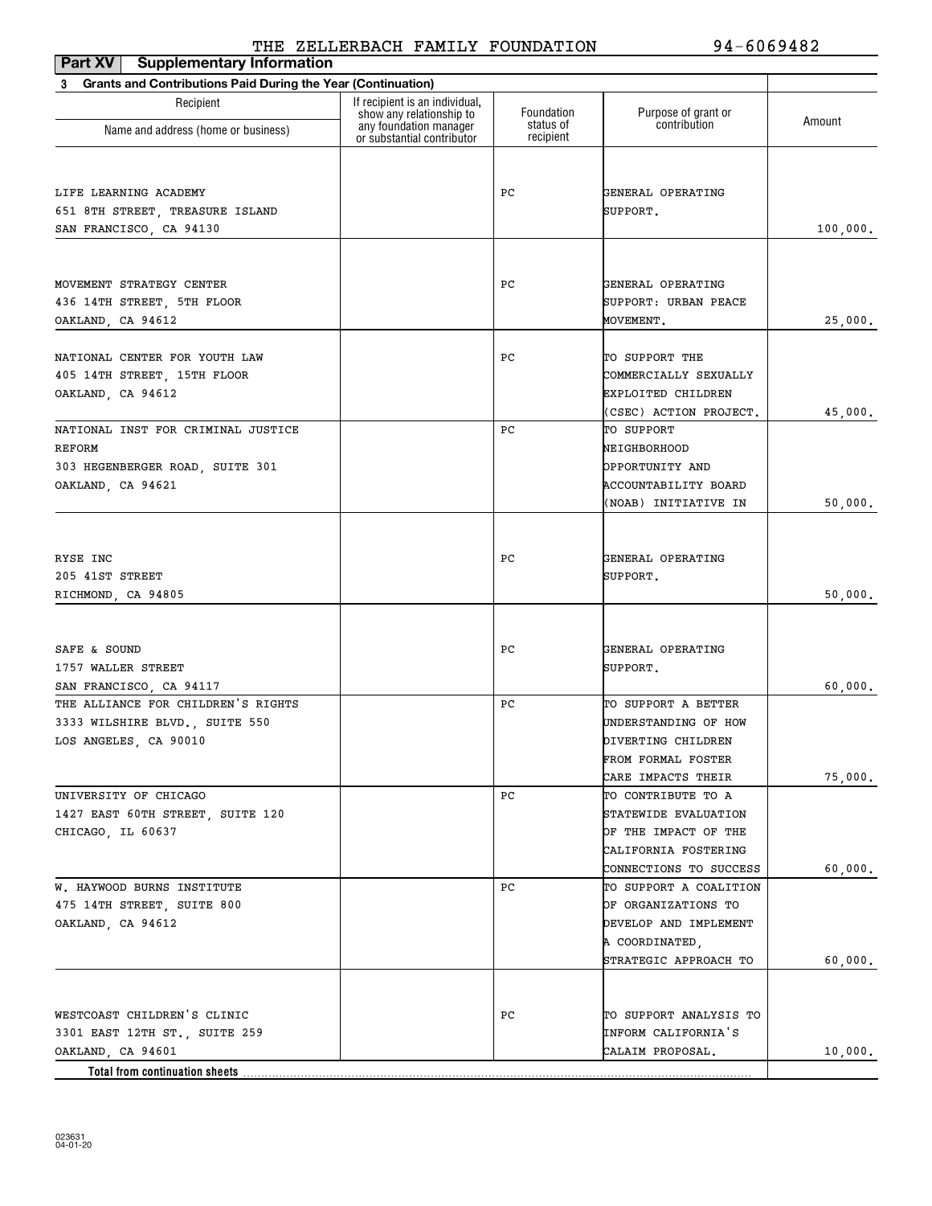THE ZELLERBACH FAMILY FOUNDATION 94-6069482

**Part XV Supplementary Information**

**3 Grants and Contributions Paid During the Year (Continuation)**

| Recipient Name and address (home or business) | If recipient is an individual, show any relationship to any foundation manager or substantial contributor | Foundation status of recipient | Purpose of grant or contribution | Amount |
|---|---|---|---|---|
| LIFE LEARNING ACADEMY<br>651 8TH STREET, TREASURE ISLAND<br>SAN FRANCISCO, CA 94130 | | PC | GENERAL OPERATING SUPPORT. | 100,000. |
| MOVEMENT STRATEGY CENTER<br>436 14TH STREET, 5TH FLOOR<br>OAKLAND, CA 94612 | | PC | GENERAL OPERATING SUPPORT: URBAN PEACE MOVEMENT. | 25,000. |
| NATIONAL CENTER FOR YOUTH LAW<br>405 14TH STREET, 15TH FLOOR<br>OAKLAND, CA 94612 | | PC | TO SUPPORT THE COMMERCIALLY SEXUALLY EXPLOITED CHILDREN (CSEC) ACTION PROJECT. | 45,000. |
| NATIONAL INST FOR CRIMINAL JUSTICE REFORM<br>303 HEGENBERGER ROAD, SUITE 301<br>OAKLAND, CA 94621 | | PC | TO SUPPORT NEIGHBORHOOD OPPORTUNITY AND ACCOUNTABILITY BOARD (NOAB) INITIATIVE IN | 50,000. |
| RYSE INC<br>205 41ST STREET<br>RICHMOND, CA 94805 | | PC | GENERAL OPERATING SUPPORT. | 50,000. |
| SAFE & SOUND<br>1757 WALLER STREET<br>SAN FRANCISCO, CA 94117 | | PC | GENERAL OPERATING SUPPORT. | 60,000. |
| THE ALLIANCE FOR CHILDREN'S RIGHTS<br>3333 WILSHIRE BLVD., SUITE 550<br>LOS ANGELES, CA 90010 | | PC | TO SUPPORT A BETTER UNDERSTANDING OF HOW DIVERTING CHILDREN FROM FORMAL FOSTER CARE IMPACTS THEIR | 75,000. |
| UNIVERSITY OF CHICAGO<br>1427 EAST 60TH STREET, SUITE 120<br>CHICAGO, IL 60637 | | PC | TO CONTRIBUTE TO A STATEWIDE EVALUATION OF THE IMPACT OF THE CALIFORNIA FOSTERING CONNECTIONS TO SUCCESS | 60,000. |
| W. HAYWOOD BURNS INSTITUTE<br>475 14TH STREET, SUITE 800<br>OAKLAND, CA 94612 | | PC | TO SUPPORT A COALITION OF ORGANIZATIONS TO DEVELOP AND IMPLEMENT A COORDINATED, STRATEGIC APPROACH TO | 60,000. |
| WESTCOAST CHILDREN'S CLINIC<br>3301 EAST 12TH ST., SUITE 259<br>OAKLAND, CA 94601 | | PC | TO SUPPORT ANALYSIS TO INFORM CALIFORNIA'S CALAIM PROPOSAL. | 10,000. |
| **Total from continuation sheets** | | | | |

023631 04-01-20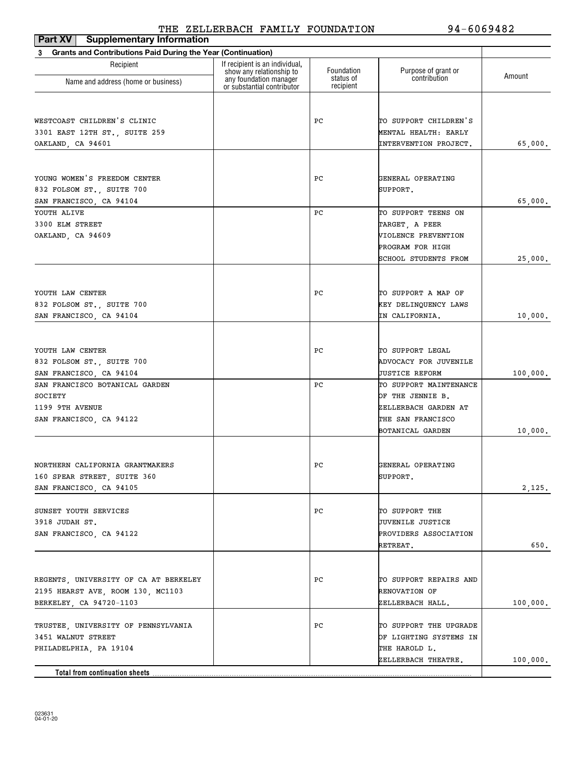THE ZELLERBACH FAMILY FOUNDATION 94-6069482

**Part XV | Supplementary Information**

**3 Grants and Contributions Paid During the Year (Continuation)**

| Recipient<br>Name and address (home or business) | If recipient is an individual, show any relationship to any foundation manager or substantial contributor | Foundation status of recipient | Purpose of grant or contribution | Amount |
|---|---|---|---|---|
| WESTCOAST CHILDREN'S CLINIC<br>3301 EAST 12TH ST., SUITE 259<br>OAKLAND, CA 94601 | | PC | TO SUPPORT CHILDREN'S MENTAL HEALTH: EARLY INTERVENTION PROJECT. | 65,000. |
| YOUNG WOMEN'S FREEDOM CENTER<br>832 FOLSOM ST., SUITE 700<br>SAN FRANCISCO, CA 94104 | | PC | GENERAL OPERATING SUPPORT. | 65,000. |
| YOUTH ALIVE<br>3300 ELM STREET<br>OAKLAND, CA 94609 | | PC | TO SUPPORT TEENS ON TARGET, A PEER VIOLENCE PREVENTION PROGRAM FOR HIGH SCHOOL STUDENTS FROM | 25,000. |
| YOUTH LAW CENTER<br>832 FOLSOM ST., SUITE 700<br>SAN FRANCISCO, CA 94104 | | PC | TO SUPPORT A MAP OF KEY DELINQUENCY LAWS IN CALIFORNIA. | 10,000. |
| YOUTH LAW CENTER<br>832 FOLSOM ST., SUITE 700<br>SAN FRANCISCO, CA 94104 | | PC | TO SUPPORT LEGAL ADVOCACY FOR JUVENILE JUSTICE REFORM | 100,000. |
| SAN FRANCISCO BOTANICAL GARDEN SOCIETY<br>1199 9TH AVENUE<br>SAN FRANCISCO, CA 94122 | | PC | TO SUPPORT MAINTENANCE OF THE JENNIE B. ZELLERBACH GARDEN AT THE SAN FRANCISCO BOTANICAL GARDEN | 10,000. |
| NORTHERN CALIFORNIA GRANTMAKERS<br>160 SPEAR STREET, SUITE 360<br>SAN FRANCISCO, CA 94105 | | PC | GENERAL OPERATING SUPPORT. | 2,125. |
| SUNSET YOUTH SERVICES<br>3918 JUDAH ST.<br>SAN FRANCISCO, CA 94122 | | PC | TO SUPPORT THE JUVENILE JUSTICE PROVIDERS ASSOCIATION RETREAT. | 650. |
| REGENTS, UNIVERSITY OF CA AT BERKELEY<br>2195 HEARST AVE, ROOM 130, MC1103<br>BERKELEY, CA 94720-1103 | | PC | TO SUPPORT REPAIRS AND RENOVATION OF ZELLERBACH HALL. | 100,000. |
| TRUSTEE, UNIVERSITY OF PENNSYLVANIA<br>3451 WALNUT STREET<br>PHILADELPHIA, PA 19104 | | PC | TO SUPPORT THE UPGRADE OF LIGHTING SYSTEMS IN THE HAROLD L. ZELLERBACH THEATRE. | 100,000. |
| **Total from continuation sheets** | | | | |

023631
04-01-20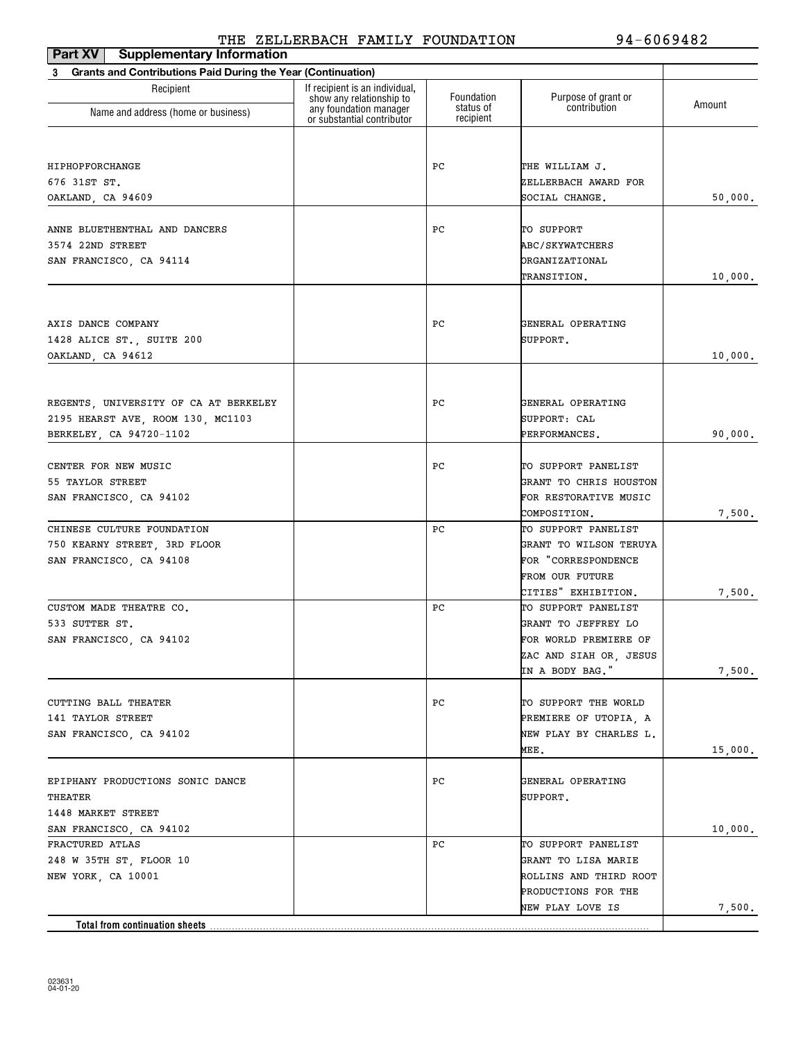THE ZELLERBACH FAMILY FOUNDATION 94-6069482

**Part XV Supplementary Information**

**3 Grants and Contributions Paid During the Year (Continuation)**

| Recipient Name and address (home or business) | If recipient is an individual, show any relationship to any foundation manager or substantial contributor | Foundation status of recipient | Purpose of grant or contribution | Amount |
|---|---|---|---|---|
| HIPHOPFORCHANGE<br>676 31ST ST.<br>OAKLAND, CA 94609 | | PC | THE WILLIAM J. ZELLERBACH AWARD FOR SOCIAL CHANGE. | 50,000. |
| ANNE BLUETHENTHAL AND DANCERS<br>3574 22ND STREET<br>SAN FRANCISCO, CA 94114 | | PC | TO SUPPORT ABC/SKYWATCHERS ORGANIZATIONAL TRANSITION. | 10,000. |
| AXIS DANCE COMPANY<br>1428 ALICE ST., SUITE 200<br>OAKLAND, CA 94612 | | PC | GENERAL OPERATING SUPPORT. | 10,000. |
| REGENTS, UNIVERSITY OF CA AT BERKELEY<br>2195 HEARST AVE, ROOM 130, MC1103<br>BERKELEY, CA 94720-1102 | | PC | GENERAL OPERATING SUPPORT: CAL PERFORMANCES. | 90,000. |
| CENTER FOR NEW MUSIC<br>55 TAYLOR STREET<br>SAN FRANCISCO, CA 94102 | | PC | TO SUPPORT PANELIST GRANT TO CHRIS HOUSTON FOR RESTORATIVE MUSIC COMPOSITION. | 7,500. |
| CHINESE CULTURE FOUNDATION<br>750 KEARNY STREET, 3RD FLOOR<br>SAN FRANCISCO, CA 94108 | | PC | TO SUPPORT PANELIST GRANT TO WILSON TERUYA FOR "CORRESPONDENCE FROM OUR FUTURE CITIES" EXHIBITION. | 7,500. |
| CUSTOM MADE THEATRE CO.<br>533 SUTTER ST.<br>SAN FRANCISCO, CA 94102 | | PC | TO SUPPORT PANELIST GRANT TO JEFFREY LO FOR WORLD PREMIERE OF ZAC AND SIAH OR, JESUS IN A BODY BAG." | 7,500. |
| CUTTING BALL THEATER<br>141 TAYLOR STREET<br>SAN FRANCISCO, CA 94102 | | PC | TO SUPPORT THE WORLD PREMIERE OF UTOPIA, A NEW PLAY BY CHARLES L. MEE. | 15,000. |
| EPIPHANY PRODUCTIONS SONIC DANCE THEATER<br>1448 MARKET STREET<br>SAN FRANCISCO, CA 94102 | | PC | GENERAL OPERATING SUPPORT. | 10,000. |
| FRACTURED ATLAS<br>248 W 35TH ST, FLOOR 10<br>NEW YORK, CA 10001 | | PC | TO SUPPORT PANELIST GRANT TO LISA MARIE ROLLINS AND THIRD ROOT PRODUCTIONS FOR THE NEW PLAY LOVE IS | 7,500. |
| **Total from continuation sheets** | | | | |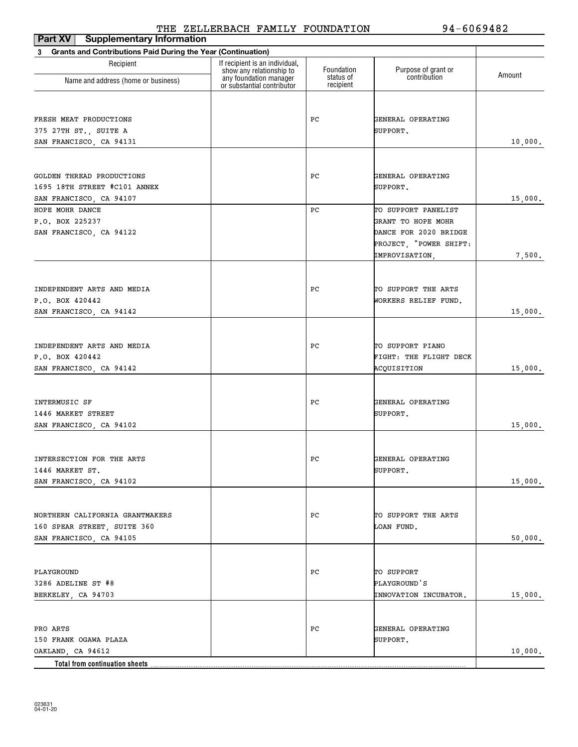THE ZELLERBACH FAMILY FOUNDATION 94-6069482

**Part XV Supplementary Information**

**3 Grants and Contributions Paid During the Year (Continuation)**

| Recipient Name and address (home or business) | If recipient is an individual, show any relationship to any foundation manager or substantial contributor | Foundation status of recipient | Purpose of grant or contribution | Amount |
|---|---|---|---|---|
| FRESH MEAT PRODUCTIONS<br>375 27TH ST., SUITE A<br>SAN FRANCISCO, CA 94131 | | PC | GENERAL OPERATING SUPPORT. | 10,000. |
| GOLDEN THREAD PRODUCTIONS<br>1695 18TH STREET #C101 ANNEX<br>SAN FRANCISCO, CA 94107 | | PC | GENERAL OPERATING SUPPORT. | 15,000. |
| HOPE MOHR DANCE<br>P.O. BOX 225237<br>SAN FRANCISCO, CA 94122 | | PC | TO SUPPORT PANELIST GRANT TO HOPE MOHR DANCE FOR 2020 BRIDGE PROJECT, "POWER SHIFT: IMPROVISATION, | 7,500. |
| INDEPENDENT ARTS AND MEDIA<br>P.O. BOX 420442<br>SAN FRANCISCO, CA 94142 | | PC | TO SUPPORT THE ARTS WORKERS RELIEF FUND. | 15,000. |
| INDEPENDENT ARTS AND MEDIA<br>P.O. BOX 420442<br>SAN FRANCISCO, CA 94142 | | PC | TO SUPPORT PIANO FIGHT: THE FLIGHT DECK ACQUISITION | 15,000. |
| INTERMUSIC SF<br>1446 MARKET STREET<br>SAN FRANCISCO, CA 94102 | | PC | GENERAL OPERATING SUPPORT. | 15,000. |
| INTERSECTION FOR THE ARTS<br>1446 MARKET ST.<br>SAN FRANCISCO, CA 94102 | | PC | GENERAL OPERATING SUPPORT. | 15,000. |
| NORTHERN CALIFORNIA GRANTMAKERS<br>160 SPEAR STREET, SUITE 360<br>SAN FRANCISCO, CA 94105 | | PC | TO SUPPORT THE ARTS LOAN FUND. | 50,000. |
| PLAYGROUND<br>3286 ADELINE ST #8<br>BERKELEY, CA 94703 | | PC | TO SUPPORT PLAYGROUND'S INNOVATION INCUBATOR. | 15,000. |
| PRO ARTS<br>150 FRANK OGAWA PLAZA<br>OAKLAND, CA 94612 | | PC | GENERAL OPERATING SUPPORT. | 10,000. |
| **Total from continuation sheets** | | | | |

023631 04-01-20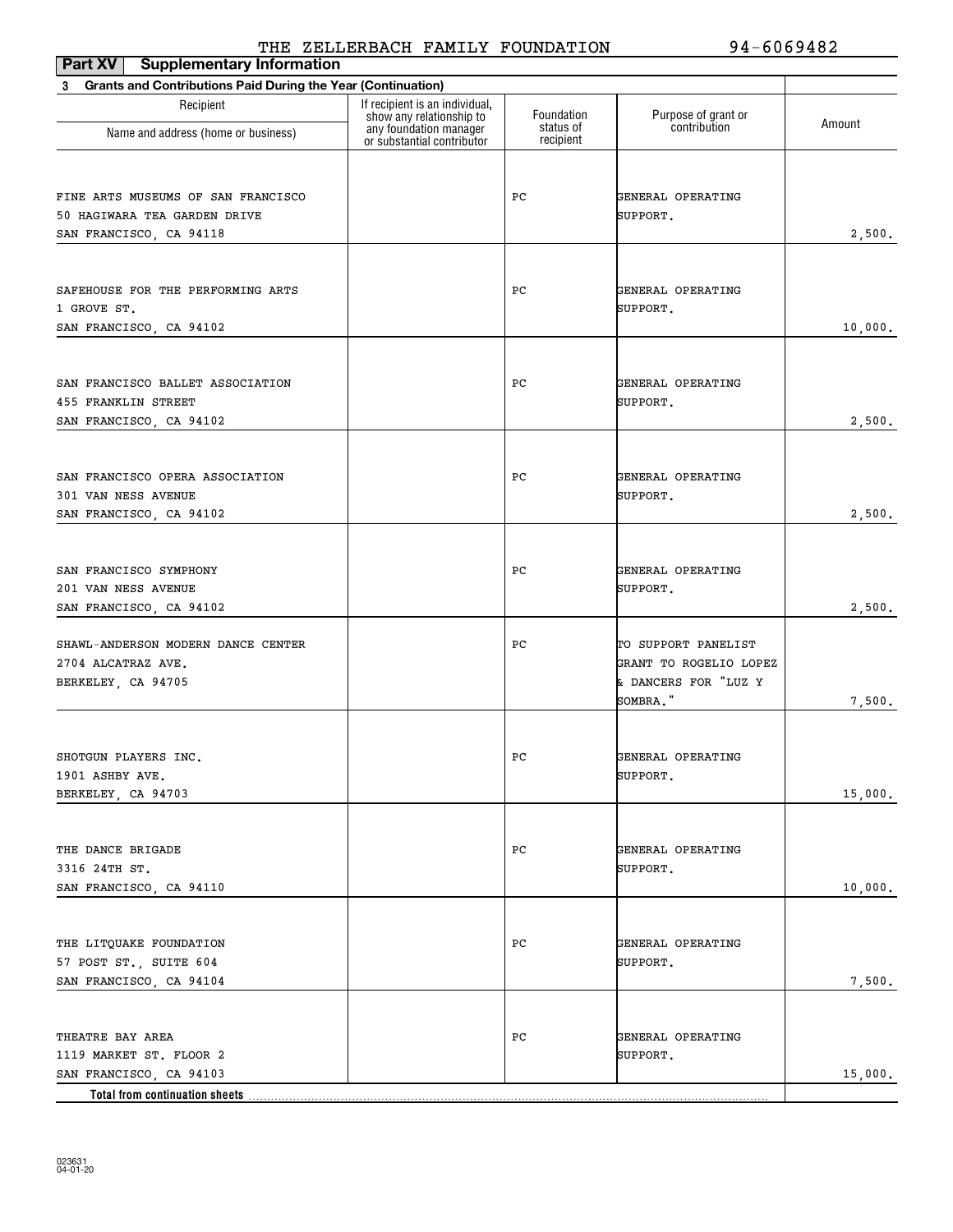THE ZELLERBACH FAMILY FOUNDATION 94-6069482

**Part XV Supplementary Information**

**3 Grants and Contributions Paid During the Year (Continuation)**

| Recipient Name and address (home or business) | If recipient is an individual, show any relationship to any foundation manager or substantial contributor | Foundation status of recipient | Purpose of grant or contribution | Amount |
|---|---|---|---|---|
| FINE ARTS MUSEUMS OF SAN FRANCISCO<br>50 HAGIWARA TEA GARDEN DRIVE<br>SAN FRANCISCO, CA 94118 | | PC | GENERAL OPERATING SUPPORT. | 2,500. |
| SAFEHOUSE FOR THE PERFORMING ARTS<br>1 GROVE ST.<br>SAN FRANCISCO, CA 94102 | | PC | GENERAL OPERATING SUPPORT. | 10,000. |
| SAN FRANCISCO BALLET ASSOCIATION<br>455 FRANKLIN STREET<br>SAN FRANCISCO, CA 94102 | | PC | GENERAL OPERATING SUPPORT. | 2,500. |
| SAN FRANCISCO OPERA ASSOCIATION<br>301 VAN NESS AVENUE<br>SAN FRANCISCO, CA 94102 | | PC | GENERAL OPERATING SUPPORT. | 2,500. |
| SAN FRANCISCO SYMPHONY<br>201 VAN NESS AVENUE<br>SAN FRANCISCO, CA 94102 | | PC | GENERAL OPERATING SUPPORT. | 2,500. |
| SHAWL-ANDERSON MODERN DANCE CENTER<br>2704 ALCATRAZ AVE.<br>BERKELEY, CA 94705 | | PC | TO SUPPORT PANELIST GRANT TO ROGELIO LOPEZ & DANCERS FOR "LUZ Y SOMBRA." | 7,500. |
| SHOTGUN PLAYERS INC.<br>1901 ASHBY AVE.<br>BERKELEY, CA 94703 | | PC | GENERAL OPERATING SUPPORT. | 15,000. |
| THE DANCE BRIGADE<br>3316 24TH ST.<br>SAN FRANCISCO, CA 94110 | | PC | GENERAL OPERATING SUPPORT. | 10,000. |
| THE LITQUAKE FOUNDATION<br>57 POST ST., SUITE 604<br>SAN FRANCISCO, CA 94104 | | PC | GENERAL OPERATING SUPPORT. | 7,500. |
| THEATRE BAY AREA<br>1119 MARKET ST. FLOOR 2<br>SAN FRANCISCO, CA 94103 | | PC | GENERAL OPERATING SUPPORT. | 15,000. |
| **Total from continuation sheets** | | | | |

023631 04-01-20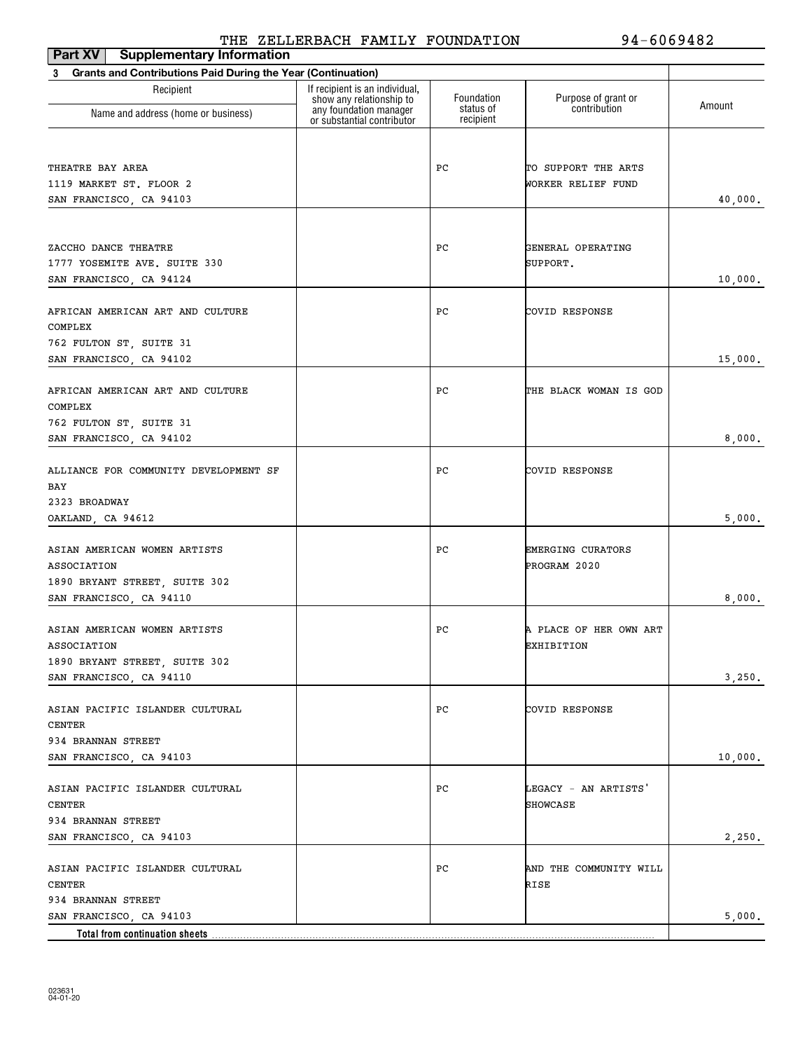THE ZELLERBACH FAMILY FOUNDATION 94-6069482

## Part XV Supplementary Information

**3 Grants and Contributions Paid During the Year (Continuation)**

| Recipient<br>Name and address (home or business) | If recipient is an individual, show any relationship to any foundation manager or substantial contributor | Foundation status of recipient | Purpose of grant or contribution | Amount |
|---|---|---|---|---|
| THEATRE BAY AREA<br>1119 MARKET ST. FLOOR 2<br>SAN FRANCISCO, CA 94103 | | PC | TO SUPPORT THE ARTS WORKER RELIEF FUND | 40,000. |
| ZACCHO DANCE THEATRE<br>1777 YOSEMITE AVE. SUITE 330<br>SAN FRANCISCO, CA 94124 | | PC | GENERAL OPERATING SUPPORT. | 10,000. |
| AFRICAN AMERICAN ART AND CULTURE COMPLEX<br>762 FULTON ST, SUITE 31<br>SAN FRANCISCO, CA 94102 | | PC | COVID RESPONSE | 15,000. |
| AFRICAN AMERICAN ART AND CULTURE COMPLEX<br>762 FULTON ST, SUITE 31<br>SAN FRANCISCO, CA 94102 | | PC | THE BLACK WOMAN IS GOD | 8,000. |
| ALLIANCE FOR COMMUNITY DEVELOPMENT SF BAY<br>2323 BROADWAY<br>OAKLAND, CA 94612 | | PC | COVID RESPONSE | 5,000. |
| ASIAN AMERICAN WOMEN ARTISTS ASSOCIATION<br>1890 BRYANT STREET, SUITE 302<br>SAN FRANCISCO, CA 94110 | | PC | EMERGING CURATORS PROGRAM 2020 | 8,000. |
| ASIAN AMERICAN WOMEN ARTISTS ASSOCIATION<br>1890 BRYANT STREET, SUITE 302<br>SAN FRANCISCO, CA 94110 | | PC | A PLACE OF HER OWN ART EXHIBITION | 3,250. |
| ASIAN PACIFIC ISLANDER CULTURAL CENTER<br>934 BRANNAN STREET<br>SAN FRANCISCO, CA 94103 | | PC | COVID RESPONSE | 10,000. |
| ASIAN PACIFIC ISLANDER CULTURAL CENTER<br>934 BRANNAN STREET<br>SAN FRANCISCO, CA 94103 | | PC | LEGACY - AN ARTISTS' SHOWCASE | 2,250. |
| ASIAN PACIFIC ISLANDER CULTURAL CENTER<br>934 BRANNAN STREET<br>SAN FRANCISCO, CA 94103 | | PC | AND THE COMMUNITY WILL RISE | 5,000. |
| **Total from continuation sheets** | | | | |

023631 04-01-20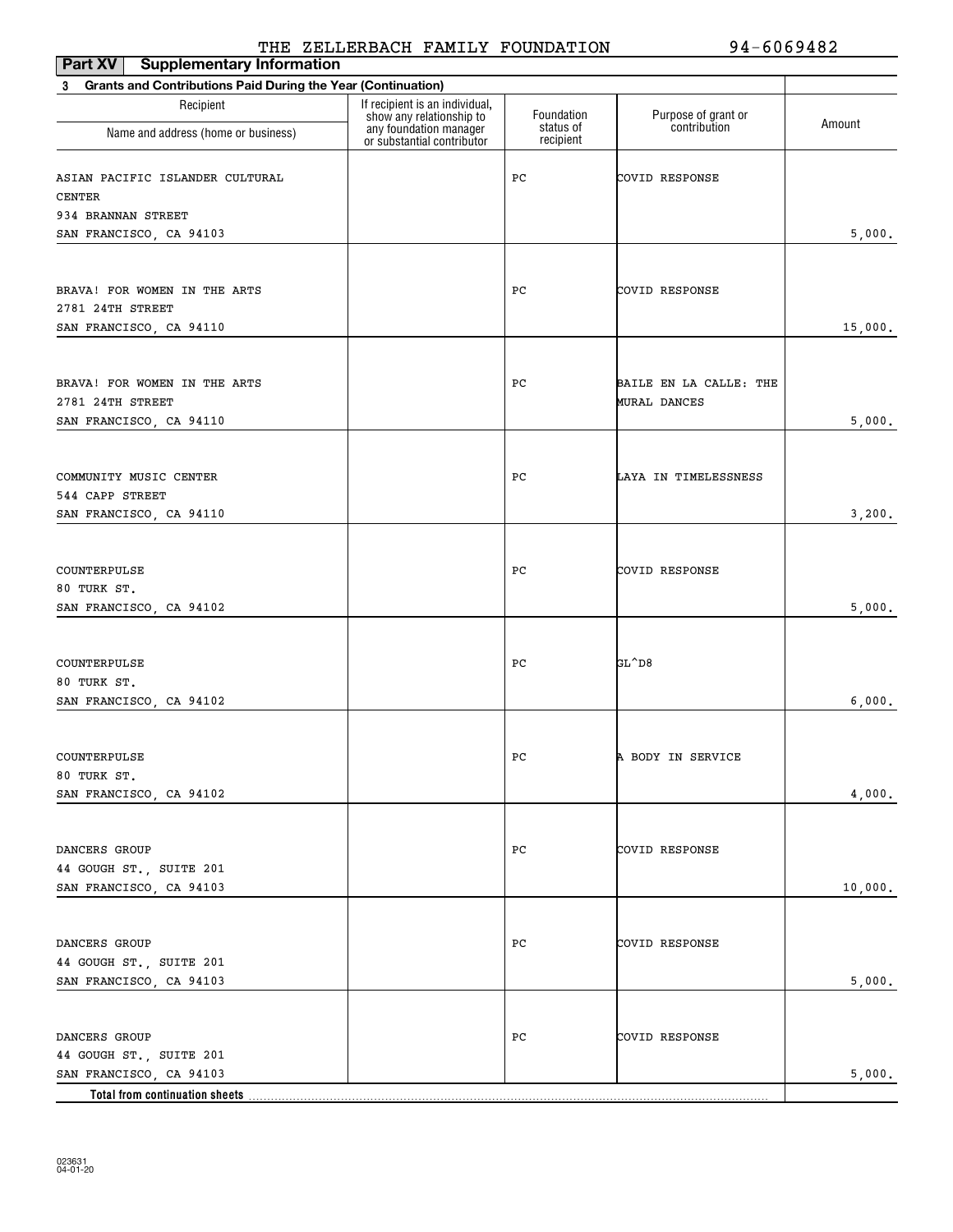THE ZELLERBACH FAMILY FOUNDATION 94-6069482

**Part XV Supplementary Information**

**3 Grants and Contributions Paid During the Year (Continuation)**

| Recipient<br>Name and address (home or business) | If recipient is an individual, show any relationship to any foundation manager or substantial contributor | Foundation status of recipient | Purpose of grant or contribution | Amount |
|---|---|---|---|---|
| ASIAN PACIFIC ISLANDER CULTURAL CENTER<br>934 BRANNAN STREET<br>SAN FRANCISCO, CA 94103 | | PC | COVID RESPONSE | 5,000. |
| BRAVA! FOR WOMEN IN THE ARTS<br>2781 24TH STREET<br>SAN FRANCISCO, CA 94110 | | PC | COVID RESPONSE | 15,000. |
| BRAVA! FOR WOMEN IN THE ARTS<br>2781 24TH STREET<br>SAN FRANCISCO, CA 94110 | | PC | BAILE EN LA CALLE: THE MURAL DANCES | 5,000. |
| COMMUNITY MUSIC CENTER<br>544 CAPP STREET<br>SAN FRANCISCO, CA 94110 | | PC | LAYA IN TIMELESSNESS | 3,200. |
| COUNTERPULSE<br>80 TURK ST.<br>SAN FRANCISCO, CA 94102 | | PC | COVID RESPONSE | 5,000. |
| COUNTERPULSE<br>80 TURK ST.<br>SAN FRANCISCO, CA 94102 | | PC | GL^D8 | 6,000. |
| COUNTERPULSE<br>80 TURK ST.<br>SAN FRANCISCO, CA 94102 | | PC | A BODY IN SERVICE | 4,000. |
| DANCERS GROUP<br>44 GOUGH ST., SUITE 201<br>SAN FRANCISCO, CA 94103 | | PC | COVID RESPONSE | 10,000. |
| DANCERS GROUP<br>44 GOUGH ST., SUITE 201<br>SAN FRANCISCO, CA 94103 | | PC | COVID RESPONSE | 5,000. |
| DANCERS GROUP<br>44 GOUGH ST., SUITE 201<br>SAN FRANCISCO, CA 94103 | | PC | COVID RESPONSE | 5,000. |
| **Total from continuation sheets** | | | | |

023631 04-01-20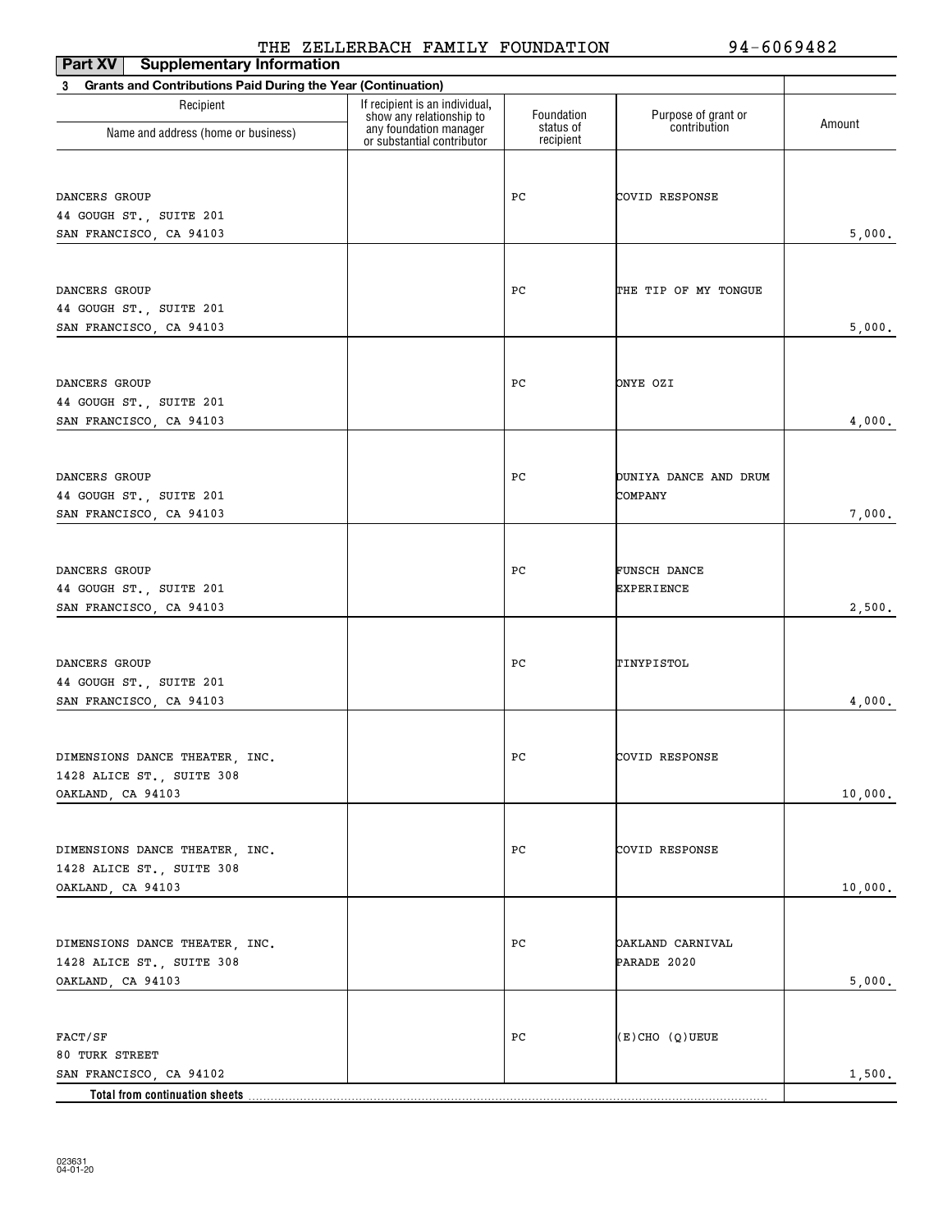THE ZELLERBACH FAMILY FOUNDATION 94-6069482

**Part XV Supplementary Information**

**3 Grants and Contributions Paid During the Year (Continuation)**

| Recipient Name and address (home or business) | If recipient is an individual, show any relationship to any foundation manager or substantial contributor | Foundation status of recipient | Purpose of grant or contribution | Amount |
|---|---|---|---|---|
| DANCERS GROUP<br>44 GOUGH ST., SUITE 201<br>SAN FRANCISCO, CA 94103 | | PC | COVID RESPONSE | 5,000. |
| DANCERS GROUP<br>44 GOUGH ST., SUITE 201<br>SAN FRANCISCO, CA 94103 | | PC | THE TIP OF MY TONGUE | 5,000. |
| DANCERS GROUP<br>44 GOUGH ST., SUITE 201<br>SAN FRANCISCO, CA 94103 | | PC | ONYE OZI | 4,000. |
| DANCERS GROUP<br>44 GOUGH ST., SUITE 201<br>SAN FRANCISCO, CA 94103 | | PC | DUNIYA DANCE AND DRUM COMPANY | 7,000. |
| DANCERS GROUP<br>44 GOUGH ST., SUITE 201<br>SAN FRANCISCO, CA 94103 | | PC | FUNSCH DANCE EXPERIENCE | 2,500. |
| DANCERS GROUP<br>44 GOUGH ST., SUITE 201<br>SAN FRANCISCO, CA 94103 | | PC | TINYPISTOL | 4,000. |
| DIMENSIONS DANCE THEATER, INC.<br>1428 ALICE ST., SUITE 308<br>OAKLAND, CA 94103 | | PC | COVID RESPONSE | 10,000. |
| DIMENSIONS DANCE THEATER, INC.<br>1428 ALICE ST., SUITE 308<br>OAKLAND, CA 94103 | | PC | COVID RESPONSE | 10,000. |
| DIMENSIONS DANCE THEATER, INC.<br>1428 ALICE ST., SUITE 308<br>OAKLAND, CA 94103 | | PC | OAKLAND CARNIVAL PARADE 2020 | 5,000. |
| FACT/SF<br>80 TURK STREET<br>SAN FRANCISCO, CA 94102 | | PC | (E)CHO (Q)UEUE | 1,500. |
| **Total from continuation sheets** | | | | |

023631 04-01-20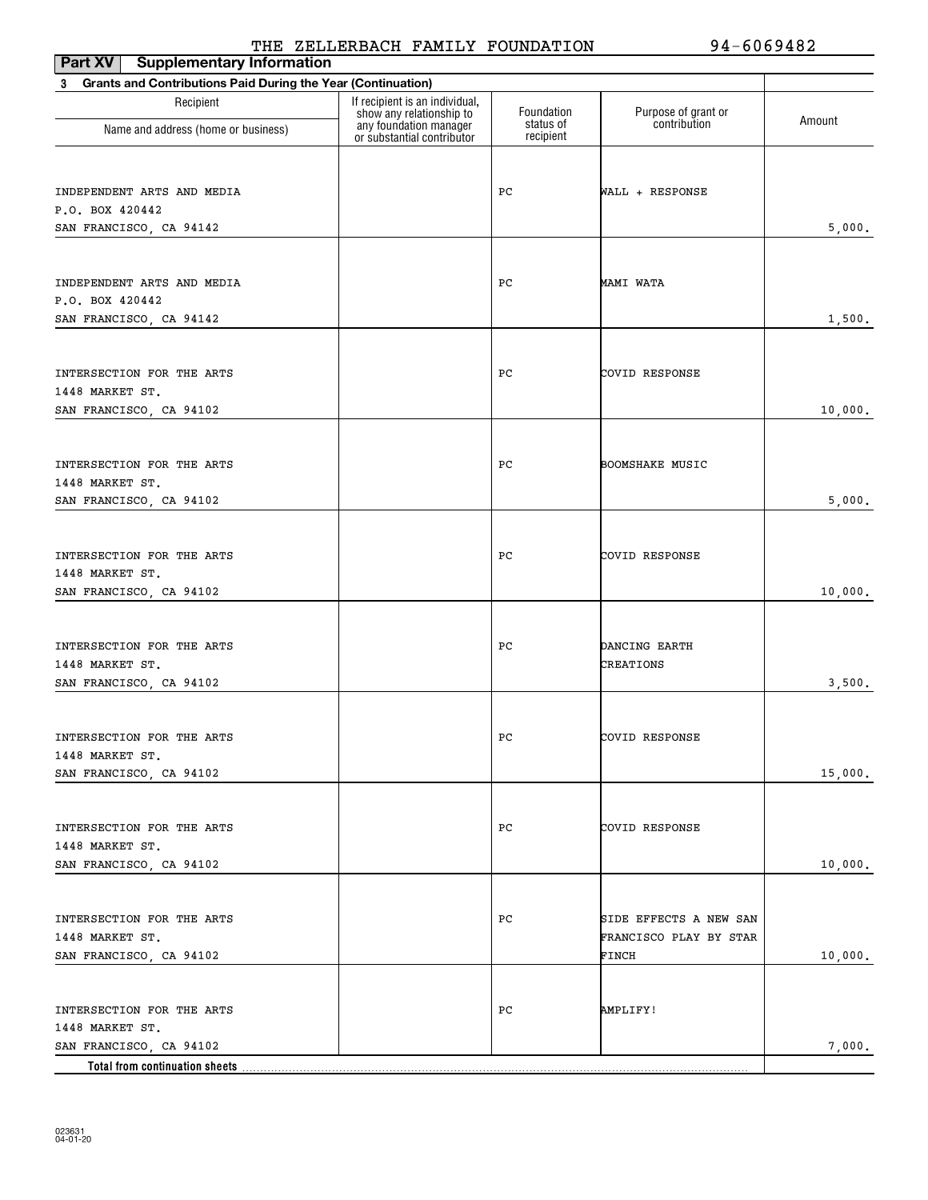THE ZELLERBACH FAMILY FOUNDATION 94-6069482

**Part XV Supplementary Information**

**3 Grants and Contributions Paid During the Year (Continuation)**

| Recipient Name and address (home or business) | If recipient is an individual, show any relationship to any foundation manager or substantial contributor | Foundation status of recipient | Purpose of grant or contribution | Amount |
|---|---|---|---|---|
| INDEPENDENT ARTS AND MEDIA<br>P.O. BOX 420442<br>SAN FRANCISCO, CA 94142 | | PC | WALL + RESPONSE | 5,000. |
| INDEPENDENT ARTS AND MEDIA<br>P.O. BOX 420442<br>SAN FRANCISCO, CA 94142 | | PC | MAMI WATA | 1,500. |
| INTERSECTION FOR THE ARTS<br>1448 MARKET ST.<br>SAN FRANCISCO, CA 94102 | | PC | COVID RESPONSE | 10,000. |
| INTERSECTION FOR THE ARTS<br>1448 MARKET ST.<br>SAN FRANCISCO, CA 94102 | | PC | BOOMSHAKE MUSIC | 5,000. |
| INTERSECTION FOR THE ARTS<br>1448 MARKET ST.<br>SAN FRANCISCO, CA 94102 | | PC | COVID RESPONSE | 10,000. |
| INTERSECTION FOR THE ARTS<br>1448 MARKET ST.<br>SAN FRANCISCO, CA 94102 | | PC | DANCING EARTH CREATIONS | 3,500. |
| INTERSECTION FOR THE ARTS<br>1448 MARKET ST.<br>SAN FRANCISCO, CA 94102 | | PC | COVID RESPONSE | 15,000. |
| INTERSECTION FOR THE ARTS<br>1448 MARKET ST.<br>SAN FRANCISCO, CA 94102 | | PC | COVID RESPONSE | 10,000. |
| INTERSECTION FOR THE ARTS<br>1448 MARKET ST.<br>SAN FRANCISCO, CA 94102 | | PC | SIDE EFFECTS A NEW SAN FRANCISCO PLAY BY STAR FINCH | 10,000. |
| INTERSECTION FOR THE ARTS<br>1448 MARKET ST.<br>SAN FRANCISCO, CA 94102 | | PC | AMPLIFY! | 7,000. |
| **Total from continuation sheets** | | | | |

023631 04-01-20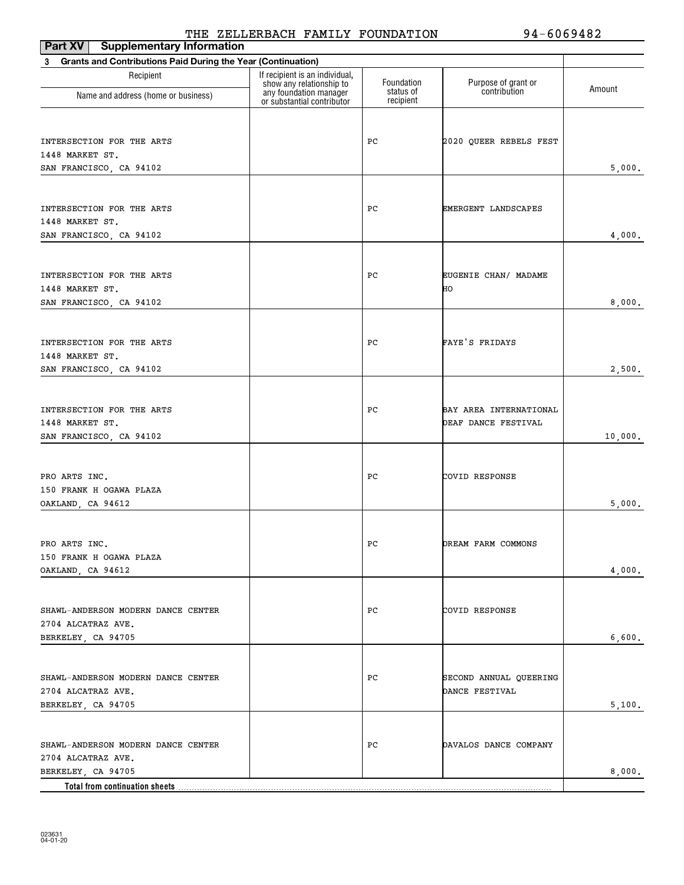THE ZELLERBACH FAMILY FOUNDATION 94-6069482

**Part XV Supplementary Information**

**3 Grants and Contributions Paid During the Year (Continuation)**

| Recipient Name and address (home or business) | If recipient is an individual, show any relationship to any foundation manager or substantial contributor | Foundation status of recipient | Purpose of grant or contribution | Amount |
|---|---|---|---|---|
| INTERSECTION FOR THE ARTS 1448 MARKET ST. SAN FRANCISCO, CA 94102 | | PC | 2020 QUEER REBELS FEST | 5,000. |
| INTERSECTION FOR THE ARTS 1448 MARKET ST. SAN FRANCISCO, CA 94102 | | PC | EMERGENT LANDSCAPES | 4,000. |
| INTERSECTION FOR THE ARTS 1448 MARKET ST. SAN FRANCISCO, CA 94102 | | PC | EUGENIE CHAN/ MADAME HO | 8,000. |
| INTERSECTION FOR THE ARTS 1448 MARKET ST. SAN FRANCISCO, CA 94102 | | PC | FAYE'S FRIDAYS | 2,500. |
| INTERSECTION FOR THE ARTS 1448 MARKET ST. SAN FRANCISCO, CA 94102 | | PC | BAY AREA INTERNATIONAL DEAF DANCE FESTIVAL | 10,000. |
| PRO ARTS INC. 150 FRANK H OGAWA PLAZA OAKLAND, CA 94612 | | PC | COVID RESPONSE | 5,000. |
| PRO ARTS INC. 150 FRANK H OGAWA PLAZA OAKLAND, CA 94612 | | PC | DREAM FARM COMMONS | 4,000. |
| SHAWL-ANDERSON MODERN DANCE CENTER 2704 ALCATRAZ AVE. BERKELEY, CA 94705 | | PC | COVID RESPONSE | 6,600. |
| SHAWL-ANDERSON MODERN DANCE CENTER 2704 ALCATRAZ AVE. BERKELEY, CA 94705 | | PC | SECOND ANNUAL QUEERING DANCE FESTIVAL | 5,100. |
| SHAWL-ANDERSON MODERN DANCE CENTER 2704 ALCATRAZ AVE. BERKELEY, CA 94705 | | PC | DAVALOS DANCE COMPANY | 8,000. |
| **Total from continuation sheets** | | | | |

023631 04-01-20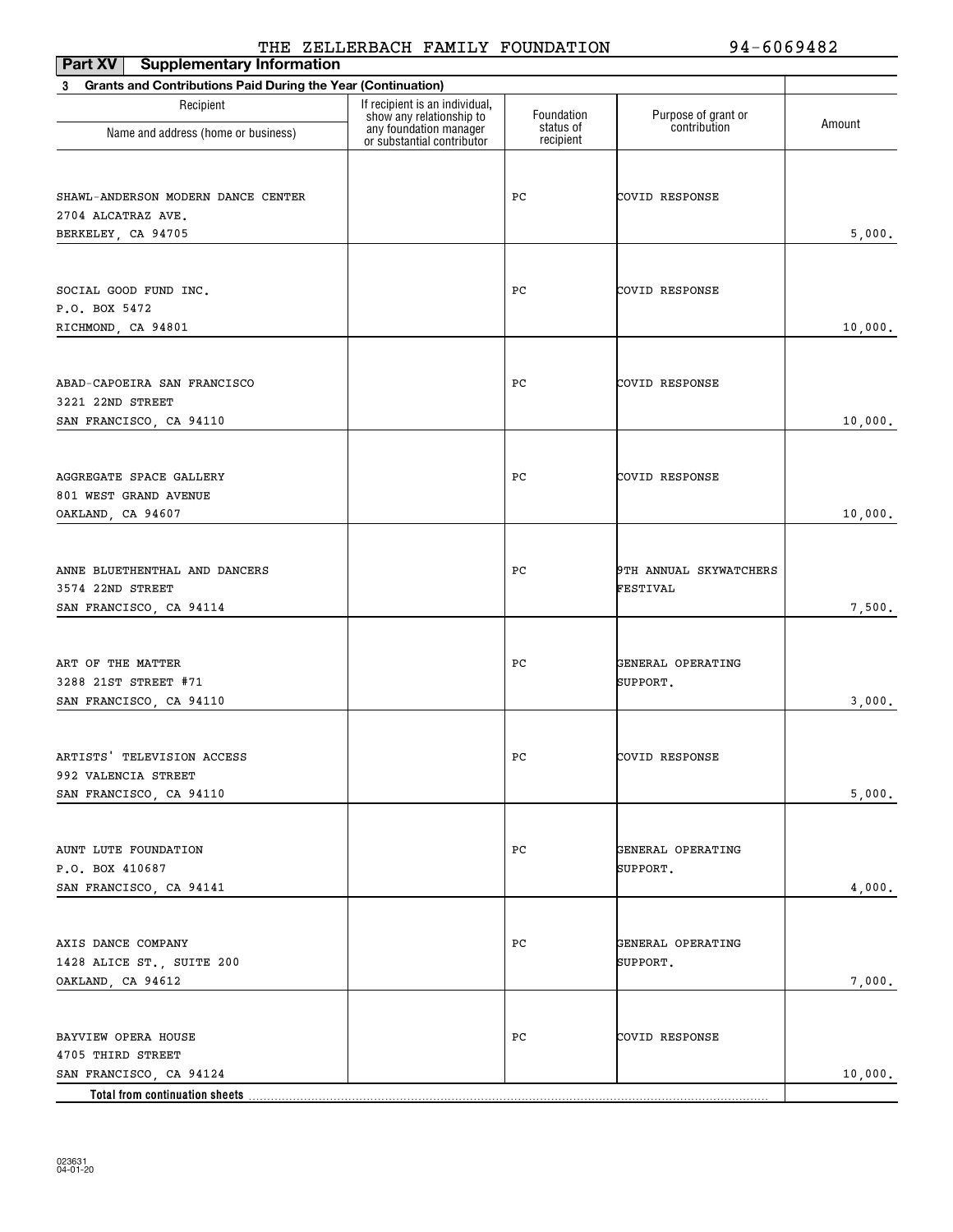THE ZELLERBACH FAMILY FOUNDATION 94-6069482

**Part XV Supplementary Information**

**3 Grants and Contributions Paid During the Year (Continuation)**

| Recipient Name and address (home or business) | If recipient is an individual, show any relationship to any foundation manager or substantial contributor | Foundation status of recipient | Purpose of grant or contribution | Amount |
|---|---|---|---|---|
| SHAWL-ANDERSON MODERN DANCE CENTER<br>2704 ALCATRAZ AVE.<br>BERKELEY, CA 94705 | | PC | COVID RESPONSE | 5,000. |
| SOCIAL GOOD FUND INC.<br>P.O. BOX 5472<br>RICHMOND, CA 94801 | | PC | COVID RESPONSE | 10,000. |
| ABAD-CAPOEIRA SAN FRANCISCO<br>3221 22ND STREET<br>SAN FRANCISCO, CA 94110 | | PC | COVID RESPONSE | 10,000. |
| AGGREGATE SPACE GALLERY<br>801 WEST GRAND AVENUE<br>OAKLAND, CA 94607 | | PC | COVID RESPONSE | 10,000. |
| ANNE BLUETHENTHAL AND DANCERS<br>3574 22ND STREET<br>SAN FRANCISCO, CA 94114 | | PC | 9TH ANNUAL SKYWATCHERS FESTIVAL | 7,500. |
| ART OF THE MATTER<br>3288 21ST STREET #71<br>SAN FRANCISCO, CA 94110 | | PC | GENERAL OPERATING SUPPORT. | 3,000. |
| ARTISTS' TELEVISION ACCESS<br>992 VALENCIA STREET<br>SAN FRANCISCO, CA 94110 | | PC | COVID RESPONSE | 5,000. |
| AUNT LUTE FOUNDATION<br>P.O. BOX 410687<br>SAN FRANCISCO, CA 94141 | | PC | GENERAL OPERATING SUPPORT. | 4,000. |
| AXIS DANCE COMPANY<br>1428 ALICE ST., SUITE 200<br>OAKLAND, CA 94612 | | PC | GENERAL OPERATING SUPPORT. | 7,000. |
| BAYVIEW OPERA HOUSE<br>4705 THIRD STREET<br>SAN FRANCISCO, CA 94124 | | PC | COVID RESPONSE | 10,000. |
| **Total from continuation sheets** | | | | |

023631
04-01-20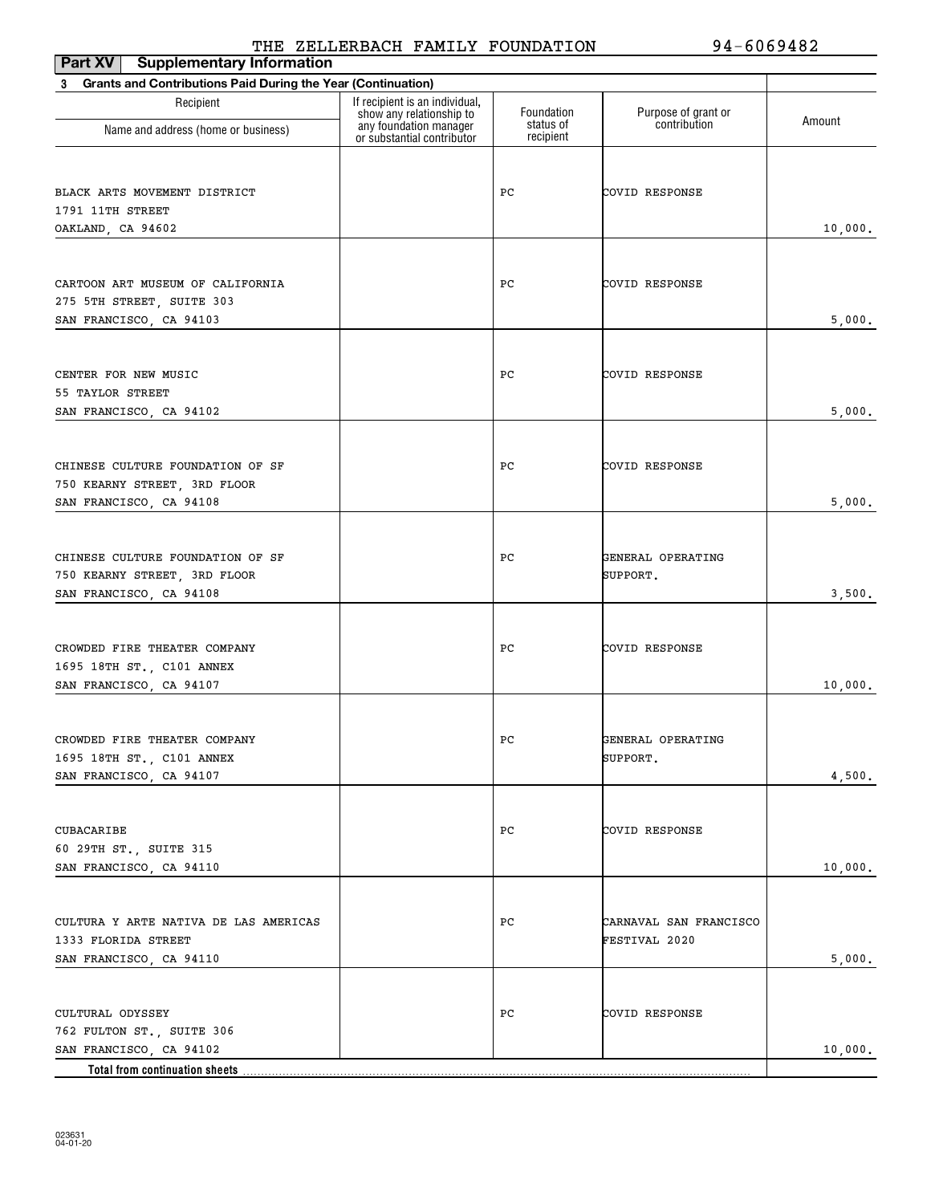THE ZELLERBACH FAMILY FOUNDATION 94-6069482

**Part XV Supplementary Information**

**3 Grants and Contributions Paid During the Year (Continuation)**

| Recipient<br>Name and address (home or business) | If recipient is an individual, show any relationship to any foundation manager or substantial contributor | Foundation status of recipient | Purpose of grant or contribution | Amount |
|---|---|---|---|---|
| BLACK ARTS MOVEMENT DISTRICT<br>1791 11TH STREET<br>OAKLAND, CA 94602 | | PC | COVID RESPONSE | 10,000. |
| CARTOON ART MUSEUM OF CALIFORNIA<br>275 5TH STREET, SUITE 303<br>SAN FRANCISCO, CA 94103 | | PC | COVID RESPONSE | 5,000. |
| CENTER FOR NEW MUSIC<br>55 TAYLOR STREET<br>SAN FRANCISCO, CA 94102 | | PC | COVID RESPONSE | 5,000. |
| CHINESE CULTURE FOUNDATION OF SF<br>750 KEARNY STREET, 3RD FLOOR<br>SAN FRANCISCO, CA 94108 | | PC | COVID RESPONSE | 5,000. |
| CHINESE CULTURE FOUNDATION OF SF<br>750 KEARNY STREET, 3RD FLOOR<br>SAN FRANCISCO, CA 94108 | | PC | GENERAL OPERATING SUPPORT. | 3,500. |
| CROWDED FIRE THEATER COMPANY<br>1695 18TH ST., C101 ANNEX<br>SAN FRANCISCO, CA 94107 | | PC | COVID RESPONSE | 10,000. |
| CROWDED FIRE THEATER COMPANY<br>1695 18TH ST., C101 ANNEX<br>SAN FRANCISCO, CA 94107 | | PC | GENERAL OPERATING SUPPORT. | 4,500. |
| CUBACARIBE<br>60 29TH ST., SUITE 315<br>SAN FRANCISCO, CA 94110 | | PC | COVID RESPONSE | 10,000. |
| CULTURA Y ARTE NATIVA DE LAS AMERICAS<br>1333 FLORIDA STREET<br>SAN FRANCISCO, CA 94110 | | PC | CARNAVAL SAN FRANCISCO FESTIVAL 2020 | 5,000. |
| CULTURAL ODYSSEY<br>762 FULTON ST., SUITE 306<br>SAN FRANCISCO, CA 94102 | | PC | COVID RESPONSE | 10,000. |
| **Total from continuation sheets** | | | | |

023631 04-01-20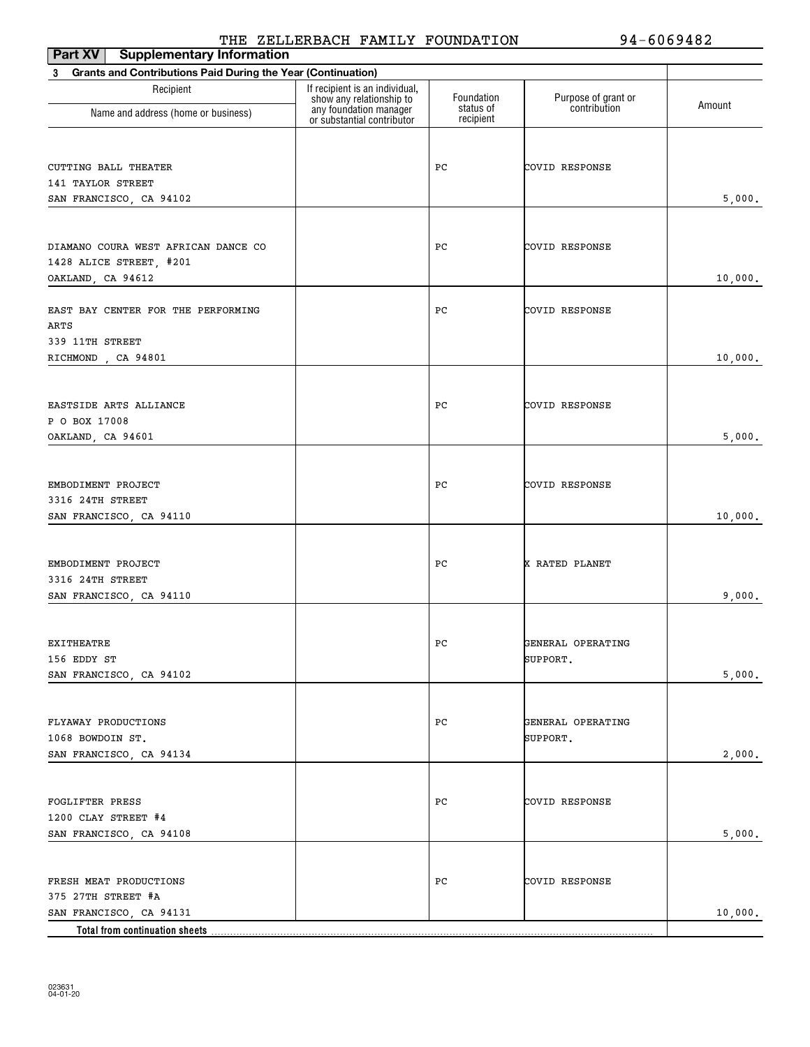THE ZELLERBACH FAMILY FOUNDATION 94-6069482

**Part XV Supplementary Information**

**3 Grants and Contributions Paid During the Year (Continuation)**

| Recipient Name and address (home or business) | If recipient is an individual, show any relationship to any foundation manager or substantial contributor | Foundation status of recipient | Purpose of grant or contribution | Amount |
|---|---|---|---|---|
| CUTTING BALL THEATER<br>141 TAYLOR STREET<br>SAN FRANCISCO, CA 94102 | | PC | COVID RESPONSE | 5,000. |
| DIAMANO COURA WEST AFRICAN DANCE CO<br>1428 ALICE STREET, #201<br>OAKLAND, CA 94612 | | PC | COVID RESPONSE | 10,000. |
| EAST BAY CENTER FOR THE PERFORMING ARTS<br>339 11TH STREET<br>RICHMOND , CA 94801 | | PC | COVID RESPONSE | 10,000. |
| EASTSIDE ARTS ALLIANCE<br>P O BOX 17008<br>OAKLAND, CA 94601 | | PC | COVID RESPONSE | 5,000. |
| EMBODIMENT PROJECT<br>3316 24TH STREET<br>SAN FRANCISCO, CA 94110 | | PC | COVID RESPONSE | 10,000. |
| EMBODIMENT PROJECT<br>3316 24TH STREET<br>SAN FRANCISCO, CA 94110 | | PC | X RATED PLANET | 9,000. |
| EXITHEATRE<br>156 EDDY ST<br>SAN FRANCISCO, CA 94102 | | PC | GENERAL OPERATING SUPPORT. | 5,000. |
| FLYAWAY PRODUCTIONS<br>1068 BOWDOIN ST.<br>SAN FRANCISCO, CA 94134 | | PC | GENERAL OPERATING SUPPORT. | 2,000. |
| FOGLIFTER PRESS<br>1200 CLAY STREET #4<br>SAN FRANCISCO, CA 94108 | | PC | COVID RESPONSE | 5,000. |
| FRESH MEAT PRODUCTIONS<br>375 27TH STREET #A<br>SAN FRANCISCO, CA 94131 | | PC | COVID RESPONSE | 10,000. |
| **Total from continuation sheets** | | | | |

023631
04-01-20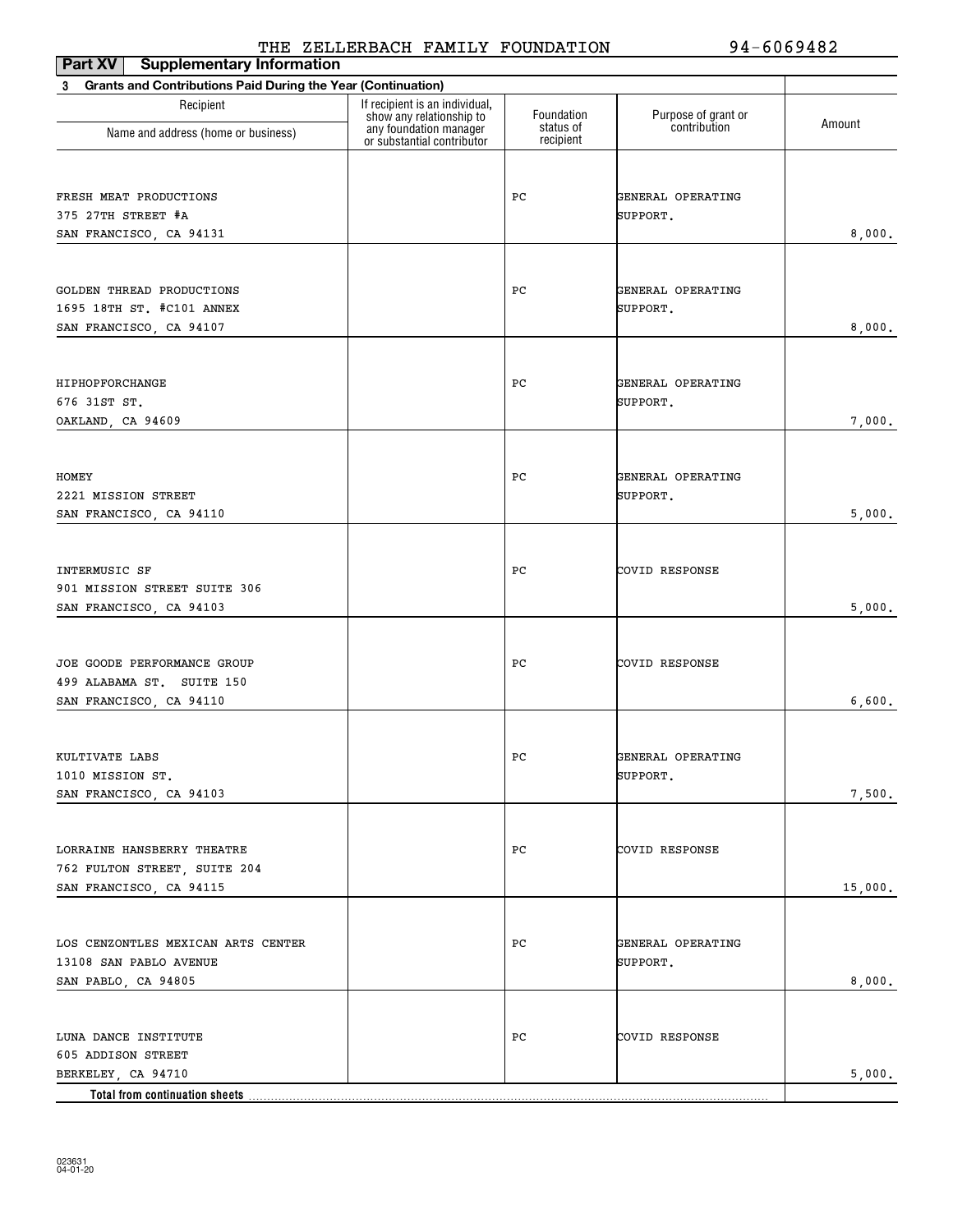THE ZELLERBACH FAMILY FOUNDATION 94-6069482

**Part XV Supplementary Information**

**3 Grants and Contributions Paid During the Year (Continuation)**

| Recipient<br>Name and address (home or business) | If recipient is an individual, show any relationship to any foundation manager or substantial contributor | Foundation status of recipient | Purpose of grant or contribution | Amount |
|---|---|---|---|---|
| FRESH MEAT PRODUCTIONS<br>375 27TH STREET #A<br>SAN FRANCISCO, CA 94131 | | PC | GENERAL OPERATING SUPPORT. | 8,000. |
| GOLDEN THREAD PRODUCTIONS<br>1695 18TH ST. #C101 ANNEX<br>SAN FRANCISCO, CA 94107 | | PC | GENERAL OPERATING SUPPORT. | 8,000. |
| HIPHOPFORCHANGE<br>676 31ST ST.<br>OAKLAND, CA 94609 | | PC | GENERAL OPERATING SUPPORT. | 7,000. |
| HOMEY<br>2221 MISSION STREET<br>SAN FRANCISCO, CA 94110 | | PC | GENERAL OPERATING SUPPORT. | 5,000. |
| INTERMUSIC SF<br>901 MISSION STREET SUITE 306<br>SAN FRANCISCO, CA 94103 | | PC | COVID RESPONSE | 5,000. |
| JOE GOODE PERFORMANCE GROUP<br>499 ALABAMA ST. SUITE 150<br>SAN FRANCISCO, CA 94110 | | PC | COVID RESPONSE | 6,600. |
| KULTIVATE LABS<br>1010 MISSION ST.<br>SAN FRANCISCO, CA 94103 | | PC | GENERAL OPERATING SUPPORT. | 7,500. |
| LORRAINE HANSBERRY THEATRE<br>762 FULTON STREET, SUITE 204<br>SAN FRANCISCO, CA 94115 | | PC | COVID RESPONSE | 15,000. |
| LOS CENZONTLES MEXICAN ARTS CENTER<br>13108 SAN PABLO AVENUE<br>SAN PABLO, CA 94805 | | PC | GENERAL OPERATING SUPPORT. | 8,000. |
| LUNA DANCE INSTITUTE<br>605 ADDISON STREET<br>BERKELEY, CA 94710 | | PC | COVID RESPONSE | 5,000. |
| **Total from continuation sheets** | | | | |

023631
04-01-20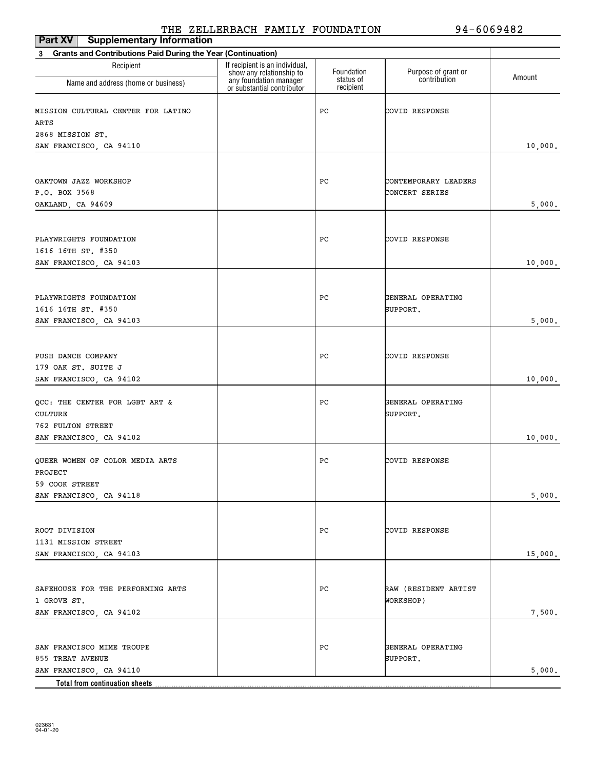THE ZELLERBACH FAMILY FOUNDATION 94-6069482

**Part XV Supplementary Information**

**3 Grants and Contributions Paid During the Year (Continuation)**

| Recipient Name and address (home or business) | If recipient is an individual, show any relationship to any foundation manager or substantial contributor | Foundation status of recipient | Purpose of grant or contribution | Amount |
|---|---|---|---|---|
| MISSION CULTURAL CENTER FOR LATINO ARTS 2868 MISSION ST. SAN FRANCISCO, CA 94110 | | PC | COVID RESPONSE | 10,000. |
| OAKTOWN JAZZ WORKSHOP P.O. BOX 3568 OAKLAND, CA 94609 | | PC | CONTEMPORARY LEADERS CONCERT SERIES | 5,000. |
| PLAYWRIGHTS FOUNDATION 1616 16TH ST. #350 SAN FRANCISCO, CA 94103 | | PC | COVID RESPONSE | 10,000. |
| PLAYWRIGHTS FOUNDATION 1616 16TH ST. #350 SAN FRANCISCO, CA 94103 | | PC | GENERAL OPERATING SUPPORT. | 5,000. |
| PUSH DANCE COMPANY 179 OAK ST. SUITE J SAN FRANCISCO, CA 94102 | | PC | COVID RESPONSE | 10,000. |
| QCC: THE CENTER FOR LGBT ART & CULTURE 762 FULTON STREET SAN FRANCISCO, CA 94102 | | PC | GENERAL OPERATING SUPPORT. | 10,000. |
| QUEER WOMEN OF COLOR MEDIA ARTS PROJECT 59 COOK STREET SAN FRANCISCO, CA 94118 | | PC | COVID RESPONSE | 5,000. |
| ROOT DIVISION 1131 MISSION STREET SAN FRANCISCO, CA 94103 | | PC | COVID RESPONSE | 15,000. |
| SAFEHOUSE FOR THE PERFORMING ARTS 1 GROVE ST. SAN FRANCISCO, CA 94102 | | PC | RAW (RESIDENT ARTIST WORKSHOP) | 7,500. |
| SAN FRANCISCO MIME TROUPE 855 TREAT AVENUE SAN FRANCISCO, CA 94110 | | PC | GENERAL OPERATING SUPPORT. | 5,000. |
| **Total from continuation sheets** | | | | |

023631 04-01-20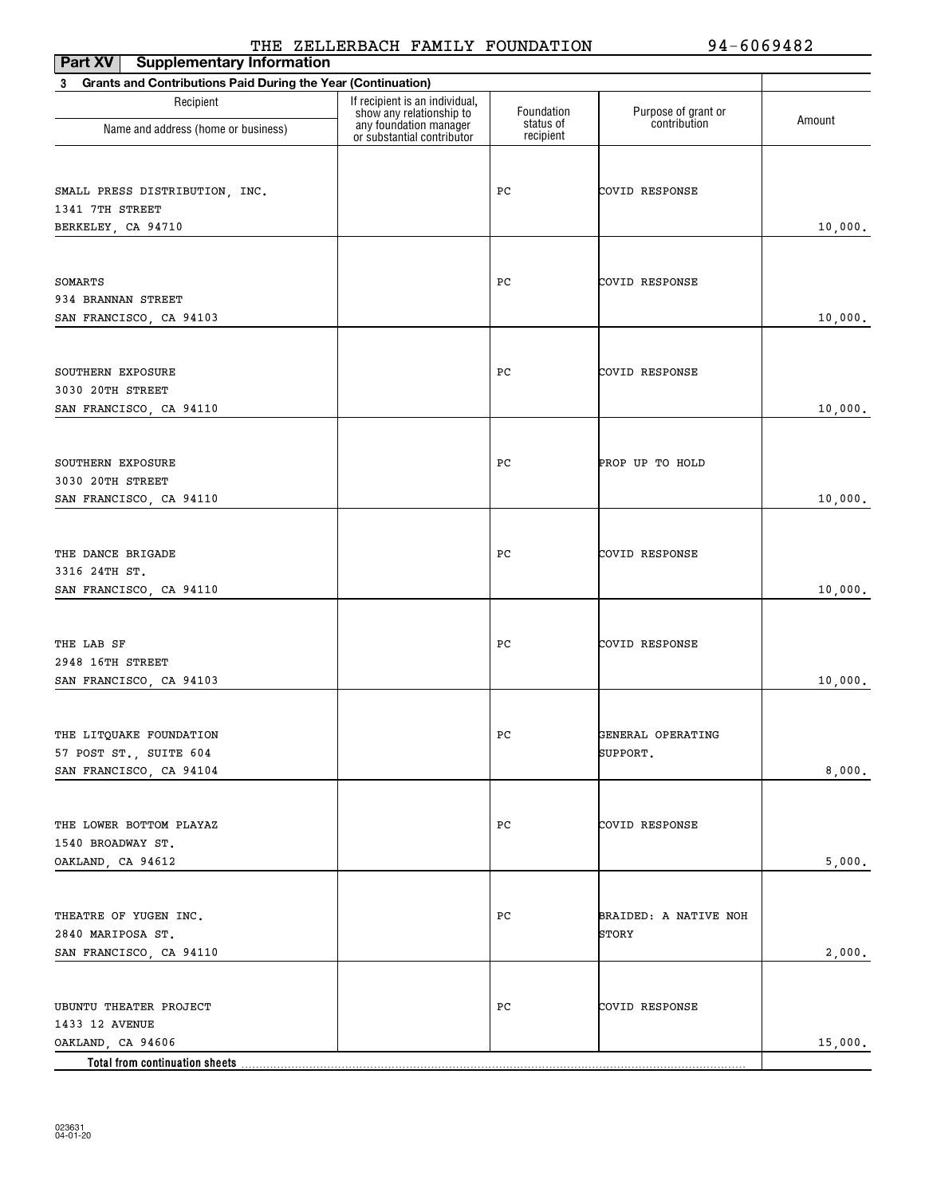THE ZELLERBACH FAMILY FOUNDATION 94-6069482

**Part XV | Supplementary Information**

**3 Grants and Contributions Paid During the Year (Continuation)**

| Recipient<br>Name and address (home or business) | If recipient is an individual, show any relationship to any foundation manager or substantial contributor | Foundation status of recipient | Purpose of grant or contribution | Amount |
|---|---|---|---|---|
| SMALL PRESS DISTRIBUTION, INC.<br>1341 7TH STREET<br>BERKELEY, CA 94710 | | PC | COVID RESPONSE | 10,000. |
| SOMARTS<br>934 BRANNAN STREET<br>SAN FRANCISCO, CA 94103 | | PC | COVID RESPONSE | 10,000. |
| SOUTHERN EXPOSURE<br>3030 20TH STREET<br>SAN FRANCISCO, CA 94110 | | PC | COVID RESPONSE | 10,000. |
| SOUTHERN EXPOSURE<br>3030 20TH STREET<br>SAN FRANCISCO, CA 94110 | | PC | PROP UP TO HOLD | 10,000. |
| THE DANCE BRIGADE<br>3316 24TH ST.<br>SAN FRANCISCO, CA 94110 | | PC | COVID RESPONSE | 10,000. |
| THE LAB SF<br>2948 16TH STREET<br>SAN FRANCISCO, CA 94103 | | PC | COVID RESPONSE | 10,000. |
| THE LITQUAKE FOUNDATION<br>57 POST ST., SUITE 604<br>SAN FRANCISCO, CA 94104 | | PC | GENERAL OPERATING SUPPORT. | 8,000. |
| THE LOWER BOTTOM PLAYAZ<br>1540 BROADWAY ST.<br>OAKLAND, CA 94612 | | PC | COVID RESPONSE | 5,000. |
| THEATRE OF YUGEN INC.<br>2840 MARIPOSA ST.<br>SAN FRANCISCO, CA 94110 | | PC | BRAIDED: A NATIVE NOH STORY | 2,000. |
| UBUNTU THEATER PROJECT<br>1433 12 AVENUE<br>OAKLAND, CA 94606 | | PC | COVID RESPONSE | 15,000. |
| **Total from continuation sheets** | | | | |

023631 04-01-20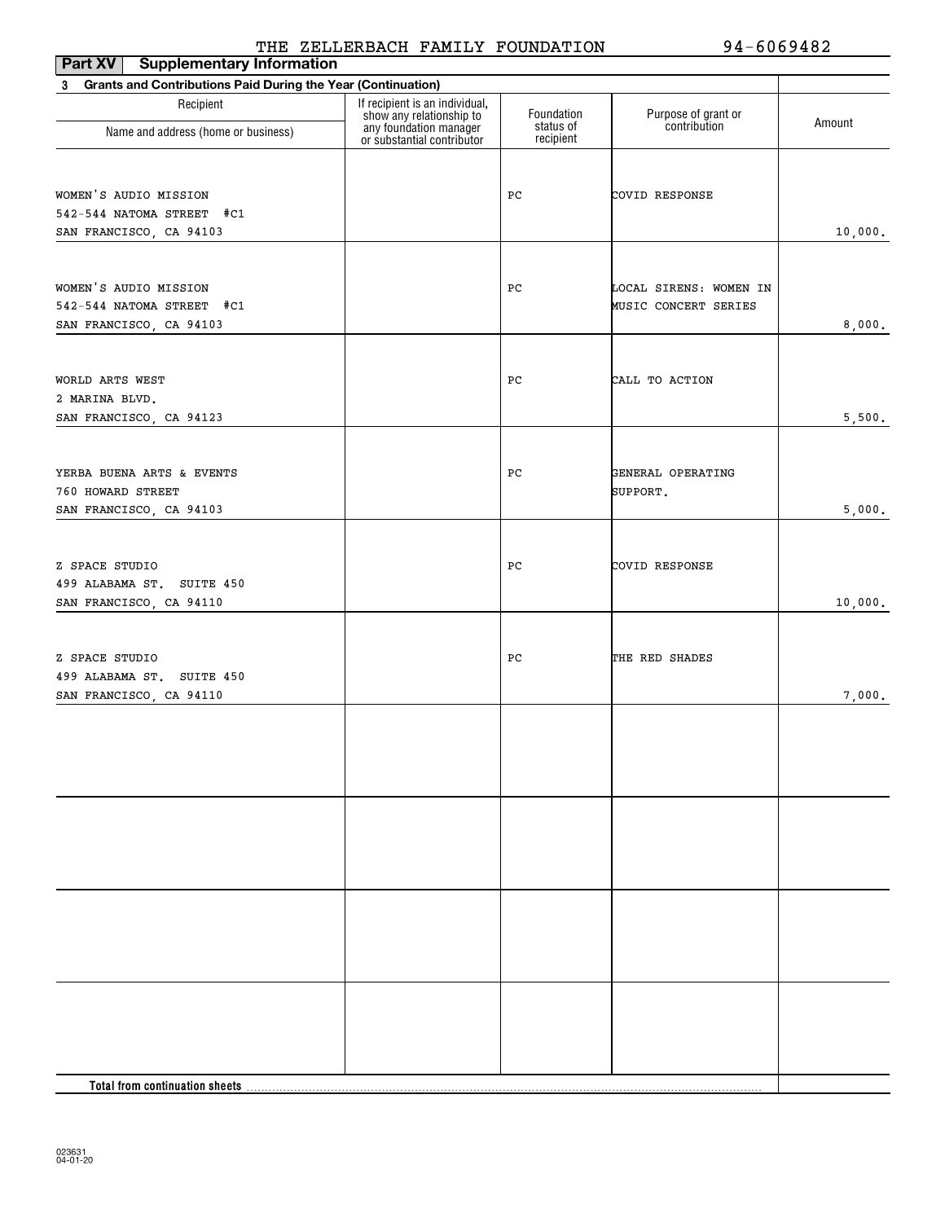THE ZELLERBACH FAMILY FOUNDATION 94-6069482

**Part XV Supplementary Information**

**3 Grants and Contributions Paid During the Year (Continuation)**

| Recipient Name and address (home or business) | If recipient is an individual, show any relationship to any foundation manager or substantial contributor | Foundation status of recipient | Purpose of grant or contribution | Amount |
|---|---|---|---|---|
| WOMEN'S AUDIO MISSION<br>542-544 NATOMA STREET #C1<br>SAN FRANCISCO, CA 94103 | | PC | COVID RESPONSE | 10,000. |
| WOMEN'S AUDIO MISSION<br>542-544 NATOMA STREET #C1<br>SAN FRANCISCO, CA 94103 | | PC | LOCAL SIRENS: WOMEN IN MUSIC CONCERT SERIES | 8,000. |
| WORLD ARTS WEST<br>2 MARINA BLVD.<br>SAN FRANCISCO, CA 94123 | | PC | CALL TO ACTION | 5,500. |
| YERBA BUENA ARTS & EVENTS<br>760 HOWARD STREET<br>SAN FRANCISCO, CA 94103 | | PC | GENERAL OPERATING SUPPORT. | 5,000. |
| Z SPACE STUDIO<br>499 ALABAMA ST. SUITE 450<br>SAN FRANCISCO, CA 94110 | | PC | COVID RESPONSE | 10,000. |
| Z SPACE STUDIO<br>499 ALABAMA ST. SUITE 450<br>SAN FRANCISCO, CA 94110 | | PC | THE RED SHADES | 7,000. |
| | | | | |
| | | | | |
| | | | | |
| | | | | |
| **Total from continuation sheets** | | | | |

023631
04-01-20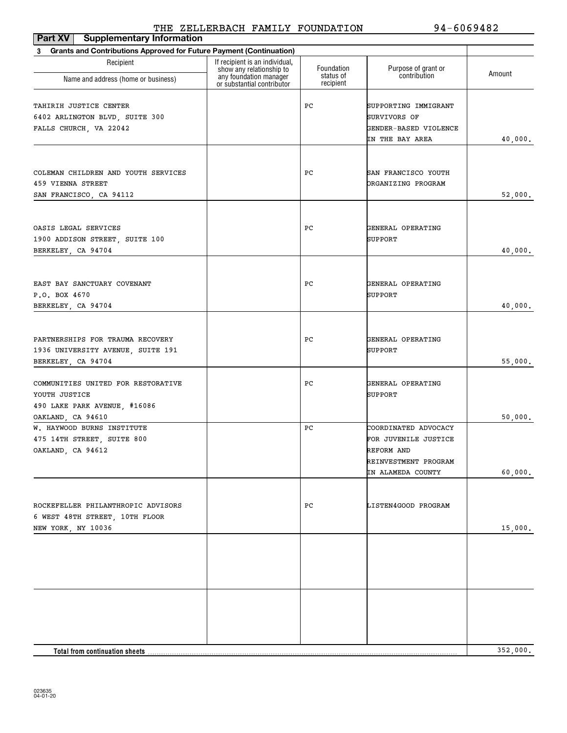THE ZELLERBACH FAMILY FOUNDATION 94-6069482

**Part XV Supplementary Information**

**3 Grants and Contributions Approved for Future Payment (Continuation)**

| Recipient<br>Name and address (home or business) | If recipient is an individual, show any relationship to any foundation manager or substantial contributor | Foundation status of recipient | Purpose of grant or contribution | Amount |
|---|---|---|---|---|
| TAHIRIH JUSTICE CENTER<br>6402 ARLINGTON BLVD, SUITE 300<br>FALLS CHURCH, VA 22042 | | PC | SUPPORTING IMMIGRANT SURVIVORS OF GENDER-BASED VIOLENCE IN THE BAY AREA | 40,000. |
| COLEMAN CHILDREN AND YOUTH SERVICES<br>459 VIENNA STREET<br>SAN FRANCISCO, CA 94112 | | PC | SAN FRANCISCO YOUTH ORGANIZING PROGRAM | 52,000. |
| OASIS LEGAL SERVICES<br>1900 ADDISON STREET, SUITE 100<br>BERKELEY, CA 94704 | | PC | GENERAL OPERATING SUPPORT | 40,000. |
| EAST BAY SANCTUARY COVENANT<br>P.O. BOX 4670<br>BERKELEY, CA 94704 | | PC | GENERAL OPERATING SUPPORT | 40,000. |
| PARTNERSHIPS FOR TRAUMA RECOVERY<br>1936 UNIVERSITY AVENUE, SUITE 191<br>BERKELEY, CA 94704 | | PC | GENERAL OPERATING SUPPORT | 55,000. |
| COMMUNITIES UNITED FOR RESTORATIVE YOUTH JUSTICE<br>490 LAKE PARK AVENUE, #16086<br>OAKLAND, CA 94610 | | PC | GENERAL OPERATING SUPPORT | 50,000. |
| W. HAYWOOD BURNS INSTITUTE<br>475 14TH STREET, SUITE 800<br>OAKLAND, CA 94612 | | PC | COORDINATED ADVOCACY FOR JUVENILE JUSTICE REFORM AND REINVESTMENT PROGRAM IN ALAMEDA COUNTY | 60,000. |
| ROCKEFELLER PHILANTHROPIC ADVISORS<br>6 WEST 48TH STREET, 10TH FLOOR<br>NEW YORK, NY 10036 | | PC | LISTEN4GOOD PROGRAM | 15,000. |
| | | | | |
| | | | | |
| **Total from continuation sheets** | | | | 352,000. |

023635 04-01-20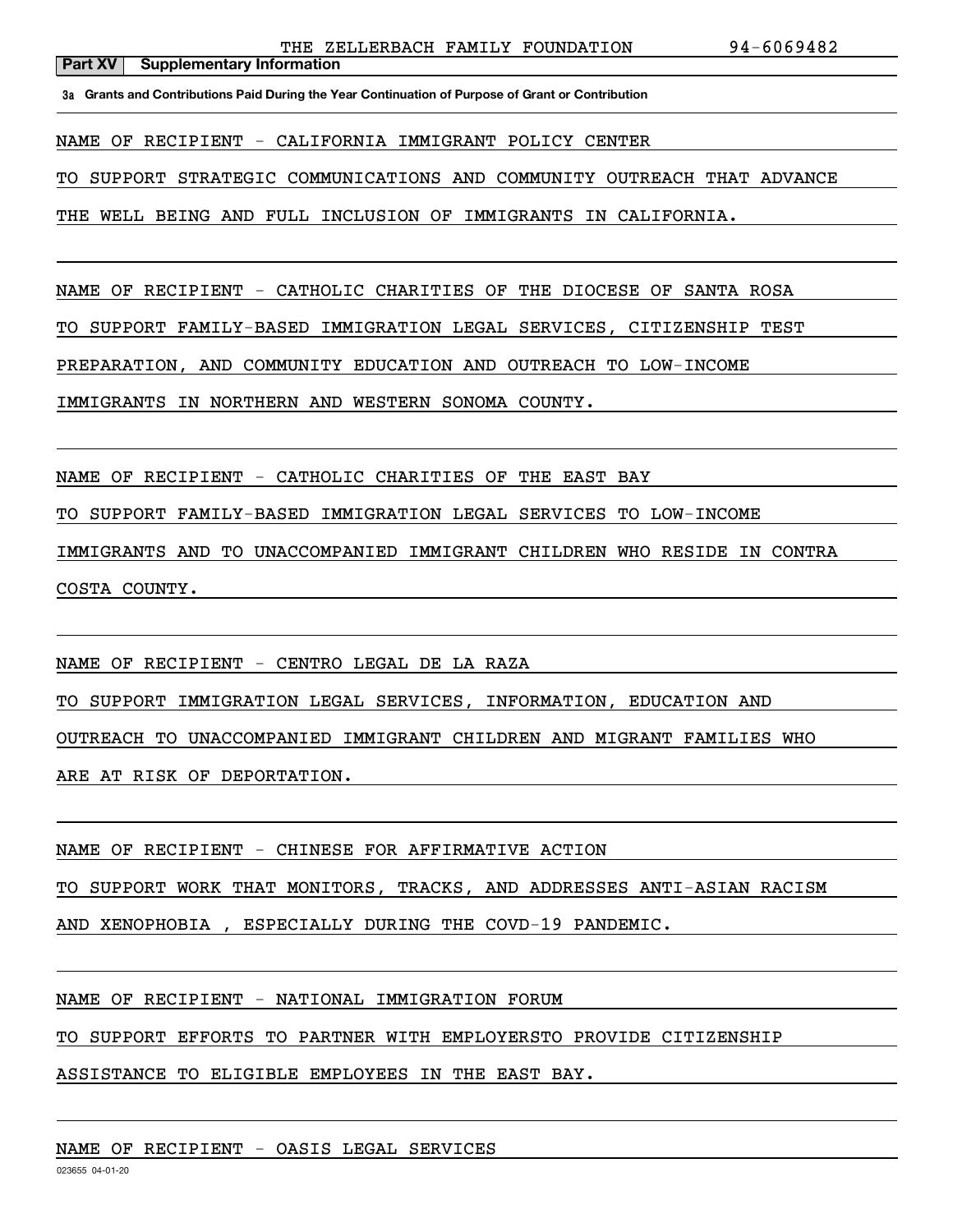THE ZELLERBACH FAMILY FOUNDATION 94-6069482

**Part XV Supplementary Information**

**3a Grants and Contributions Paid During the Year Continuation of Purpose of Grant or Contribution**

NAME OF RECIPIENT - CALIFORNIA IMMIGRANT POLICY CENTER

TO SUPPORT STRATEGIC COMMUNICATIONS AND COMMUNITY OUTREACH THAT ADVANCE THE WELL BEING AND FULL INCLUSION OF IMMIGRANTS IN CALIFORNIA.

NAME OF RECIPIENT - CATHOLIC CHARITIES OF THE DIOCESE OF SANTA ROSA

TO SUPPORT FAMILY-BASED IMMIGRATION LEGAL SERVICES, CITIZENSHIP TEST PREPARATION, AND COMMUNITY EDUCATION AND OUTREACH TO LOW-INCOME IMMIGRANTS IN NORTHERN AND WESTERN SONOMA COUNTY.

NAME OF RECIPIENT - CATHOLIC CHARITIES OF THE EAST BAY

TO SUPPORT FAMILY-BASED IMMIGRATION LEGAL SERVICES TO LOW-INCOME IMMIGRANTS AND TO UNACCOMPANIED IMMIGRANT CHILDREN WHO RESIDE IN CONTRA COSTA COUNTY.

NAME OF RECIPIENT - CENTRO LEGAL DE LA RAZA

TO SUPPORT IMMIGRATION LEGAL SERVICES, INFORMATION, EDUCATION AND OUTREACH TO UNACCOMPANIED IMMIGRANT CHILDREN AND MIGRANT FAMILIES WHO ARE AT RISK OF DEPORTATION.

NAME OF RECIPIENT - CHINESE FOR AFFIRMATIVE ACTION

TO SUPPORT WORK THAT MONITORS, TRACKS, AND ADDRESSES ANTI-ASIAN RACISM AND XENOPHOBIA , ESPECIALLY DURING THE COVD-19 PANDEMIC.

NAME OF RECIPIENT - NATIONAL IMMIGRATION FORUM

TO SUPPORT EFFORTS TO PARTNER WITH EMPLOYERSTO PROVIDE CITIZENSHIP ASSISTANCE TO ELIGIBLE EMPLOYEES IN THE EAST BAY.

NAME OF RECIPIENT - OASIS LEGAL SERVICES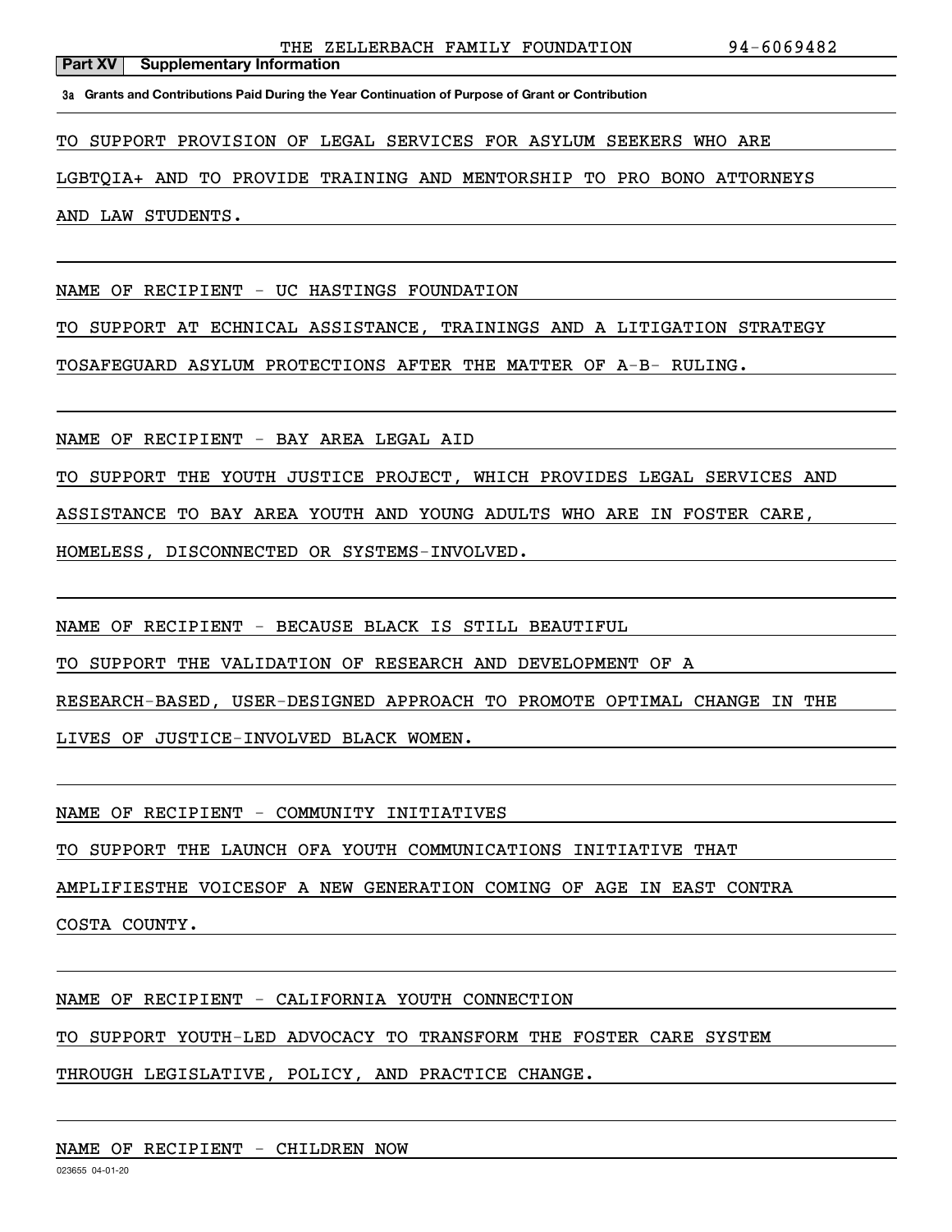THE ZELLERBACH FAMILY FOUNDATION 94-6069482

**Part XV Supplementary Information**

**3a Grants and Contributions Paid During the Year Continuation of Purpose of Grant or Contribution**

TO SUPPORT PROVISION OF LEGAL SERVICES FOR ASYLUM SEEKERS WHO ARE LGBTQIA+ AND TO PROVIDE TRAINING AND MENTORSHIP TO PRO BONO ATTORNEYS AND LAW STUDENTS.

NAME OF RECIPIENT - UC HASTINGS FOUNDATION

TO SUPPORT AT ECHNICAL ASSISTANCE, TRAININGS AND A LITIGATION STRATEGY TOSAFEGUARD ASYLUM PROTECTIONS AFTER THE MATTER OF A-B- RULING.

NAME OF RECIPIENT - BAY AREA LEGAL AID

TO SUPPORT THE YOUTH JUSTICE PROJECT, WHICH PROVIDES LEGAL SERVICES AND ASSISTANCE TO BAY AREA YOUTH AND YOUNG ADULTS WHO ARE IN FOSTER CARE, HOMELESS, DISCONNECTED OR SYSTEMS-INVOLVED.

NAME OF RECIPIENT - BECAUSE BLACK IS STILL BEAUTIFUL

TO SUPPORT THE VALIDATION OF RESEARCH AND DEVELOPMENT OF A RESEARCH-BASED, USER-DESIGNED APPROACH TO PROMOTE OPTIMAL CHANGE IN THE LIVES OF JUSTICE-INVOLVED BLACK WOMEN.

NAME OF RECIPIENT - COMMUNITY INITIATIVES

TO SUPPORT THE LAUNCH OFA YOUTH COMMUNICATIONS INITIATIVE THAT AMPLIFIESTHE VOICESOF A NEW GENERATION COMING OF AGE IN EAST CONTRA COSTA COUNTY.

NAME OF RECIPIENT - CALIFORNIA YOUTH CONNECTION

TO SUPPORT YOUTH-LED ADVOCACY TO TRANSFORM THE FOSTER CARE SYSTEM THROUGH LEGISLATIVE, POLICY, AND PRACTICE CHANGE.

NAME OF RECIPIENT - CHILDREN NOW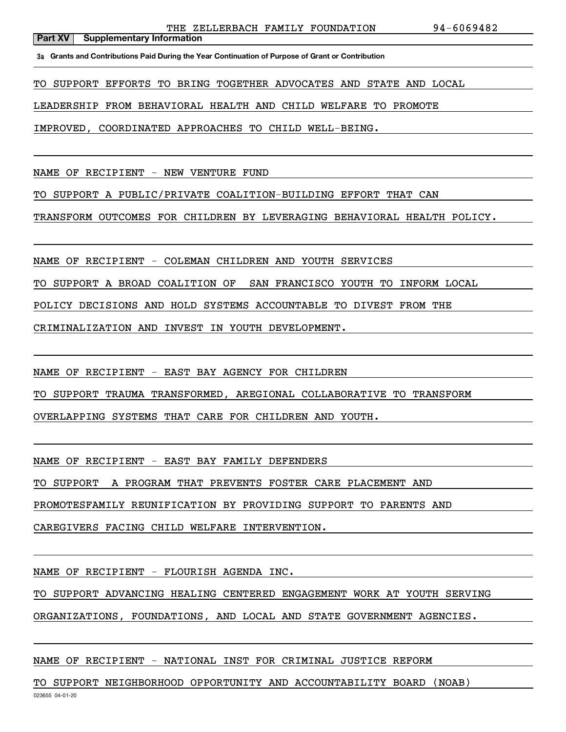THE ZELLERBACH FAMILY FOUNDATION 94-6069482

**Part XV Supplementary Information**

**3a Grants and Contributions Paid During the Year Continuation of Purpose of Grant or Contribution**

TO SUPPORT EFFORTS TO BRING TOGETHER ADVOCATES AND STATE AND LOCAL LEADERSHIP FROM BEHAVIORAL HEALTH AND CHILD WELFARE TO PROMOTE IMPROVED, COORDINATED APPROACHES TO CHILD WELL-BEING.

NAME OF RECIPIENT - NEW VENTURE FUND

TO SUPPORT A PUBLIC/PRIVATE COALITION-BUILDING EFFORT THAT CAN TRANSFORM OUTCOMES FOR CHILDREN BY LEVERAGING BEHAVIORAL HEALTH POLICY.

NAME OF RECIPIENT - COLEMAN CHILDREN AND YOUTH SERVICES

TO SUPPORT A BROAD COALITION OF SAN FRANCISCO YOUTH TO INFORM LOCAL POLICY DECISIONS AND HOLD SYSTEMS ACCOUNTABLE TO DIVEST FROM THE CRIMINALIZATION AND INVEST IN YOUTH DEVELOPMENT.

NAME OF RECIPIENT - EAST BAY AGENCY FOR CHILDREN

TO SUPPORT TRAUMA TRANSFORMED, AREGIONAL COLLABORATIVE TO TRANSFORM OVERLAPPING SYSTEMS THAT CARE FOR CHILDREN AND YOUTH.

NAME OF RECIPIENT - EAST BAY FAMILY DEFENDERS

TO SUPPORT A PROGRAM THAT PREVENTS FOSTER CARE PLACEMENT AND PROMOTESFAMILY REUNIFICATION BY PROVIDING SUPPORT TO PARENTS AND CAREGIVERS FACING CHILD WELFARE INTERVENTION.

NAME OF RECIPIENT - FLOURISH AGENDA INC.

TO SUPPORT ADVANCING HEALING CENTERED ENGAGEMENT WORK AT YOUTH SERVING ORGANIZATIONS, FOUNDATIONS, AND LOCAL AND STATE GOVERNMENT AGENCIES.

NAME OF RECIPIENT - NATIONAL INST FOR CRIMINAL JUSTICE REFORM

TO SUPPORT NEIGHBORHOOD OPPORTUNITY AND ACCOUNTABILITY BOARD (NOAB)

023655 04-01-20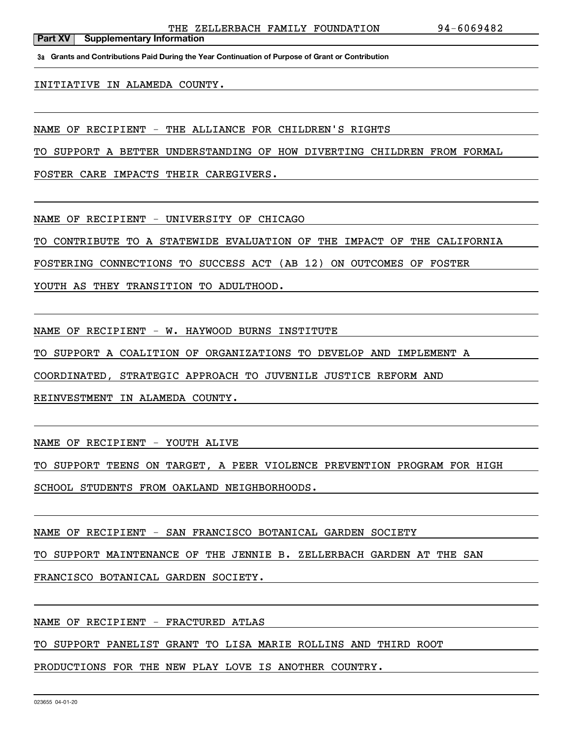THE ZELLERBACH FAMILY FOUNDATION 94-6069482

**Part XV Supplementary Information**

**3a Grants and Contributions Paid During the Year Continuation of Purpose of Grant or Contribution**

INITIATIVE IN ALAMEDA COUNTY.

NAME OF RECIPIENT - THE ALLIANCE FOR CHILDREN'S RIGHTS

TO SUPPORT A BETTER UNDERSTANDING OF HOW DIVERTING CHILDREN FROM FORMAL FOSTER CARE IMPACTS THEIR CAREGIVERS.

NAME OF RECIPIENT - UNIVERSITY OF CHICAGO

TO CONTRIBUTE TO A STATEWIDE EVALUATION OF THE IMPACT OF THE CALIFORNIA FOSTERING CONNECTIONS TO SUCCESS ACT (AB 12) ON OUTCOMES OF FOSTER YOUTH AS THEY TRANSITION TO ADULTHOOD.

NAME OF RECIPIENT - W. HAYWOOD BURNS INSTITUTE

TO SUPPORT A COALITION OF ORGANIZATIONS TO DEVELOP AND IMPLEMENT A COORDINATED, STRATEGIC APPROACH TO JUVENILE JUSTICE REFORM AND REINVESTMENT IN ALAMEDA COUNTY.

NAME OF RECIPIENT - YOUTH ALIVE

TO SUPPORT TEENS ON TARGET, A PEER VIOLENCE PREVENTION PROGRAM FOR HIGH SCHOOL STUDENTS FROM OAKLAND NEIGHBORHOODS.

NAME OF RECIPIENT - SAN FRANCISCO BOTANICAL GARDEN SOCIETY

TO SUPPORT MAINTENANCE OF THE JENNIE B. ZELLERBACH GARDEN AT THE SAN FRANCISCO BOTANICAL GARDEN SOCIETY.

NAME OF RECIPIENT - FRACTURED ATLAS

TO SUPPORT PANELIST GRANT TO LISA MARIE ROLLINS AND THIRD ROOT PRODUCTIONS FOR THE NEW PLAY LOVE IS ANOTHER COUNTRY.

023655 04-01-20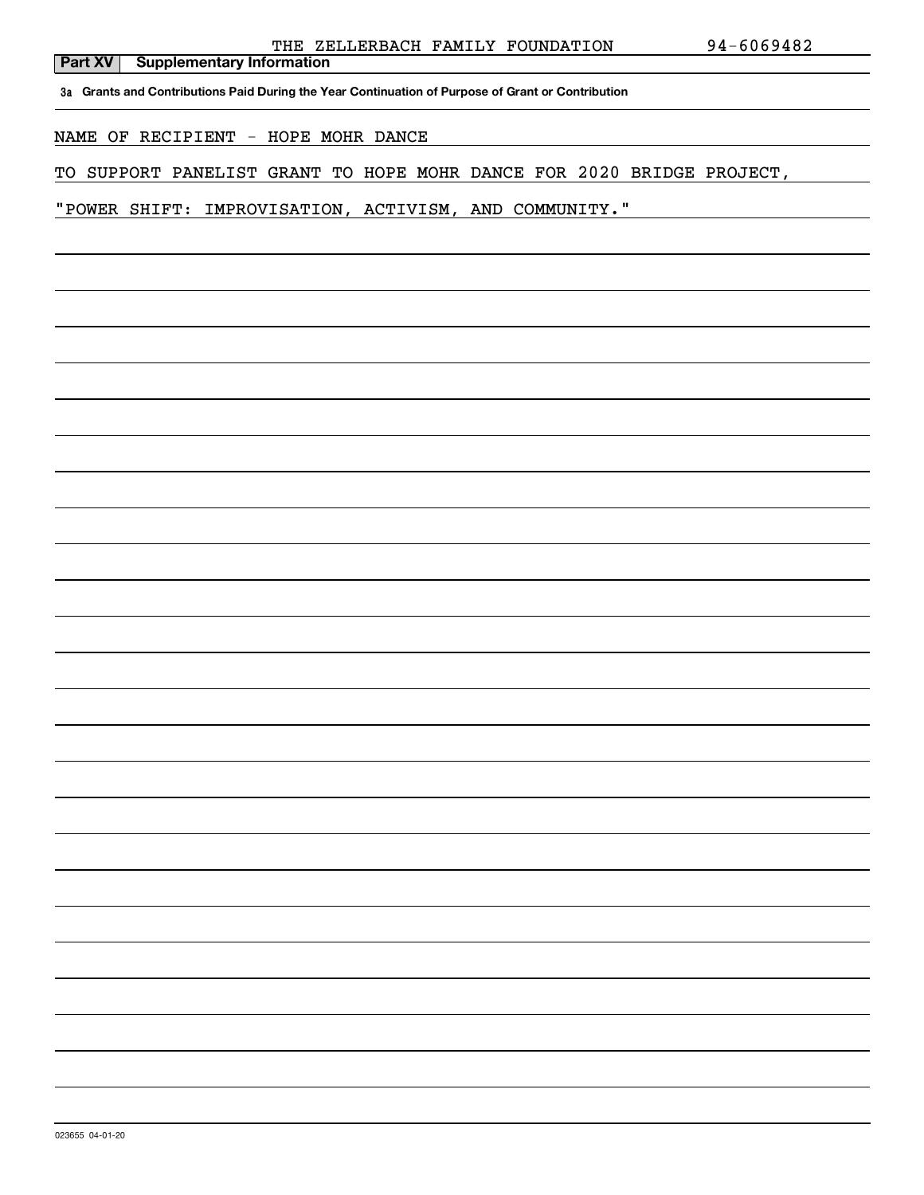THE ZELLERBACH FAMILY FOUNDATION 94-6069482

**Part XV Supplementary Information**

**3a Grants and Contributions Paid During the Year Continuation of Purpose of Grant or Contribution**

NAME OF RECIPIENT - HOPE MOHR DANCE

TO SUPPORT PANELIST GRANT TO HOPE MOHR DANCE FOR 2020 BRIDGE PROJECT, "POWER SHIFT: IMPROVISATION, ACTIVISM, AND COMMUNITY."

023655 04-01-20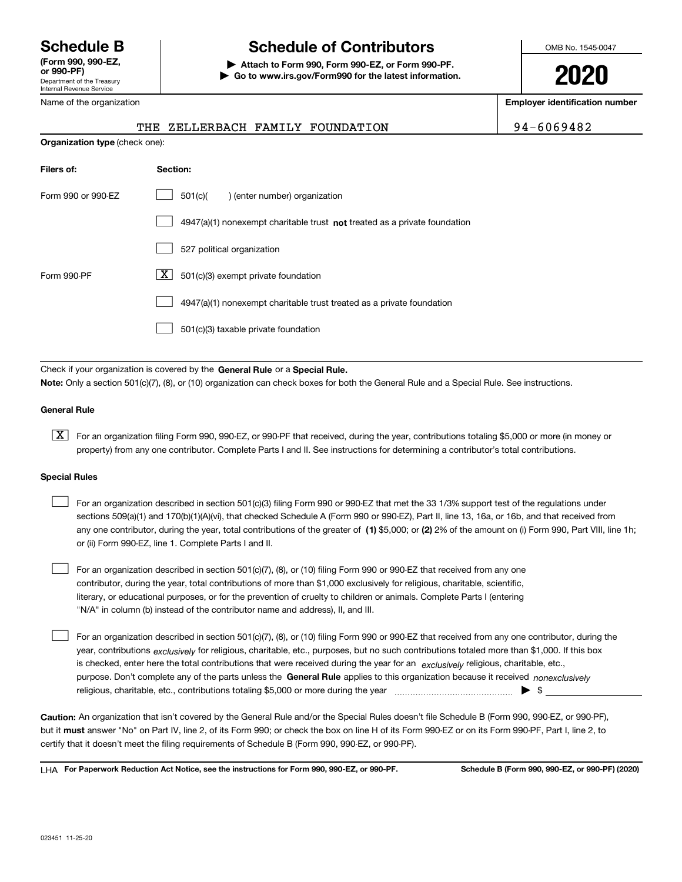# Schedule B

**(Form 990, 990-EZ, or 990-PF)**

Department of the Treasury
Internal Revenue Service

# Schedule of Contributors

▶ **Attach to Form 990, Form 990-EZ, or Form 990-PF.**
▶ **Go to www.irs.gov/Form990 for the latest information.**

OMB No. 1545-0047

**2020**

| Name of the organization | Employer identification number |
|---|---|
| THE ZELLERBACH FAMILY FOUNDATION | 94-6069482 |

**Organization type** (check one):

| Filers of: | Section: |
|---|---|
| Form 990 or 990-EZ | ☐ 501(c)( ) (enter number) organization |
| | ☐ 4947(a)(1) nonexempt charitable trust **not** treated as a private foundation |
| | ☐ 527 political organization |
| Form 990-PF | ☒ 501(c)(3) exempt private foundation |
| | ☐ 4947(a)(1) nonexempt charitable trust treated as a private foundation |
| | ☐ 501(c)(3) taxable private foundation |

Check if your organization is covered by the **General Rule** or a **Special Rule.**

**Note:** Only a section 501(c)(7), (8), or (10) organization can check boxes for both the General Rule and a Special Rule. See instructions.

**General Rule**

☒ For an organization filing Form 990, 990-EZ, or 990-PF that received, during the year, contributions totaling $5,000 or more (in money or property) from any one contributor. Complete Parts I and II. See instructions for determining a contributor's total contributions.

**Special Rules**

☐ For an organization described in section 501(c)(3) filing Form 990 or 990-EZ that met the 33 1/3% support test of the regulations under sections 509(a)(1) and 170(b)(1)(A)(vi), that checked Schedule A (Form 990 or 990-EZ), Part II, line 13, 16a, or 16b, and that received from any one contributor, during the year, total contributions of the greater of **(1)** $5,000; or **(2)** 2% of the amount on (i) Form 990, Part VIII, line 1h; or (ii) Form 990-EZ, line 1. Complete Parts I and II.

☐ For an organization described in section 501(c)(7), (8), or (10) filing Form 990 or 990-EZ that received from any one contributor, during the year, total contributions of more than $1,000 exclusively for religious, charitable, scientific, literary, or educational purposes, or for the prevention of cruelty to children or animals. Complete Parts I (entering "N/A" in column (b) instead of the contributor name and address), II, and III.

☐ For an organization described in section 501(c)(7), (8), or (10) filing Form 990 or 990-EZ that received from any one contributor, during the year, contributions *exclusively* for religious, charitable, etc., purposes, but no such contributions totaled more than $1,000. If this box is checked, enter here the total contributions that were received during the year for an *exclusively* religious, charitable, etc., purpose. Don't complete any of the parts unless the **General Rule** applies to this organization because it received *nonexclusively* religious, charitable, etc., contributions totaling $5,000 or more during the year ▶ $ ____________

**Caution:** An organization that isn't covered by the General Rule and/or the Special Rules doesn't file Schedule B (Form 990, 990-EZ, or 990-PF), but it **must** answer "No" on Part IV, line 2, of its Form 990; or check the box on line H of its Form 990-EZ or on its Form 990-PF, Part I, line 2, to certify that it doesn't meet the filing requirements of Schedule B (Form 990, 990-EZ, or 990-PF).

LHA **For Paperwork Reduction Act Notice, see the instructions for Form 990, 990-EZ, or 990-PF.** **Schedule B (Form 990, 990-EZ, or 990-PF) (2020)**

023451 11-25-20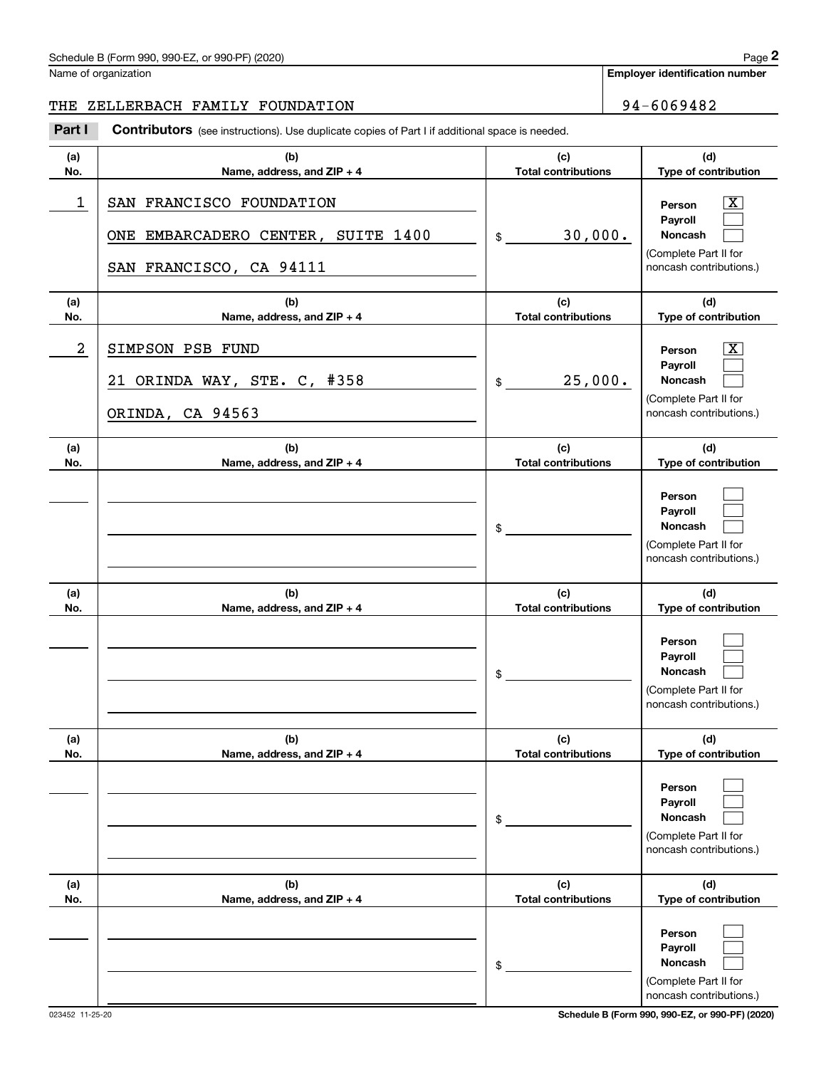Schedule B (Form 990, 990-EZ, or 990-PF) (2020)

Name of organization: THE ZELLERBACH FAMILY FOUNDATION

Employer identification number: 94-6069482

## Part I Contributors (see instructions). Use duplicate copies of Part I if additional space is needed.

| (a) No. | (b) Name, address, and ZIP + 4 | (c) Total contributions | (d) Type of contribution |
|---|---|---|---|
| 1 | SAN FRANCISCO FOUNDATION<br>ONE EMBARCADERO CENTER, SUITE 1400<br>SAN FRANCISCO, CA 94111 | $ 30,000. | Person [X]<br>Payroll [ ]<br>Noncash [ ]<br>(Complete Part II for noncash contributions.) |
| 2 | SIMPSON PSB FUND<br>21 ORINDA WAY, STE. C, #358<br>ORINDA, CA 94563 | $ 25,000. | Person [X]<br>Payroll [ ]<br>Noncash [ ]<br>(Complete Part II for noncash contributions.) |
| | | $ | Person [ ]<br>Payroll [ ]<br>Noncash [ ]<br>(Complete Part II for noncash contributions.) |
| | | $ | Person [ ]<br>Payroll [ ]<br>Noncash [ ]<br>(Complete Part II for noncash contributions.) |
| | | $ | Person [ ]<br>Payroll [ ]<br>Noncash [ ]<br>(Complete Part II for noncash contributions.) |
| | | $ | Person [ ]<br>Payroll [ ]<br>Noncash [ ]<br>(Complete Part II for noncash contributions.) |

023452 11-25-20

Schedule B (Form 990, 990-EZ, or 990-PF) (2020)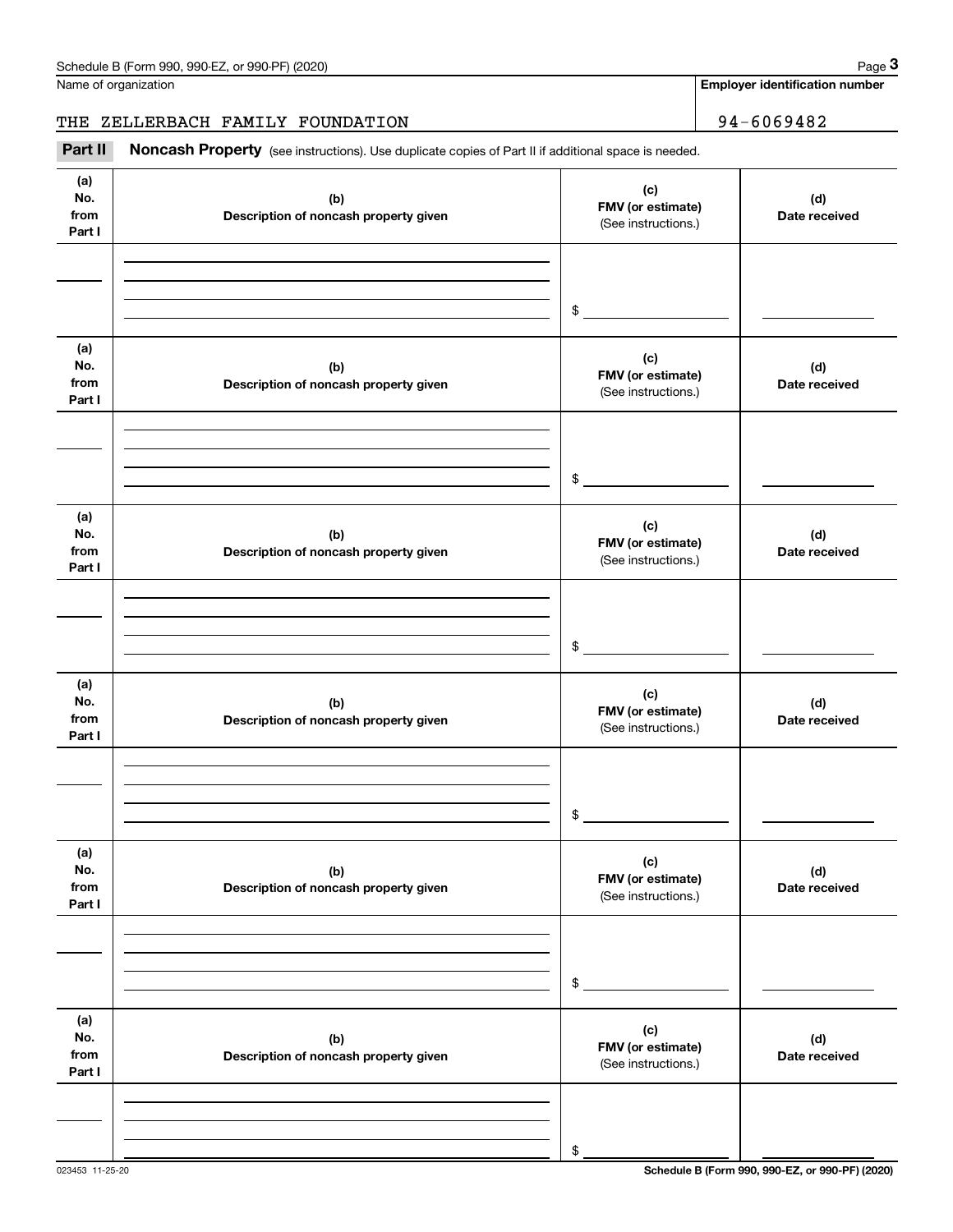Name of organization

**Employer identification number**

THE ZELLERBACH FAMILY FOUNDATION 94-6069482

**Part II** **Noncash Property** (see instructions). Use duplicate copies of Part II if additional space is needed.

| (a) No. from Part I | (b) Description of noncash property given | (c) FMV (or estimate) (See instructions.) | (d) Date received |
|---|---|---|---|
| | | $ | |

| (a) No. from Part I | (b) Description of noncash property given | (c) FMV (or estimate) (See instructions.) | (d) Date received |
|---|---|---|---|
| | | $ | |

| (a) No. from Part I | (b) Description of noncash property given | (c) FMV (or estimate) (See instructions.) | (d) Date received |
|---|---|---|---|
| | | $ | |

| (a) No. from Part I | (b) Description of noncash property given | (c) FMV (or estimate) (See instructions.) | (d) Date received |
|---|---|---|---|
| | | $ | |

| (a) No. from Part I | (b) Description of noncash property given | (c) FMV (or estimate) (See instructions.) | (d) Date received |
|---|---|---|---|
| | | $ | |

| (a) No. from Part I | (b) Description of noncash property given | (c) FMV (or estimate) (See instructions.) | (d) Date received |
|---|---|---|---|
| | | $ | |

023453 11-25-20

**Schedule B (Form 990, 990-EZ, or 990-PF) (2020)**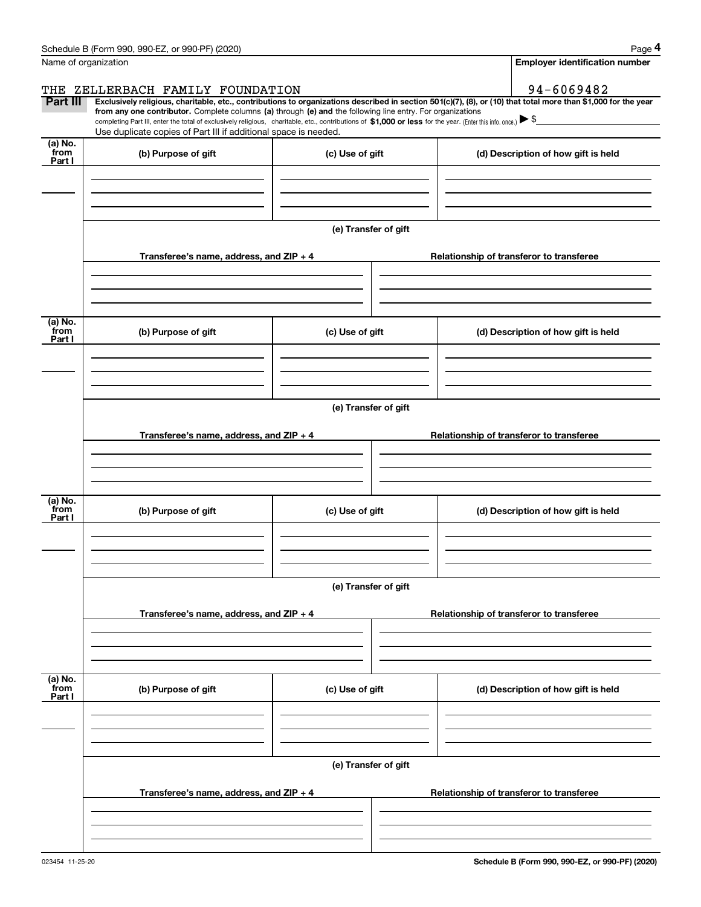Schedule B (Form 990, 990-EZ, or 990-PF) (2020)

Name of organization: THE ZELLERBACH FAMILY FOUNDATION

Employer identification number: 94-6069482

**Part III** **Exclusively religious, charitable, etc., contributions to organizations described in section 501(c)(7), (8), or (10) that total more than $1,000 for the year from any one contributor.** Complete columns **(a)** through **(e) and** the following line entry. For organizations completing Part III, enter the total of exclusively religious, charitable, etc., contributions of **$1,000 or less** for the year. (Enter this info. once.) ▶ $

Use duplicate copies of Part III if additional space is needed.

| (a) No. from Part I | (b) Purpose of gift | (c) Use of gift | (d) Description of how gift is held |
|---|---|---|---|
| | | | |

**(e) Transfer of gift**

| Transferee's name, address, and ZIP + 4 | Relationship of transferor to transferee |
|---|---|
| | |

| (a) No. from Part I | (b) Purpose of gift | (c) Use of gift | (d) Description of how gift is held |
|---|---|---|---|
| | | | |

**(e) Transfer of gift**

| Transferee's name, address, and ZIP + 4 | Relationship of transferor to transferee |
|---|---|
| | |

| (a) No. from Part I | (b) Purpose of gift | (c) Use of gift | (d) Description of how gift is held |
|---|---|---|---|
| | | | |

**(e) Transfer of gift**

| Transferee's name, address, and ZIP + 4 | Relationship of transferor to transferee |
|---|---|
| | |

| (a) No. from Part I | (b) Purpose of gift | (c) Use of gift | (d) Description of how gift is held |
|---|---|---|---|
| | | | |

**(e) Transfer of gift**

| Transferee's name, address, and ZIP + 4 | Relationship of transferor to transferee |
|---|---|
| | |

023454 11-25-20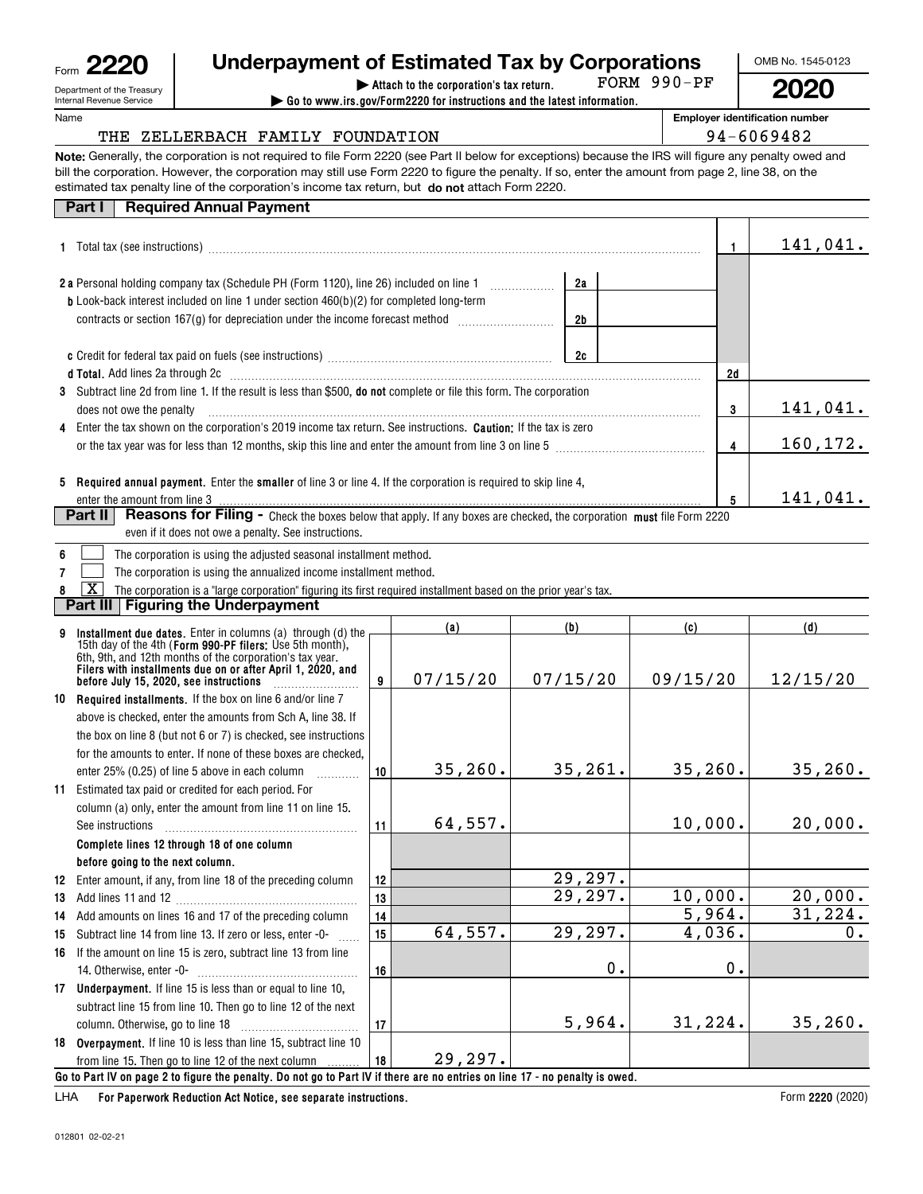Form **2220**

Department of the Treasury
Internal Revenue Service

# Underpayment of Estimated Tax by Corporations

▶ **Attach to the corporation's tax return.** FORM 990-PF

▶ **Go to www.irs.gov/Form2220 for instructions and the latest information.**

OMB No. 1545-0123

**2020**

Name: THE ZELLERBACH FAMILY FOUNDATION

**Employer identification number:** 94-6069482

**Note:** Generally, the corporation is not required to file Form 2220 (see Part II below for exceptions) because the IRS will figure any penalty owed and bill the corporation. However, the corporation may still use Form 2220 to figure the penalty. If so, enter the amount from page 2, line 38, on the estimated tax penalty line of the corporation's income tax return, but **do not** attach Form 2220.

## Part I Required Annual Payment

| | | | |
|---|---|---|---|
| **1** | Total tax (see instructions) | 1 | 141,041. |
| **2a** | Personal holding company tax (Schedule PH (Form 1120), line 26) included on line 1 | 2a | |
| **b** | Look-back interest included on line 1 under section 460(b)(2) for completed long-term contracts or section 167(g) for depreciation under the income forecast method | 2b | |
| **c** | Credit for federal tax paid on fuels (see instructions) | 2c | |
| **d** | **Total.** Add lines 2a through 2c | 2d | |
| **3** | Subtract line 2d from line 1. If the result is less than $500, **do not** complete or file this form. The corporation does not owe the penalty | 3 | 141,041. |
| **4** | Enter the tax shown on the corporation's 2019 income tax return. See instructions. **Caution:** If the tax is zero or the tax year was for less than 12 months, skip this line and enter the amount from line 3 on line 5 | 4 | 160,172. |
| **5** | **Required annual payment.** Enter the **smaller** of line 3 or line 4. If the corporation is required to skip line 4, enter the amount from line 3 | 5 | 141,041. |

## Part II Reasons for Filing - Check the boxes below that apply. If any boxes are checked, the corporation **must** file Form 2220 even if it does not owe a penalty. See instructions.

6 ☐ The corporation is using the adjusted seasonal installment method.

7 ☐ The corporation is using the annualized income installment method.

8 ☒ The corporation is a "large corporation" figuring its first required installment based on the prior year's tax.

## Part III Figuring the Underpayment

| | | | (a) | (b) | (c) | (d) |
|---|---|---|---|---|---|---|
| **9** | **Installment due dates.** Enter in columns (a) through (d) the 15th day of the 4th (**Form 990-PF filers:** Use 5th month), 6th, 9th, and 12th months of the corporation's tax year. **Filers with installments due on or after April 1, 2020, and before July 15, 2020, see instructions** | 9 | 07/15/20 | 07/15/20 | 09/15/20 | 12/15/20 |
| **10** | **Required installments.** If the box on line 6 and/or line 7 above is checked, enter the amounts from Sch A, line 38. If the box on line 8 (but not 6 or 7) is checked, see instructions for the amounts to enter. If none of these boxes are checked, enter 25% (0.25) of line 5 above in each column | 10 | 35,260. | 35,261. | 35,260. | 35,260. |
| **11** | Estimated tax paid or credited for each period. For column (a) only, enter the amount from line 11 on line 15. See instructions | 11 | 64,557. | | 10,000. | 20,000. |
| | **Complete lines 12 through 18 of one column before going to the next column.** | | | | | |
| **12** | Enter amount, if any, from line 18 of the preceding column | 12 | | 29,297. | | |
| **13** | Add lines 11 and 12 | 13 | | 29,297. | 10,000. | 20,000. |
| **14** | Add amounts on lines 16 and 17 of the preceding column | 14 | | | 5,964. | 31,224. |
| **15** | Subtract line 14 from line 13. If zero or less, enter -0- | 15 | 64,557. | 29,297. | 4,036. | 0. |
| **16** | If the amount on line 15 is zero, subtract line 13 from line 14. Otherwise, enter -0- | 16 | | 0. | 0. | |
| **17** | **Underpayment.** If line 15 is less than or equal to line 10, subtract line 15 from line 10. Then go to line 12 of the next column. Otherwise, go to line 18 | 17 | | 5,964. | 31,224. | 35,260. |
| **18** | **Overpayment.** If line 10 is less than line 15, subtract line 10 from line 15. Then go to line 12 of the next column | 18 | 29,297. | | | |

**Go to Part IV on page 2 to figure the penalty. Do not go to Part IV if there are no entries on line 17 - no penalty is owed.**

LHA **For Paperwork Reduction Act Notice, see separate instructions.**

Form **2220** (2020)

012801 02-02-21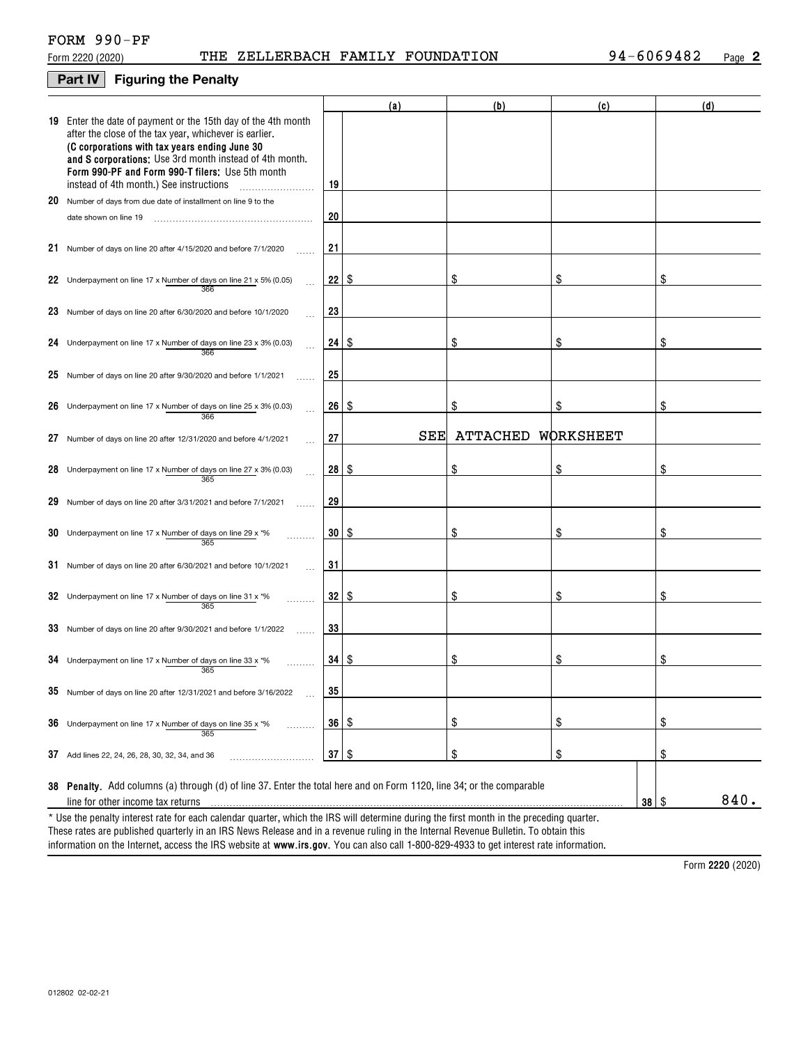FORM 990-PF

Form 2220 (2020) THE ZELLERBACH FAMILY FOUNDATION 94-6069482 Page **2**

## Part IV Figuring the Penalty

| | | (a) | (b) | (c) | (d) |
|---|---|---|---|---|---|
| **19** Enter the date of payment or the 15th day of the 4th month after the close of the tax year, whichever is earlier. **(C corporations with tax years ending June 30 and S corporations:** Use 3rd month instead of 4th month. **Form 990-PF and Form 990-T filers:** Use 5th month instead of 4th month.) See instructions | 19 | | | | |
| **20** Number of days from due date of installment on line 9 to the date shown on line 19 | 20 | | | | |
| **21** Number of days on line 20 after 4/15/2020 and before 7/1/2020 | 21 | | | | |
| **22** Underpayment on line 17 x Number of days on line 21 / 366 x 5% (0.05) | 22 | $ | $ | $ | $ |
| **23** Number of days on line 20 after 6/30/2020 and before 10/1/2020 | 23 | | | | |
| **24** Underpayment on line 17 x Number of days on line 23 / 366 x 3% (0.03) | 24 | $ | $ | $ | $ |
| **25** Number of days on line 20 after 9/30/2020 and before 1/1/2021 | 25 | | | | |
| **26** Underpayment on line 17 x Number of days on line 25 / 366 x 3% (0.03) | 26 | $ | $ | $ | $ |
| **27** Number of days on line 20 after 12/31/2020 and before 4/1/2021 | 27 | SEE | ATTACHED | WORKSHEET | |
| **28** Underpayment on line 17 x Number of days on line 27 / 365 x 3% (0.03) | 28 | $ | $ | $ | $ |
| **29** Number of days on line 20 after 3/31/2021 and before 7/1/2021 | 29 | | | | |
| **30** Underpayment on line 17 x Number of days on line 29 / 365 x *% | 30 | $ | $ | $ | $ |
| **31** Number of days on line 20 after 6/30/2021 and before 10/1/2021 | 31 | | | | |
| **32** Underpayment on line 17 x Number of days on line 31 / 365 x *% | 32 | $ | $ | $ | $ |
| **33** Number of days on line 20 after 9/30/2021 and before 1/1/2022 | 33 | | | | |
| **34** Underpayment on line 17 x Number of days on line 33 / 365 x *% | 34 | $ | $ | $ | $ |
| **35** Number of days on line 20 after 12/31/2021 and before 3/16/2022 | 35 | | | | |
| **36** Underpayment on line 17 x Number of days on line 35 / 365 x *% | 36 | $ | $ | $ | $ |
| **37** Add lines 22, 24, 26, 28, 30, 32, 34, and 36 | 37 | $ | $ | $ | $ |

**38 Penalty.** Add columns (a) through (d) of line 37. Enter the total here and on Form 1120, line 34; or the comparable line for other income tax returns ..... **38** $ 840.

\* Use the penalty interest rate for each calendar quarter, which the IRS will determine during the first month in the preceding quarter. These rates are published quarterly in an IRS News Release and in a revenue ruling in the Internal Revenue Bulletin. To obtain this information on the Internet, access the IRS website at **www.irs.gov**. You can also call 1-800-829-4933 to get interest rate information.

Form **2220** (2020)

012802 02-02-21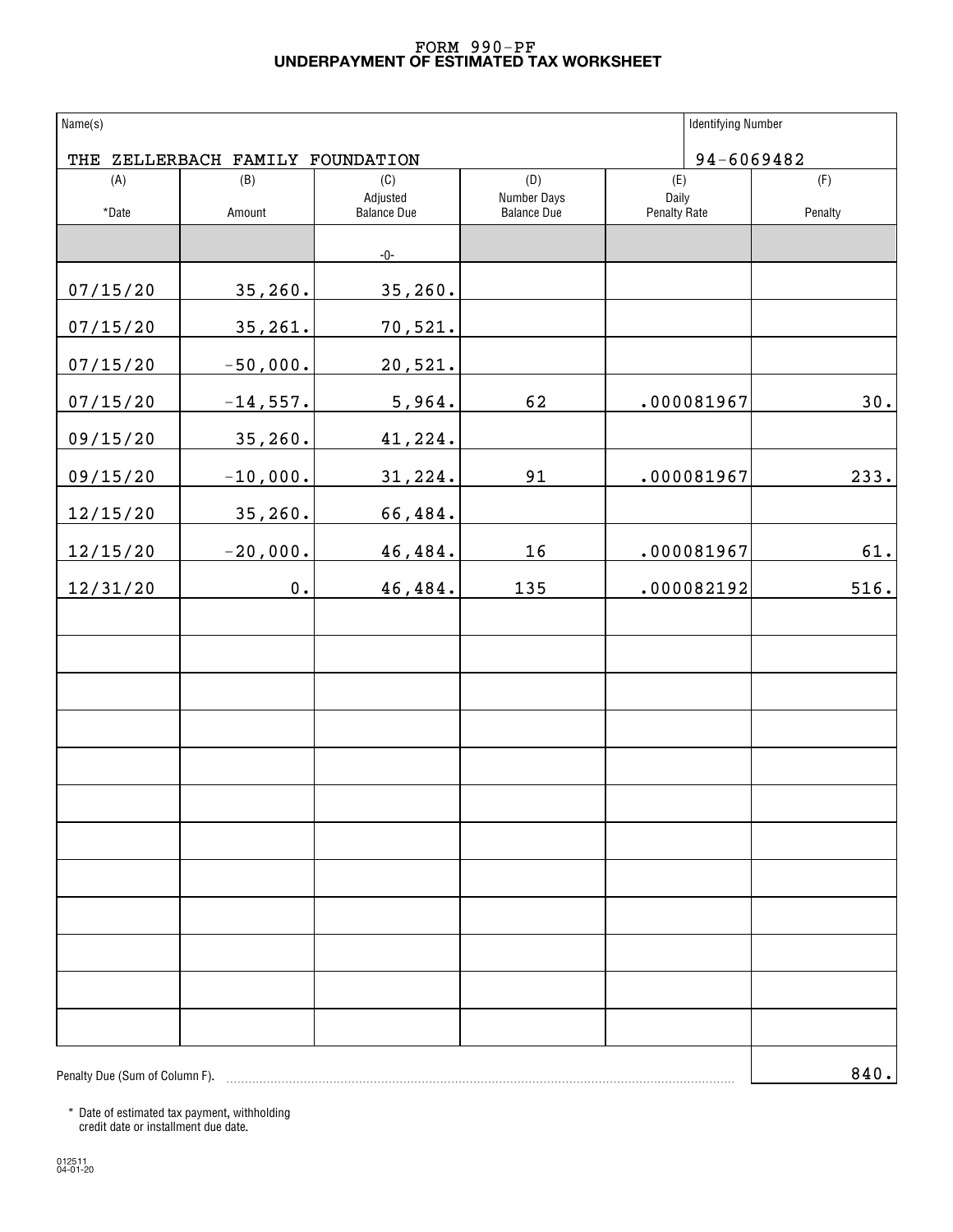# FORM 990-PF
## UNDERPAYMENT OF ESTIMATED TAX WORKSHEET

| Name(s) | Identifying Number |
|---|---|
| THE ZELLERBACH FAMILY FOUNDATION | 94-6069482 |

| (A) *Date | (B) Amount | (C) Adjusted Balance Due | (D) Number Days Balance Due | (E) Daily Penalty Rate | (F) Penalty |
|---|---|---|---|---|---|
| | | -0- | | | |
| 07/15/20 | 35,260. | 35,260. | | | |
| 07/15/20 | 35,261. | 70,521. | | | |
| 07/15/20 | -50,000. | 20,521. | | | |
| 07/15/20 | -14,557. | 5,964. | 62 | .000081967 | 30. |
| 09/15/20 | 35,260. | 41,224. | | | |
| 09/15/20 | -10,000. | 31,224. | 91 | .000081967 | 233. |
| 12/15/20 | 35,260. | 66,484. | | | |
| 12/15/20 | -20,000. | 46,484. | 16 | .000081967 | 61. |
| 12/31/20 | 0. | 46,484. | 135 | .000082192 | 516. |

Penalty Due (Sum of Column F). ........ 840.

\* Date of estimated tax payment, withholding credit date or installment due date.

012511
04-01-20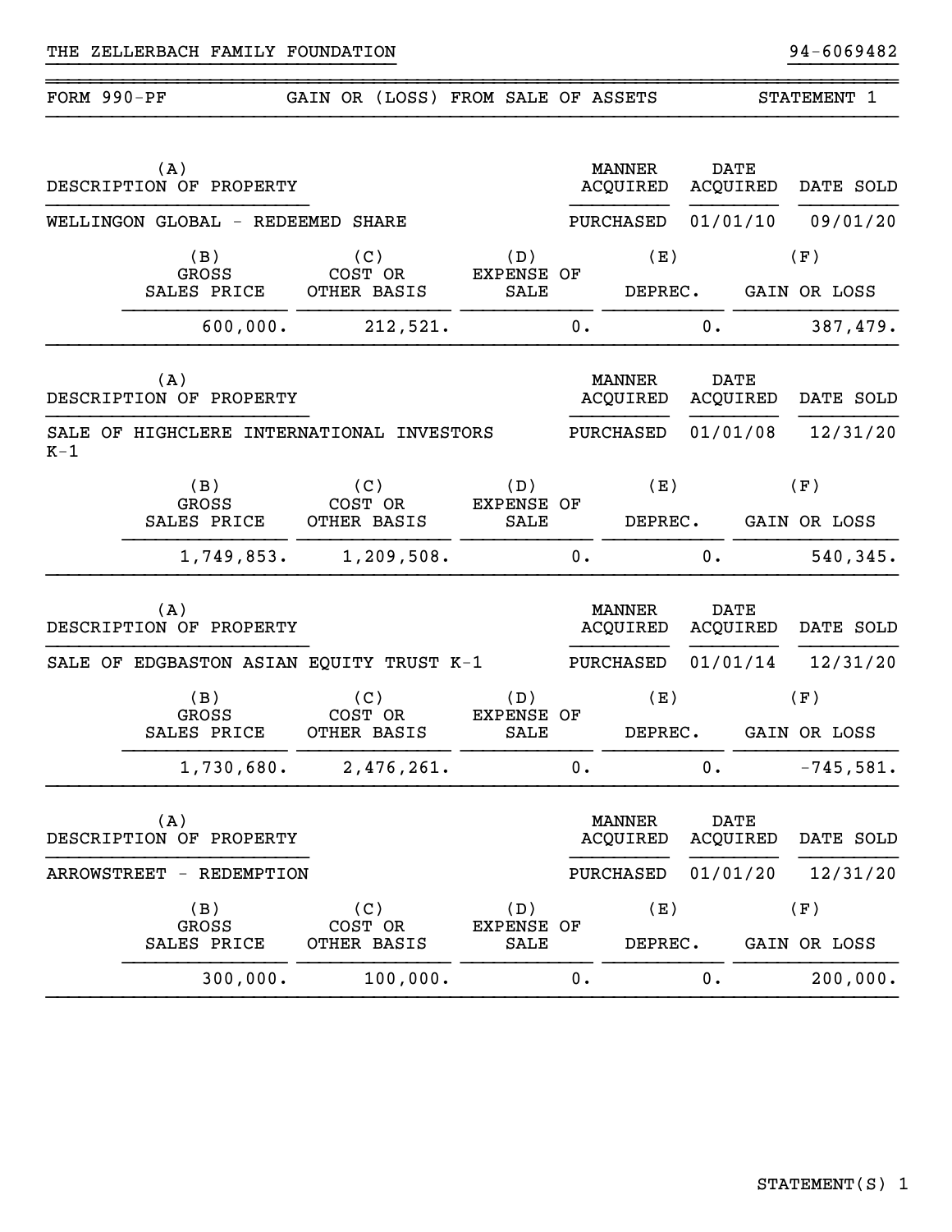THE ZELLERBACH FAMILY FOUNDATION 94-6069482

FORM 990-PF GAIN OR (LOSS) FROM SALE OF ASSETS STATEMENT 1

| (A) DESCRIPTION OF PROPERTY | MANNER ACQUIRED | DATE ACQUIRED | DATE SOLD |
|---|---|---|---|
| WELLINGON GLOBAL - REDEEMED SHARE | PURCHASED | 01/01/10 | 09/01/20 |

| (B) GROSS SALES PRICE | (C) COST OR OTHER BASIS | (D) EXPENSE OF SALE | (E) DEPREC. | (F) GAIN OR LOSS |
|---|---|---|---|---|
| 600,000. | 212,521. | 0. | 0. | 387,479. |

| (A) DESCRIPTION OF PROPERTY | MANNER ACQUIRED | DATE ACQUIRED | DATE SOLD |
|---|---|---|---|
| SALE OF HIGHCLERE INTERNATIONAL INVESTORS K-1 | PURCHASED | 01/01/08 | 12/31/20 |

| (B) GROSS SALES PRICE | (C) COST OR OTHER BASIS | (D) EXPENSE OF SALE | (E) DEPREC. | (F) GAIN OR LOSS |
|---|---|---|---|---|
| 1,749,853. | 1,209,508. | 0. | 0. | 540,345. |

| (A) DESCRIPTION OF PROPERTY | MANNER ACQUIRED | DATE ACQUIRED | DATE SOLD |
|---|---|---|---|
| SALE OF EDGBASTON ASIAN EQUITY TRUST K-1 | PURCHASED | 01/01/14 | 12/31/20 |

| (B) GROSS SALES PRICE | (C) COST OR OTHER BASIS | (D) EXPENSE OF SALE | (E) DEPREC. | (F) GAIN OR LOSS |
|---|---|---|---|---|
| 1,730,680. | 2,476,261. | 0. | 0. | -745,581. |

| (A) DESCRIPTION OF PROPERTY | MANNER ACQUIRED | DATE ACQUIRED | DATE SOLD |
|---|---|---|---|
| ARROWSTREET - REDEMPTION | PURCHASED | 01/01/20 | 12/31/20 |

| (B) GROSS SALES PRICE | (C) COST OR OTHER BASIS | (D) EXPENSE OF SALE | (E) DEPREC. | (F) GAIN OR LOSS |
|---|---|---|---|---|
| 300,000. | 100,000. | 0. | 0. | 200,000. |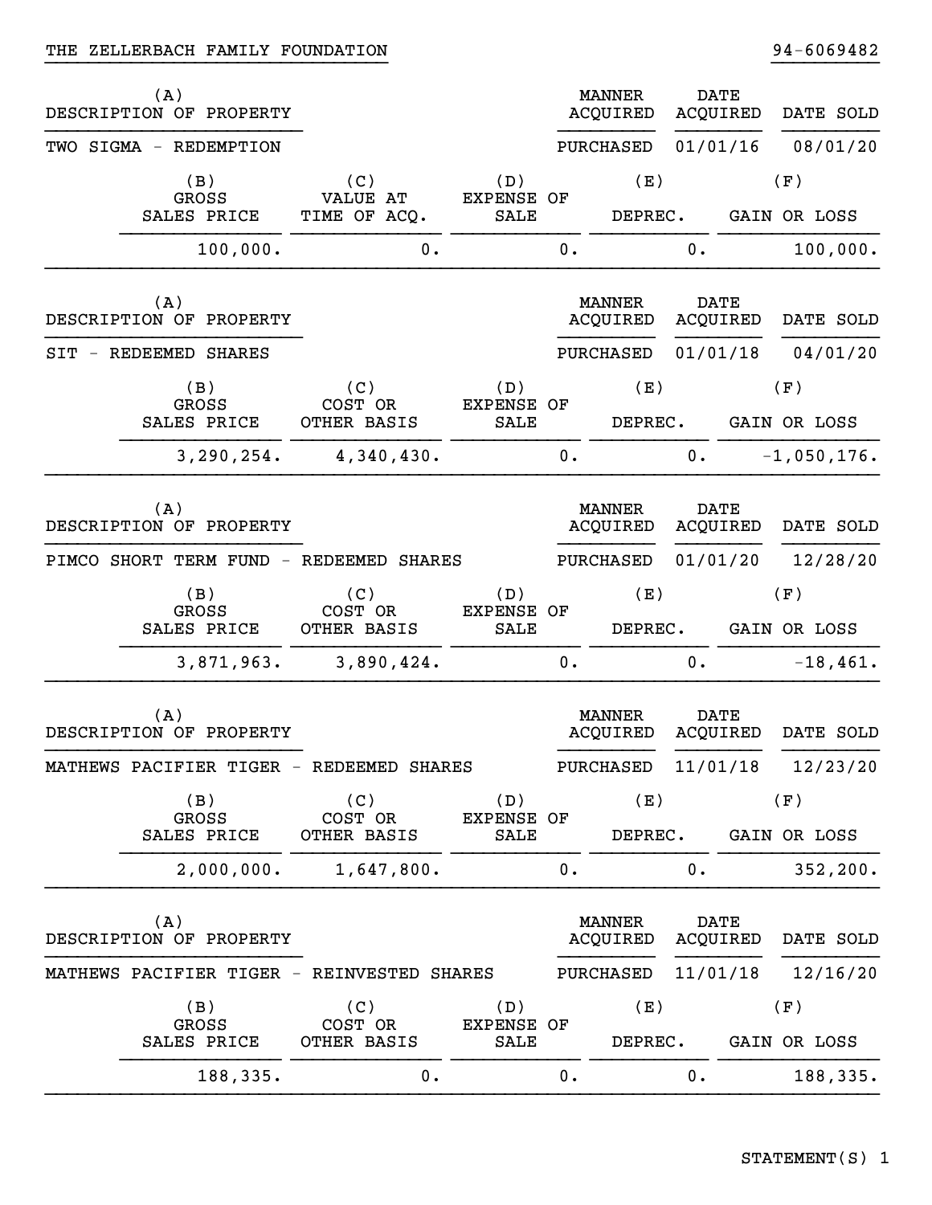THE ZELLERBACH FAMILY FOUNDATION 94-6069482

| (A) DESCRIPTION OF PROPERTY | MANNER ACQUIRED | DATE ACQUIRED | DATE SOLD |
|---|---|---|---|
| TWO SIGMA - REDEMPTION | PURCHASED | 01/01/16 | 08/01/20 |

| (B) GROSS SALES PRICE | (C) VALUE AT TIME OF ACQ. | (D) EXPENSE OF SALE | (E) DEPREC. | (F) GAIN OR LOSS |
|---|---|---|---|---|
| 100,000. | 0. | 0. | 0. | 100,000. |

| (A) DESCRIPTION OF PROPERTY | MANNER ACQUIRED | DATE ACQUIRED | DATE SOLD |
|---|---|---|---|
| SIT - REDEEMED SHARES | PURCHASED | 01/01/18 | 04/01/20 |

| (B) GROSS SALES PRICE | (C) COST OR OTHER BASIS | (D) EXPENSE OF SALE | (E) DEPREC. | (F) GAIN OR LOSS |
|---|---|---|---|---|
| 3,290,254. | 4,340,430. | 0. | 0. | -1,050,176. |

| (A) DESCRIPTION OF PROPERTY | MANNER ACQUIRED | DATE ACQUIRED | DATE SOLD |
|---|---|---|---|
| PIMCO SHORT TERM FUND - REDEEMED SHARES | PURCHASED | 01/01/20 | 12/28/20 |

| (B) GROSS SALES PRICE | (C) COST OR OTHER BASIS | (D) EXPENSE OF SALE | (E) DEPREC. | (F) GAIN OR LOSS |
|---|---|---|---|---|
| 3,871,963. | 3,890,424. | 0. | 0. | -18,461. |

| (A) DESCRIPTION OF PROPERTY | MANNER ACQUIRED | DATE ACQUIRED | DATE SOLD |
|---|---|---|---|
| MATHEWS PACIFIER TIGER - REDEEMED SHARES | PURCHASED | 11/01/18 | 12/23/20 |

| (B) GROSS SALES PRICE | (C) COST OR OTHER BASIS | (D) EXPENSE OF SALE | (E) DEPREC. | (F) GAIN OR LOSS |
|---|---|---|---|---|
| 2,000,000. | 1,647,800. | 0. | 0. | 352,200. |

| (A) DESCRIPTION OF PROPERTY | MANNER ACQUIRED | DATE ACQUIRED | DATE SOLD |
|---|---|---|---|
| MATHEWS PACIFIER TIGER - REINVESTED SHARES | PURCHASED | 11/01/18 | 12/16/20 |

| (B) GROSS SALES PRICE | (C) COST OR OTHER BASIS | (D) EXPENSE OF SALE | (E) DEPREC. | (F) GAIN OR LOSS |
|---|---|---|---|---|
| 188,335. | 0. | 0. | 0. | 188,335. |

STATEMENT(S) 1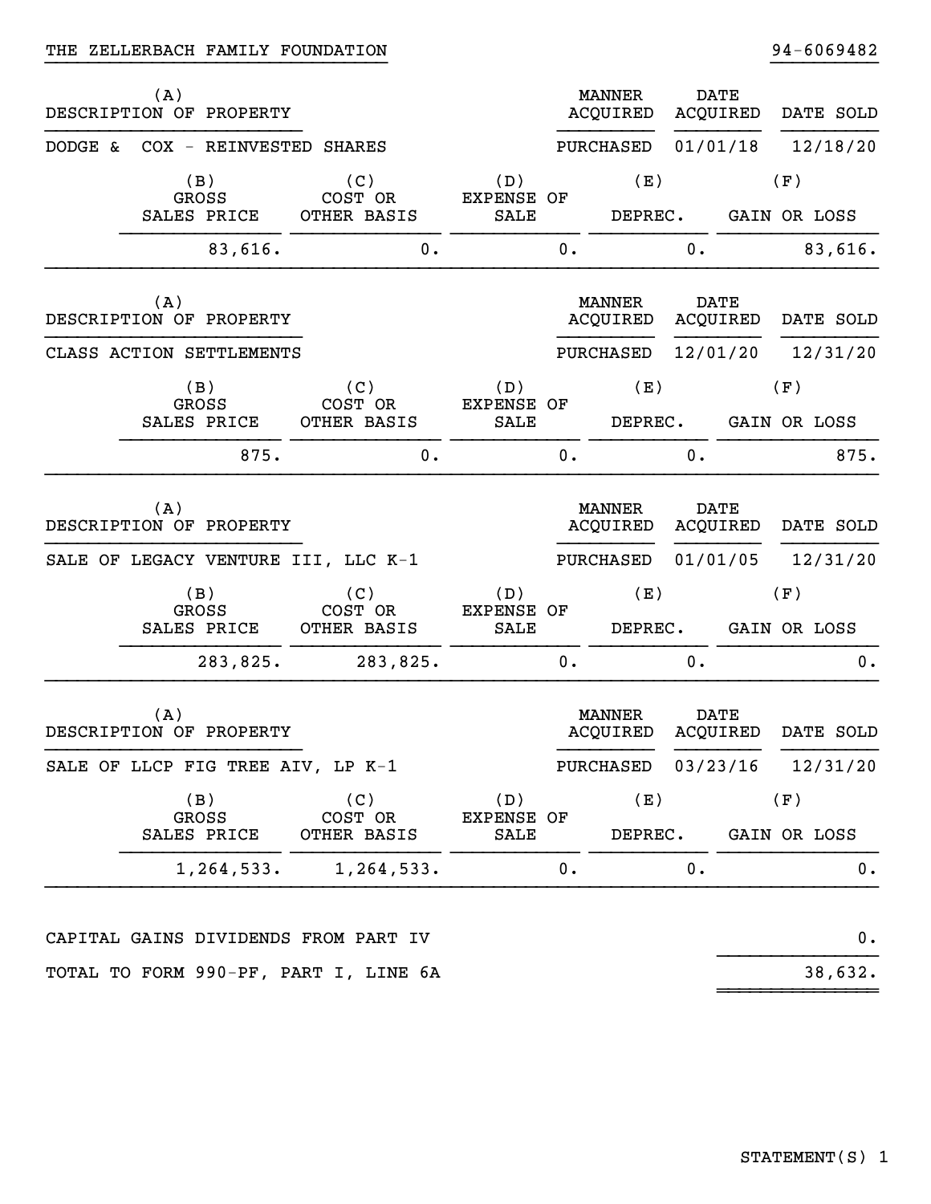THE ZELLERBACH FAMILY FOUNDATION 94-6069482

| (A) DESCRIPTION OF PROPERTY | MANNER ACQUIRED | DATE ACQUIRED | DATE SOLD |
|---|---|---|---|
| DODGE & COX - REINVESTED SHARES | PURCHASED | 01/01/18 | 12/18/20 |

| (B) GROSS SALES PRICE | (C) COST OR OTHER BASIS | (D) EXPENSE OF SALE | (E) DEPREC. | (F) GAIN OR LOSS |
|---|---|---|---|---|
| 83,616. | 0. | 0. | 0. | 83,616. |

| (A) DESCRIPTION OF PROPERTY | MANNER ACQUIRED | DATE ACQUIRED | DATE SOLD |
|---|---|---|---|
| CLASS ACTION SETTLEMENTS | PURCHASED | 12/01/20 | 12/31/20 |

| (B) GROSS SALES PRICE | (C) COST OR OTHER BASIS | (D) EXPENSE OF SALE | (E) DEPREC. | (F) GAIN OR LOSS |
|---|---|---|---|---|
| 875. | 0. | 0. | 0. | 875. |

| (A) DESCRIPTION OF PROPERTY | MANNER ACQUIRED | DATE ACQUIRED | DATE SOLD |
|---|---|---|---|
| SALE OF LEGACY VENTURE III, LLC K-1 | PURCHASED | 01/01/05 | 12/31/20 |

| (B) GROSS SALES PRICE | (C) COST OR OTHER BASIS | (D) EXPENSE OF SALE | (E) DEPREC. | (F) GAIN OR LOSS |
|---|---|---|---|---|
| 283,825. | 283,825. | 0. | 0. | 0. |

| (A) DESCRIPTION OF PROPERTY | MANNER ACQUIRED | DATE ACQUIRED | DATE SOLD |
|---|---|---|---|
| SALE OF LLCP FIG TREE AIV, LP K-1 | PURCHASED | 03/23/16 | 12/31/20 |

| (B) GROSS SALES PRICE | (C) COST OR OTHER BASIS | (D) EXPENSE OF SALE | (E) DEPREC. | (F) GAIN OR LOSS |
|---|---|---|---|---|
| 1,264,533. | 1,264,533. | 0. | 0. | 0. |

| | |
|---|---|
| CAPITAL GAINS DIVIDENDS FROM PART IV | 0. |
| TOTAL TO FORM 990-PF, PART I, LINE 6A | 38,632. |

STATEMENT(S) 1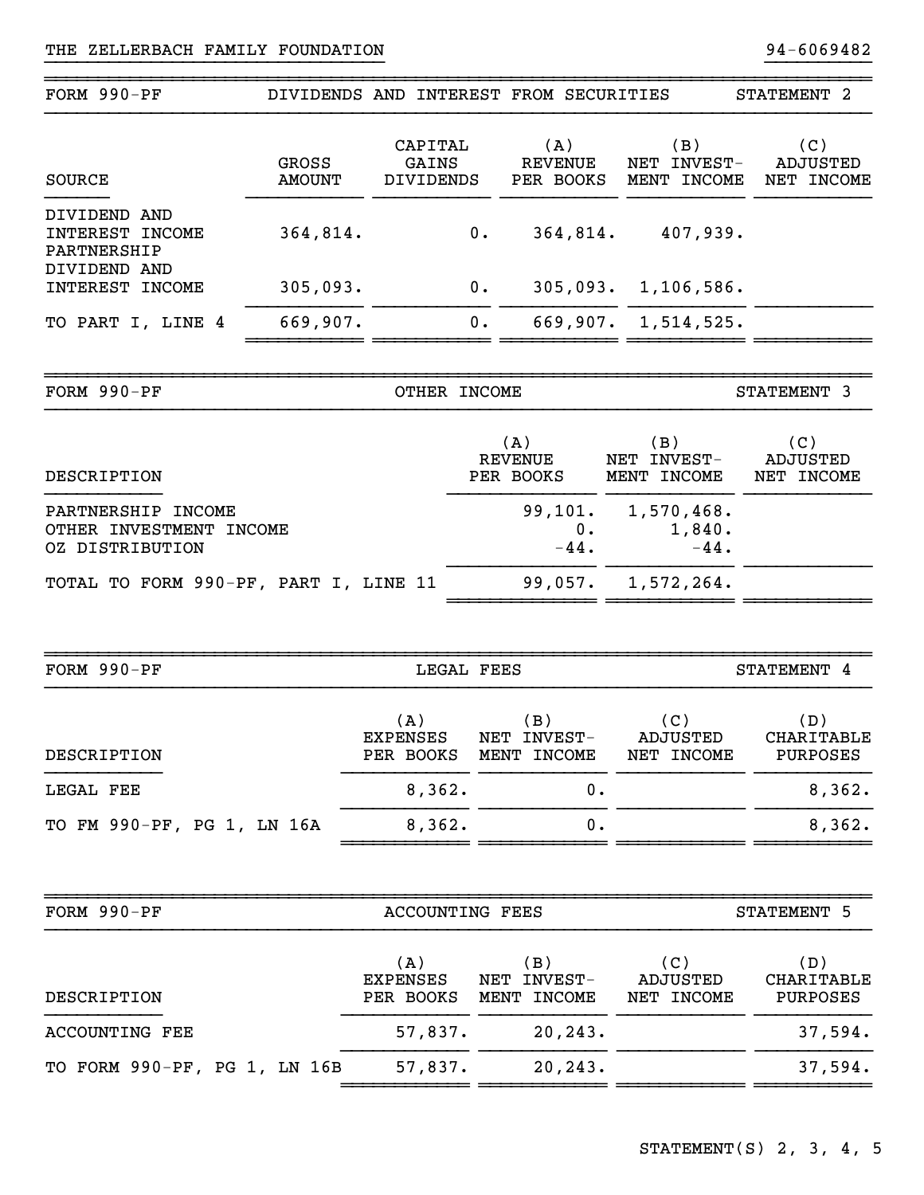THE ZELLERBACH FAMILY FOUNDATION 94-6069482

## FORM 990-PF — DIVIDENDS AND INTEREST FROM SECURITIES — STATEMENT 2

| SOURCE | GROSS AMOUNT | CAPITAL GAINS DIVIDENDS | (A) REVENUE PER BOOKS | (B) NET INVEST-MENT INCOME | (C) ADJUSTED NET INCOME |
|---|---|---|---|---|---|
| DIVIDEND AND INTEREST INCOME | 364,814. | 0. | 364,814. | 407,939. | |
| PARTNERSHIP DIVIDEND AND INTEREST INCOME | 305,093. | 0. | 305,093. | 1,106,586. | |
| TO PART I, LINE 4 | 669,907. | 0. | 669,907. | 1,514,525. | |

## FORM 990-PF — OTHER INCOME — STATEMENT 3

| DESCRIPTION | (A) REVENUE PER BOOKS | (B) NET INVEST-MENT INCOME | (C) ADJUSTED NET INCOME |
|---|---|---|---|
| PARTNERSHIP INCOME | 99,101. | 1,570,468. | |
| OTHER INVESTMENT INCOME | 0. | 1,840. | |
| OZ DISTRIBUTION | -44. | -44. | |
| TOTAL TO FORM 990-PF, PART I, LINE 11 | 99,057. | 1,572,264. | |

## FORM 990-PF — LEGAL FEES — STATEMENT 4

| DESCRIPTION | (A) EXPENSES PER BOOKS | (B) NET INVEST-MENT INCOME | (C) ADJUSTED NET INCOME | (D) CHARITABLE PURPOSES |
|---|---|---|---|---|
| LEGAL FEE | 8,362. | 0. | | 8,362. |
| TO FM 990-PF, PG 1, LN 16A | 8,362. | 0. | | 8,362. |

## FORM 990-PF — ACCOUNTING FEES — STATEMENT 5

| DESCRIPTION | (A) EXPENSES PER BOOKS | (B) NET INVEST-MENT INCOME | (C) ADJUSTED NET INCOME | (D) CHARITABLE PURPOSES |
|---|---|---|---|---|
| ACCOUNTING FEE | 57,837. | 20,243. | | 37,594. |
| TO FORM 990-PF, PG 1, LN 16B | 57,837. | 20,243. | | 37,594. |

STATEMENT(S) 2, 3, 4, 5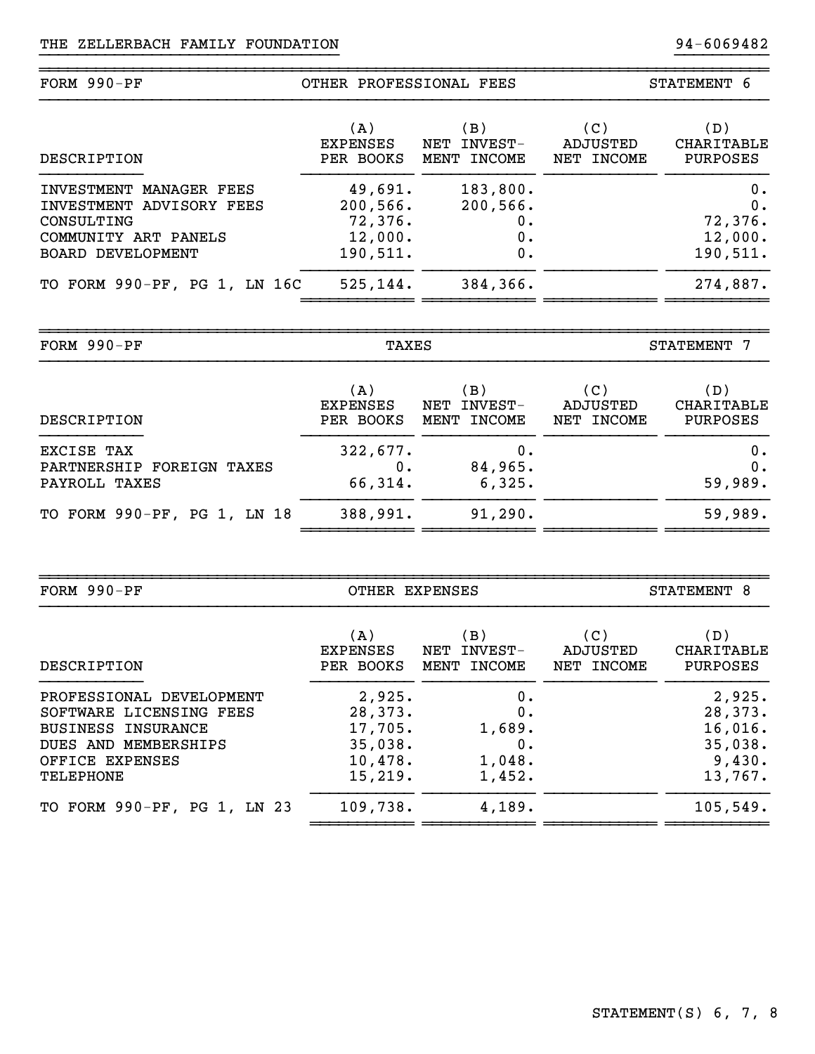THE ZELLERBACH FAMILY FOUNDATION 94-6069482

## FORM 990-PF — OTHER PROFESSIONAL FEES — STATEMENT 6

| DESCRIPTION | (A) EXPENSES PER BOOKS | (B) NET INVEST-MENT INCOME | (C) ADJUSTED NET INCOME | (D) CHARITABLE PURPOSES |
|---|---|---|---|---|
| INVESTMENT MANAGER FEES | 49,691. | 183,800. | | 0. |
| INVESTMENT ADVISORY FEES | 200,566. | 200,566. | | 0. |
| CONSULTING | 72,376. | 0. | | 72,376. |
| COMMUNITY ART PANELS | 12,000. | 0. | | 12,000. |
| BOARD DEVELOPMENT | 190,511. | 0. | | 190,511. |
| TO FORM 990-PF, PG 1, LN 16C | 525,144. | 384,366. | | 274,887. |

## FORM 990-PF — TAXES — STATEMENT 7

| DESCRIPTION | (A) EXPENSES PER BOOKS | (B) NET INVEST-MENT INCOME | (C) ADJUSTED NET INCOME | (D) CHARITABLE PURPOSES |
|---|---|---|---|---|
| EXCISE TAX | 322,677. | 0. | | 0. |
| PARTNERSHIP FOREIGN TAXES | 0. | 84,965. | | 0. |
| PAYROLL TAXES | 66,314. | 6,325. | | 59,989. |
| TO FORM 990-PF, PG 1, LN 18 | 388,991. | 91,290. | | 59,989. |

## FORM 990-PF — OTHER EXPENSES — STATEMENT 8

| DESCRIPTION | (A) EXPENSES PER BOOKS | (B) NET INVEST-MENT INCOME | (C) ADJUSTED NET INCOME | (D) CHARITABLE PURPOSES |
|---|---|---|---|---|
| PROFESSIONAL DEVELOPMENT | 2,925. | 0. | | 2,925. |
| SOFTWARE LICENSING FEES | 28,373. | 0. | | 28,373. |
| BUSINESS INSURANCE | 17,705. | 1,689. | | 16,016. |
| DUES AND MEMBERSHIPS | 35,038. | 0. | | 35,038. |
| OFFICE EXPENSES | 10,478. | 1,048. | | 9,430. |
| TELEPHONE | 15,219. | 1,452. | | 13,767. |
| TO FORM 990-PF, PG 1, LN 23 | 109,738. | 4,189. | | 105,549. |

STATEMENT(S) 6, 7, 8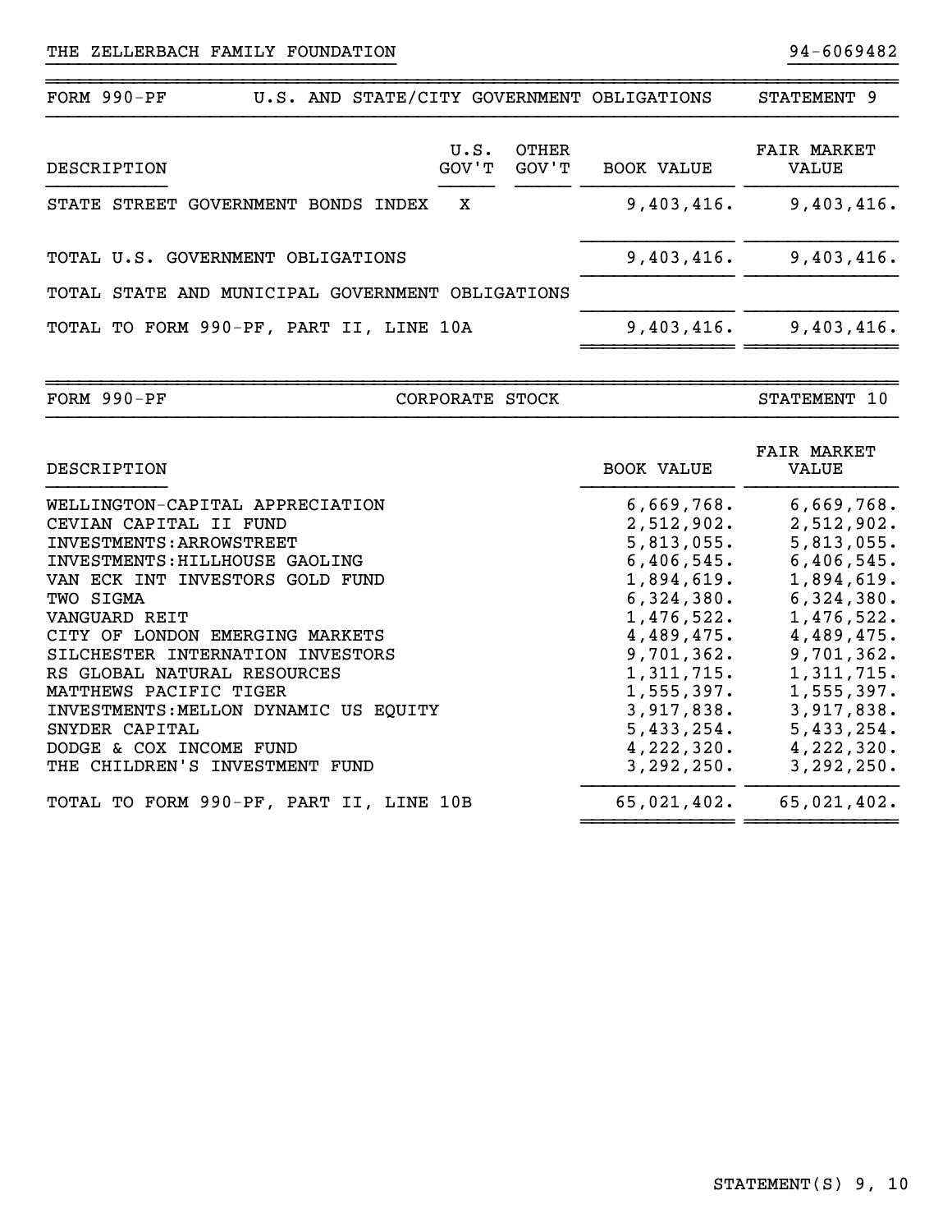THE ZELLERBACH FAMILY FOUNDATION 94-6069482

## FORM 990-PF U.S. AND STATE/CITY GOVERNMENT OBLIGATIONS STATEMENT 9

| DESCRIPTION | U.S. GOV'T | OTHER GOV'T | BOOK VALUE | FAIR MARKET VALUE |
|---|---|---|---|---|
| STATE STREET GOVERNMENT BONDS INDEX | X | | 9,403,416. | 9,403,416. |
| TOTAL U.S. GOVERNMENT OBLIGATIONS | | | 9,403,416. | 9,403,416. |
| TOTAL STATE AND MUNICIPAL GOVERNMENT OBLIGATIONS | | | | |
| TOTAL TO FORM 990-PF, PART II, LINE 10A | | | 9,403,416. | 9,403,416. |

## FORM 990-PF CORPORATE STOCK STATEMENT 10

| DESCRIPTION | BOOK VALUE | FAIR MARKET VALUE |
|---|---|---|
| WELLINGTON-CAPITAL APPRECIATION | 6,669,768. | 6,669,768. |
| CEVIAN CAPITAL II FUND | 2,512,902. | 2,512,902. |
| INVESTMENTS:ARROWSTREET | 5,813,055. | 5,813,055. |
| INVESTMENTS:HILLHOUSE GAOLING | 6,406,545. | 6,406,545. |
| VAN ECK INT INVESTORS GOLD FUND | 1,894,619. | 1,894,619. |
| TWO SIGMA | 6,324,380. | 6,324,380. |
| VANGUARD REIT | 1,476,522. | 1,476,522. |
| CITY OF LONDON EMERGING MARKETS | 4,489,475. | 4,489,475. |
| SILCHESTER INTERNATION INVESTORS | 9,701,362. | 9,701,362. |
| RS GLOBAL NATURAL RESOURCES | 1,311,715. | 1,311,715. |
| MATTHEWS PACIFIC TIGER | 1,555,397. | 1,555,397. |
| INVESTMENTS:MELLON DYNAMIC US EQUITY | 3,917,838. | 3,917,838. |
| SNYDER CAPITAL | 5,433,254. | 5,433,254. |
| DODGE & COX INCOME FUND | 4,222,320. | 4,222,320. |
| THE CHILDREN'S INVESTMENT FUND | 3,292,250. | 3,292,250. |
| TOTAL TO FORM 990-PF, PART II, LINE 10B | 65,021,402. | 65,021,402. |

STATEMENT(S) 9, 10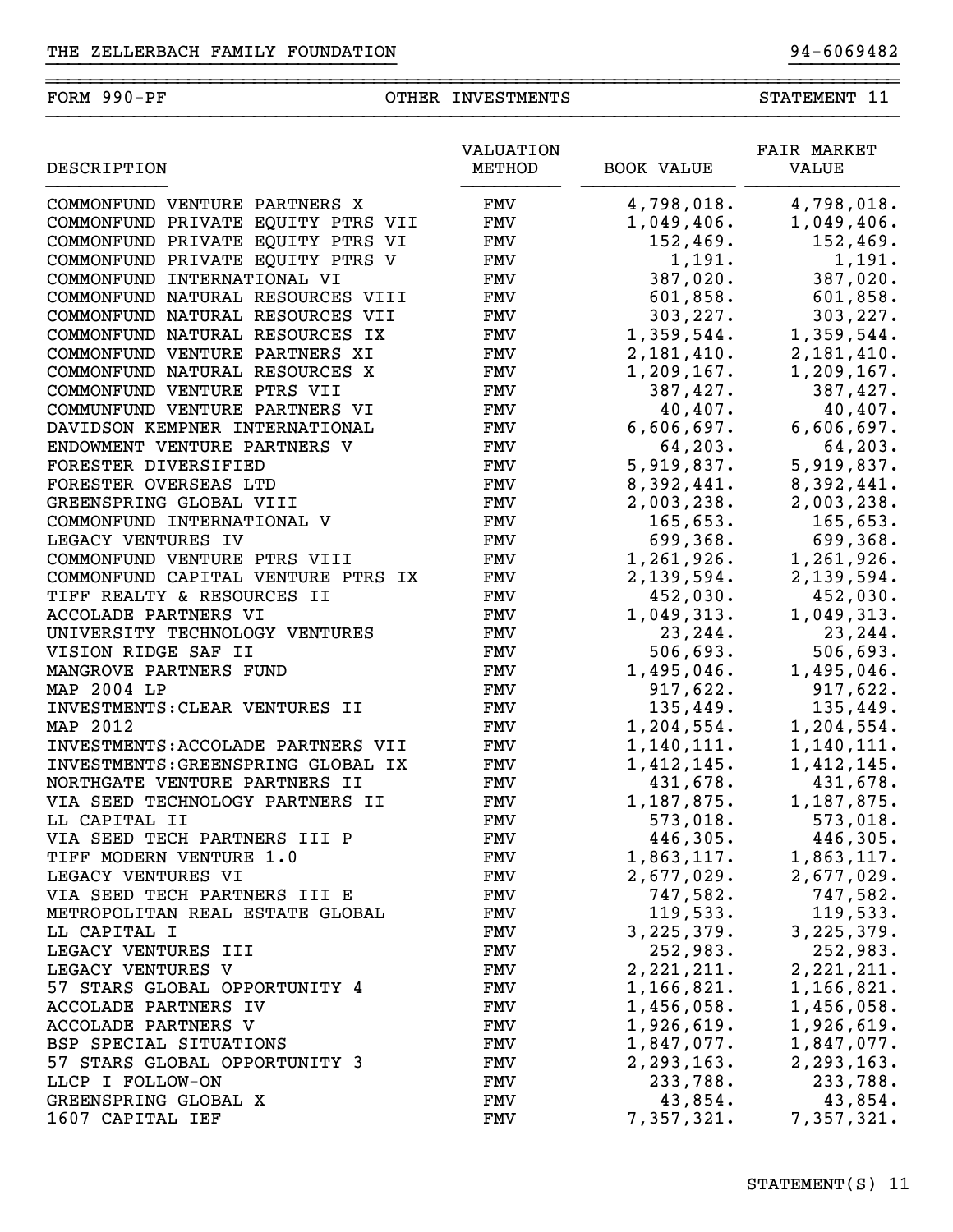THE ZELLERBACH FAMILY FOUNDATION 94-6069482

FORM 990-PF OTHER INVESTMENTS STATEMENT 11

| DESCRIPTION | VALUATION METHOD | BOOK VALUE | FAIR MARKET VALUE |
|---|---|---|---|
| COMMONFUND VENTURE PARTNERS X | FMV | 4,798,018. | 4,798,018. |
| COMMONFUND PRIVATE EQUITY PTRS VII | FMV | 1,049,406. | 1,049,406. |
| COMMONFUND PRIVATE EQUITY PTRS VI | FMV | 152,469. | 152,469. |
| COMMONFUND PRIVATE EQUITY PTRS V | FMV | 1,191. | 1,191. |
| COMMONFUND INTERNATIONAL VI | FMV | 387,020. | 387,020. |
| COMMONFUND NATURAL RESOURCES VIII | FMV | 601,858. | 601,858. |
| COMMONFUND NATURAL RESOURCES VII | FMV | 303,227. | 303,227. |
| COMMONFUND NATURAL RESOURCES IX | FMV | 1,359,544. | 1,359,544. |
| COMMONFUND VENTURE PARTNERS XI | FMV | 2,181,410. | 2,181,410. |
| COMMONFUND NATURAL RESOURCES X | FMV | 1,209,167. | 1,209,167. |
| COMMONFUND VENTURE PTRS VII | FMV | 387,427. | 387,427. |
| COMMUNFUND VENTURE PARTNERS VI | FMV | 40,407. | 40,407. |
| DAVIDSON KEMPNER INTERNATIONAL | FMV | 6,606,697. | 6,606,697. |
| ENDOWMENT VENTURE PARTNERS V | FMV | 64,203. | 64,203. |
| FORESTER DIVERSIFIED | FMV | 5,919,837. | 5,919,837. |
| FORESTER OVERSEAS LTD | FMV | 8,392,441. | 8,392,441. |
| GREENSPRING GLOBAL VIII | FMV | 2,003,238. | 2,003,238. |
| COMMONFUND INTERNATIONAL V | FMV | 165,653. | 165,653. |
| LEGACY VENTURES IV | FMV | 699,368. | 699,368. |
| COMMONFUND VENTURE PTRS VIII | FMV | 1,261,926. | 1,261,926. |
| COMMONFUND CAPITAL VENTURE PTRS IX | FMV | 2,139,594. | 2,139,594. |
| TIFF REALTY & RESOURCES II | FMV | 452,030. | 452,030. |
| ACCOLADE PARTNERS VI | FMV | 1,049,313. | 1,049,313. |
| UNIVERSITY TECHNOLOGY VENTURES | FMV | 23,244. | 23,244. |
| VISION RIDGE SAF II | FMV | 506,693. | 506,693. |
| MANGROVE PARTNERS FUND | FMV | 1,495,046. | 1,495,046. |
| MAP 2004 LP | FMV | 917,622. | 917,622. |
| INVESTMENTS:CLEAR VENTURES II | FMV | 135,449. | 135,449. |
| MAP 2012 | FMV | 1,204,554. | 1,204,554. |
| INVESTMENTS:ACCOLADE PARTNERS VII | FMV | 1,140,111. | 1,140,111. |
| INVESTMENTS:GREENSPRING GLOBAL IX | FMV | 1,412,145. | 1,412,145. |
| NORTHGATE VENTURE PARTNERS II | FMV | 431,678. | 431,678. |
| VIA SEED TECHNOLOGY PARTNERS II | FMV | 1,187,875. | 1,187,875. |
| LL CAPITAL II | FMV | 573,018. | 573,018. |
| VIA SEED TECH PARTNERS III P | FMV | 446,305. | 446,305. |
| TIFF MODERN VENTURE 1.0 | FMV | 1,863,117. | 1,863,117. |
| LEGACY VENTURES VI | FMV | 2,677,029. | 2,677,029. |
| VIA SEED TECH PARTNERS III E | FMV | 747,582. | 747,582. |
| METROPOLITAN REAL ESTATE GLOBAL | FMV | 119,533. | 119,533. |
| LL CAPITAL I | FMV | 3,225,379. | 3,225,379. |
| LEGACY VENTURES III | FMV | 252,983. | 252,983. |
| LEGACY VENTURES V | FMV | 2,221,211. | 2,221,211. |
| 57 STARS GLOBAL OPPORTUNITY 4 | FMV | 1,166,821. | 1,166,821. |
| ACCOLADE PARTNERS IV | FMV | 1,456,058. | 1,456,058. |
| ACCOLADE PARTNERS V | FMV | 1,926,619. | 1,926,619. |
| BSP SPECIAL SITUATIONS | FMV | 1,847,077. | 1,847,077. |
| 57 STARS GLOBAL OPPORTUNITY 3 | FMV | 2,293,163. | 2,293,163. |
| LLCP I FOLLOW-ON | FMV | 233,788. | 233,788. |
| GREENSPRING GLOBAL X | FMV | 43,854. | 43,854. |
| 1607 CAPITAL IEF | FMV | 7,357,321. | 7,357,321. |

STATEMENT(S) 11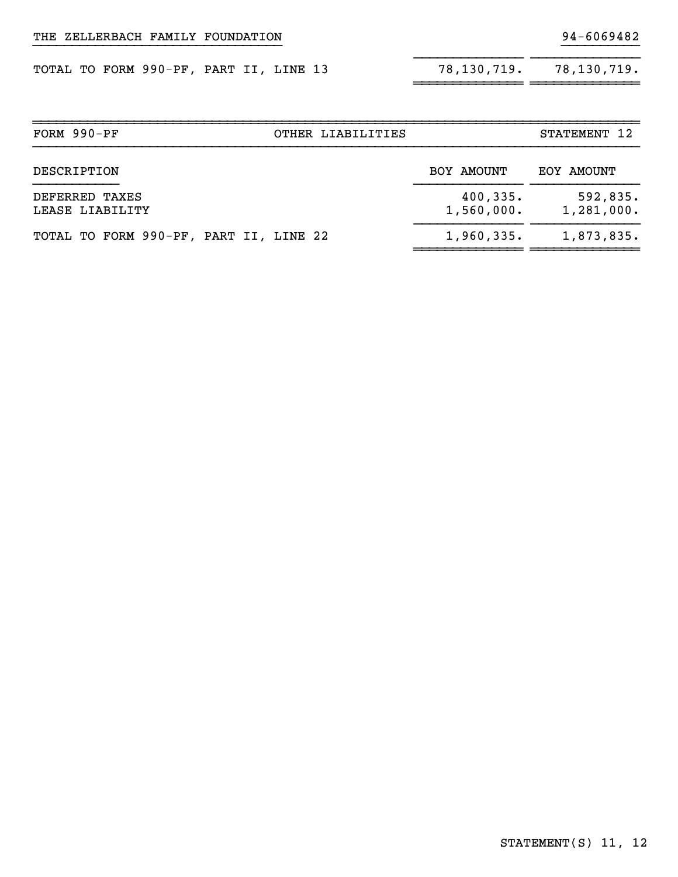THE ZELLERBACH FAMILY FOUNDATION 94-6069482

| | | |
|---|---|---|
| TOTAL TO FORM 990-PF, PART II, LINE 13 | 78,130,719. | 78,130,719. |

| FORM 990-PF | OTHER LIABILITIES | STATEMENT 12 |
|---|---|---|

| DESCRIPTION | BOY AMOUNT | EOY AMOUNT |
|---|---|---|
| DEFERRED TAXES | 400,335. | 592,835. |
| LEASE LIABILITY | 1,560,000. | 1,281,000. |
| TOTAL TO FORM 990-PF, PART II, LINE 22 | 1,960,335. | 1,873,835. |

STATEMENT(S) 11, 12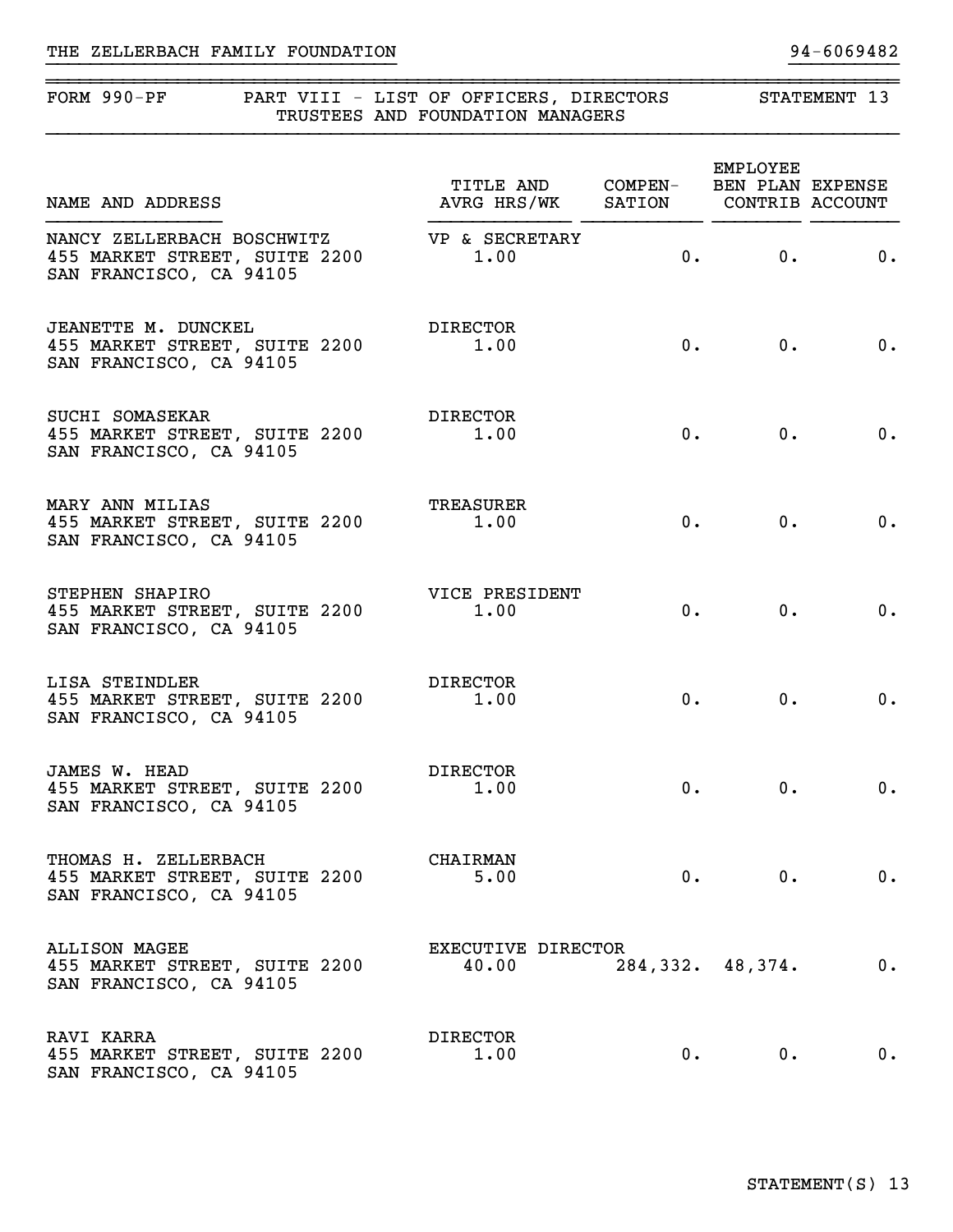THE ZELLERBACH FAMILY FOUNDATION 94-6069482

FORM 990-PF PART VIII - LIST OF OFFICERS, DIRECTORS TRUSTEES AND FOUNDATION MANAGERS STATEMENT 13

| NAME AND ADDRESS | TITLE AND AVRG HRS/WK | COMPEN-SATION | EMPLOYEE BEN PLAN CONTRIB | EXPENSE ACCOUNT |
|---|---|---|---|---|
| NANCY ZELLERBACH BOSCHWITZ<br>455 MARKET STREET, SUITE 2200<br>SAN FRANCISCO, CA 94105 | VP & SECRETARY<br>1.00 | 0. | 0. | 0. |
| JEANETTE M. DUNCKEL<br>455 MARKET STREET, SUITE 2200<br>SAN FRANCISCO, CA 94105 | DIRECTOR<br>1.00 | 0. | 0. | 0. |
| SUCHI SOMASEKAR<br>455 MARKET STREET, SUITE 2200<br>SAN FRANCISCO, CA 94105 | DIRECTOR<br>1.00 | 0. | 0. | 0. |
| MARY ANN MILIAS<br>455 MARKET STREET, SUITE 2200<br>SAN FRANCISCO, CA 94105 | TREASURER<br>1.00 | 0. | 0. | 0. |
| STEPHEN SHAPIRO<br>455 MARKET STREET, SUITE 2200<br>SAN FRANCISCO, CA 94105 | VICE PRESIDENT<br>1.00 | 0. | 0. | 0. |
| LISA STEINDLER<br>455 MARKET STREET, SUITE 2200<br>SAN FRANCISCO, CA 94105 | DIRECTOR<br>1.00 | 0. | 0. | 0. |
| JAMES W. HEAD<br>455 MARKET STREET, SUITE 2200<br>SAN FRANCISCO, CA 94105 | DIRECTOR<br>1.00 | 0. | 0. | 0. |
| THOMAS H. ZELLERBACH<br>455 MARKET STREET, SUITE 2200<br>SAN FRANCISCO, CA 94105 | CHAIRMAN<br>5.00 | 0. | 0. | 0. |
| ALLISON MAGEE<br>455 MARKET STREET, SUITE 2200<br>SAN FRANCISCO, CA 94105 | EXECUTIVE DIRECTOR<br>40.00 | 284,332. | 48,374. | 0. |
| RAVI KARRA<br>455 MARKET STREET, SUITE 2200<br>SAN FRANCISCO, CA 94105 | DIRECTOR<br>1.00 | 0. | 0. | 0. |

STATEMENT(S) 13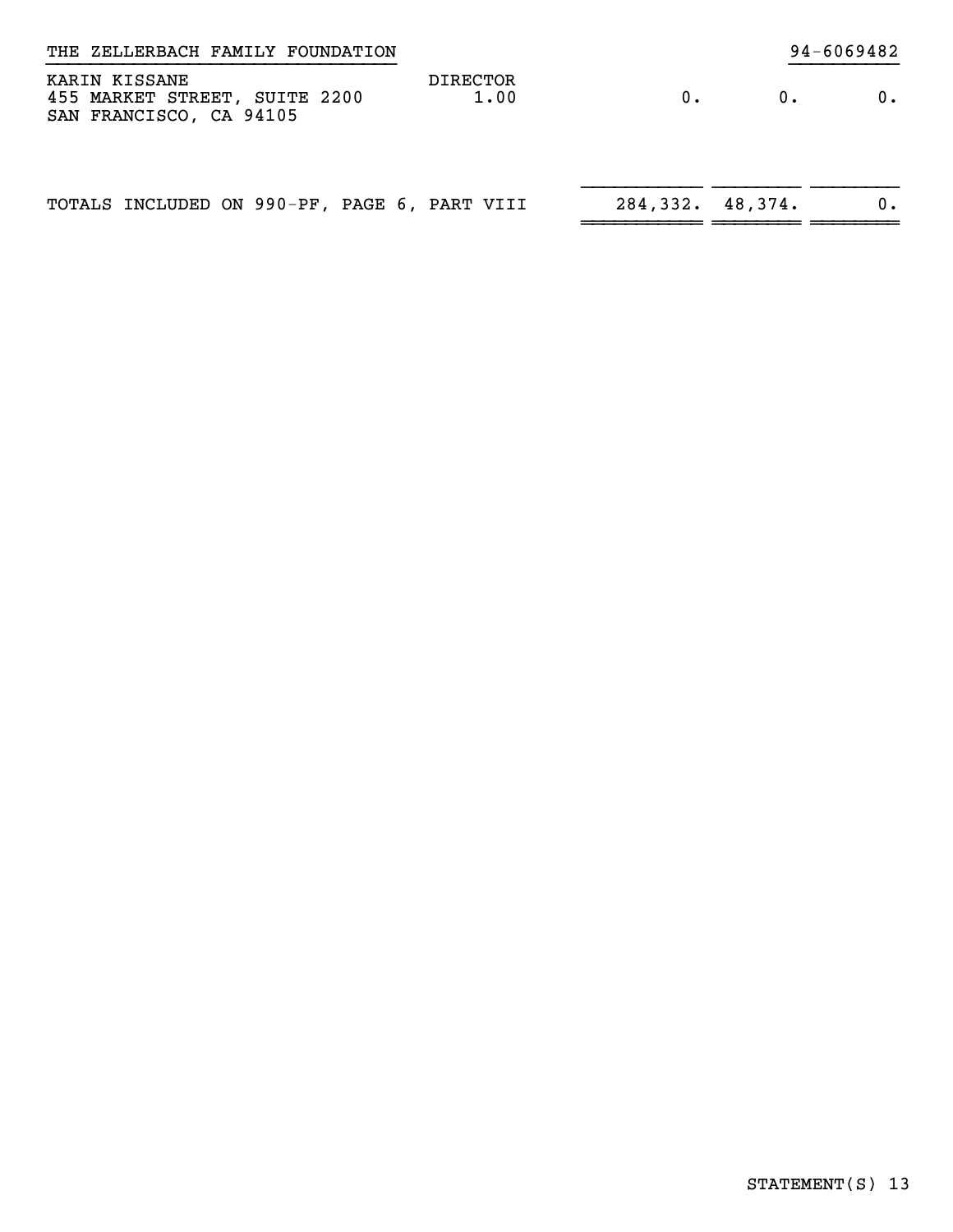THE ZELLERBACH FAMILY FOUNDATION 94-6069482

| | | | | |
|---|---|---|---|---|
| KARIN KISSANE<br>455 MARKET STREET, SUITE 2200<br>SAN FRANCISCO, CA 94105 | DIRECTOR<br>1.00 | 0. | 0. | 0. |
| TOTALS INCLUDED ON 990-PF, PAGE 6, PART VIII | | 284,332. | 48,374. | 0. |

STATEMENT(S) 13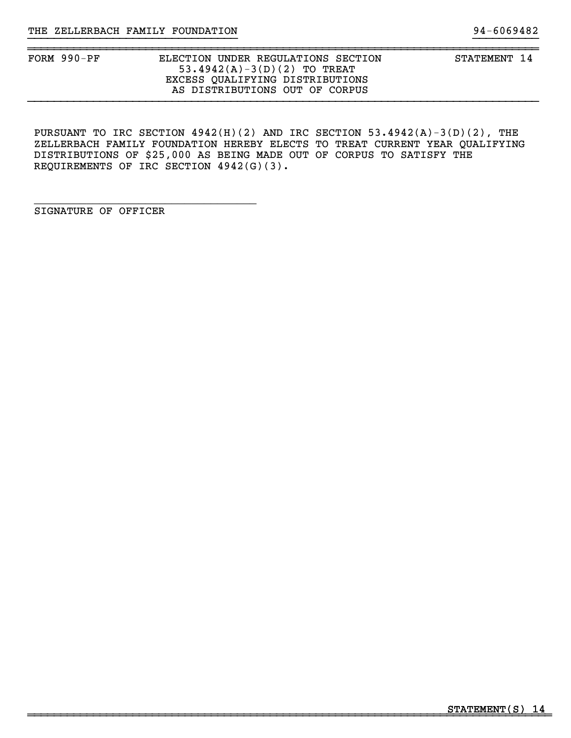THE ZELLERBACH FAMILY FOUNDATION 94-6069482

| FORM 990-PF | ELECTION UNDER REGULATIONS SECTION 53.4942(A)-3(D)(2) TO TREAT EXCESS QUALIFYING DISTRIBUTIONS AS DISTRIBUTIONS OUT OF CORPUS | STATEMENT 14 |
| --- | --- | --- |

PURSUANT TO IRC SECTION 4942(H)(2) AND IRC SECTION 53.4942(A)-3(D)(2), THE ZELLERBACH FAMILY FOUNDATION HEREBY ELECTS TO TREAT CURRENT YEAR QUALIFYING DISTRIBUTIONS OF $25,000 AS BEING MADE OUT OF CORPUS TO SATISFY THE REQUIREMENTS OF IRC SECTION 4942(G)(3).

___________________________________

SIGNATURE OF OFFICER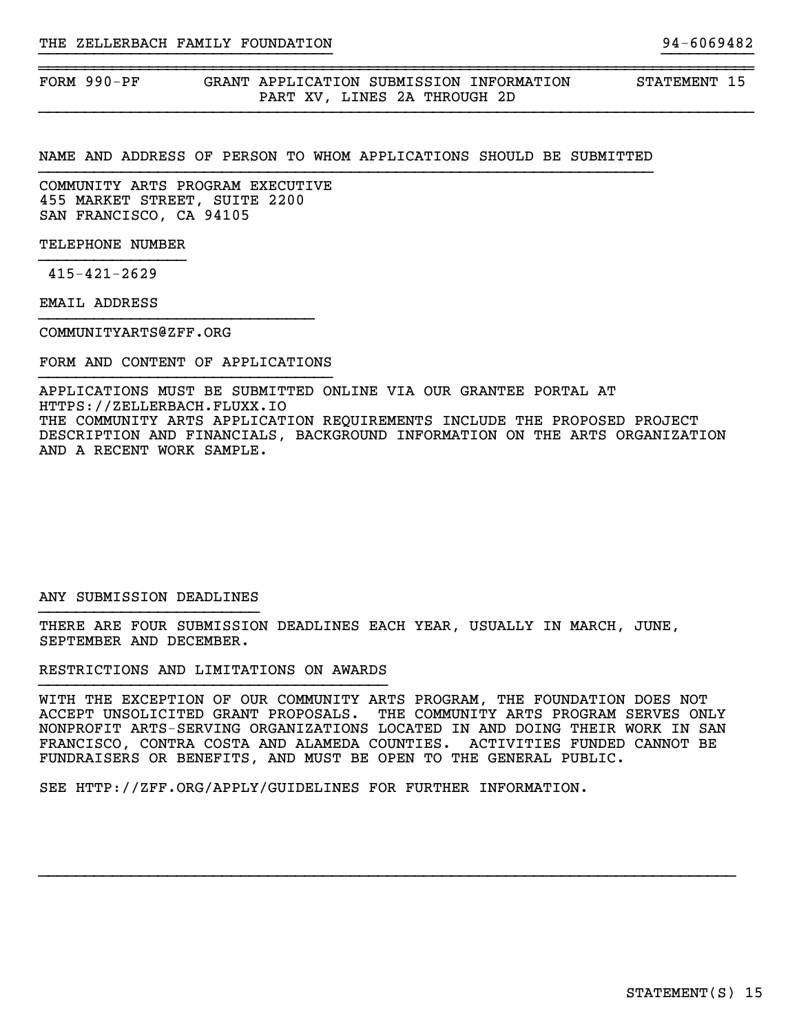THE ZELLERBACH FAMILY FOUNDATION 94-6069482

FORM 990-PF GRANT APPLICATION SUBMISSION INFORMATION STATEMENT 15
PART XV, LINES 2A THROUGH 2D

NAME AND ADDRESS OF PERSON TO WHOM APPLICATIONS SHOULD BE SUBMITTED

COMMUNITY ARTS PROGRAM EXECUTIVE
455 MARKET STREET, SUITE 2200
SAN FRANCISCO, CA 94105

TELEPHONE NUMBER

415-421-2629

EMAIL ADDRESS

COMMUNITYARTS@ZFF.ORG

FORM AND CONTENT OF APPLICATIONS

APPLICATIONS MUST BE SUBMITTED ONLINE VIA OUR GRANTEE PORTAL AT HTTPS://ZELLERBACH.FLUXX.IO
THE COMMUNITY ARTS APPLICATION REQUIREMENTS INCLUDE THE PROPOSED PROJECT DESCRIPTION AND FINANCIALS, BACKGROUND INFORMATION ON THE ARTS ORGANIZATION AND A RECENT WORK SAMPLE.

ANY SUBMISSION DEADLINES

THERE ARE FOUR SUBMISSION DEADLINES EACH YEAR, USUALLY IN MARCH, JUNE, SEPTEMBER AND DECEMBER.

RESTRICTIONS AND LIMITATIONS ON AWARDS

WITH THE EXCEPTION OF OUR COMMUNITY ARTS PROGRAM, THE FOUNDATION DOES NOT ACCEPT UNSOLICITED GRANT PROPOSALS. THE COMMUNITY ARTS PROGRAM SERVES ONLY NONPROFIT ARTS-SERVING ORGANIZATIONS LOCATED IN AND DOING THEIR WORK IN SAN FRANCISCO, CONTRA COSTA AND ALAMEDA COUNTIES. ACTIVITIES FUNDED CANNOT BE FUNDRAISERS OR BENEFITS, AND MUST BE OPEN TO THE GENERAL PUBLIC.

SEE HTTP://ZFF.ORG/APPLY/GUIDELINES FOR FURTHER INFORMATION.